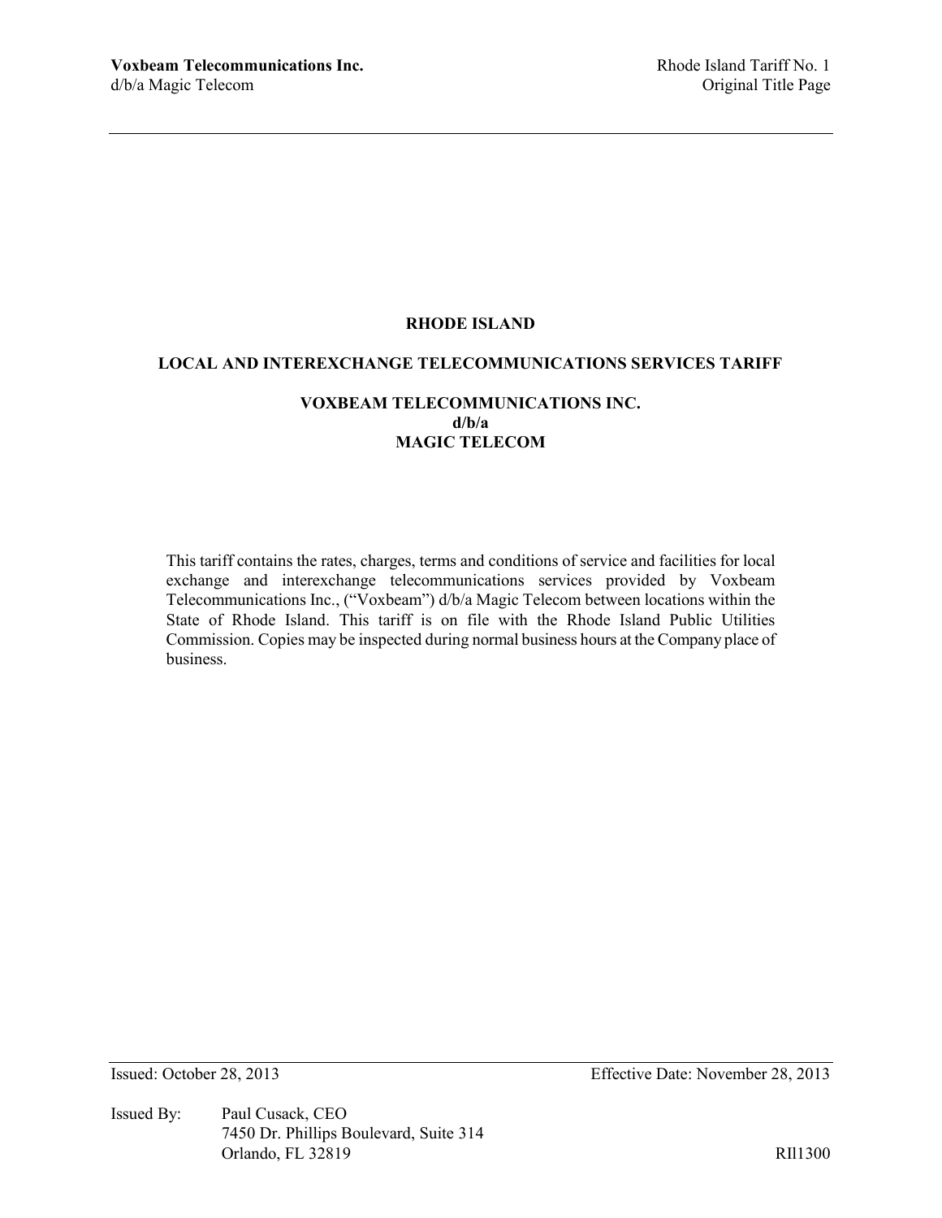# RHODE ISLAND

## LOCAL AND INTEREXCHANGE TELECOMMUNICATIONS SERVICES TARIFF

## VOXBEAM TELECOMMUNICATIONS INC.
## d/b/a
## MAGIC TELECOM

This tariff contains the rates, charges, terms and conditions of service and facilities for local exchange and interexchange telecommunications services provided by Voxbeam Telecommunications Inc., ("Voxbeam") d/b/a Magic Telecom between locations within the State of Rhode Island. This tariff is on file with the Rhode Island Public Utilities Commission. Copies may be inspected during normal business hours at the Company place of business.

Issued: October 28, 2013

Effective Date: November 28, 2013

Issued By: Paul Cusack, CEO
7450 Dr. Phillips Boulevard, Suite 314
Orlando, FL 32819

RIl1300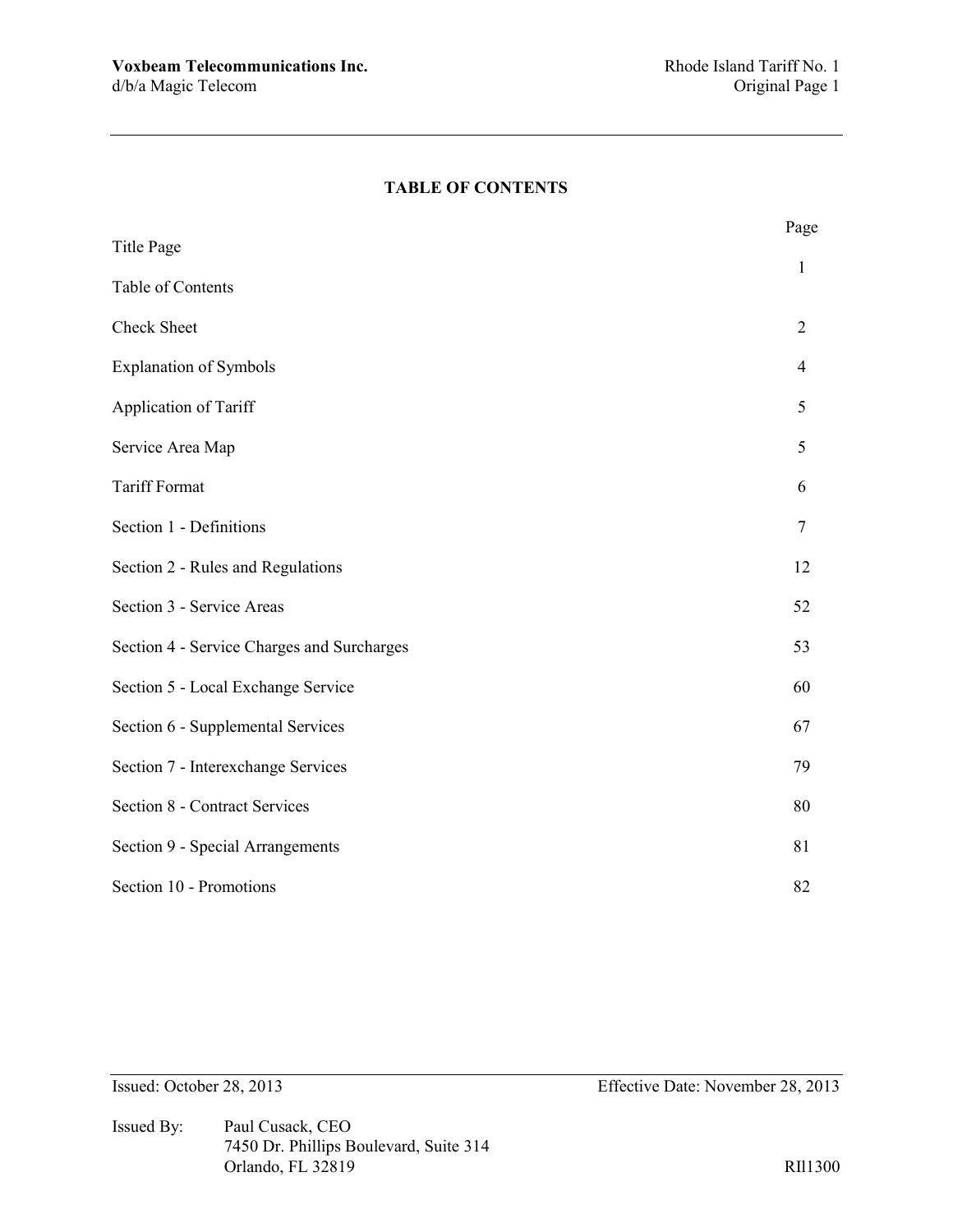## TABLE OF CONTENTS

| | Page |
|---|---|
| Title Page | 1 |
| Table of Contents | |
| Check Sheet | 2 |
| Explanation of Symbols | 4 |
| Application of Tariff | 5 |
| Service Area Map | 5 |
| Tariff Format | 6 |
| Section 1 - Definitions | 7 |
| Section 2 - Rules and Regulations | 12 |
| Section 3 - Service Areas | 52 |
| Section 4 - Service Charges and Surcharges | 53 |
| Section 5 - Local Exchange Service | 60 |
| Section 6 - Supplemental Services | 67 |
| Section 7 - Interexchange Services | 79 |
| Section 8 - Contract Services | 80 |
| Section 9 - Special Arrangements | 81 |
| Section 10 - Promotions | 82 |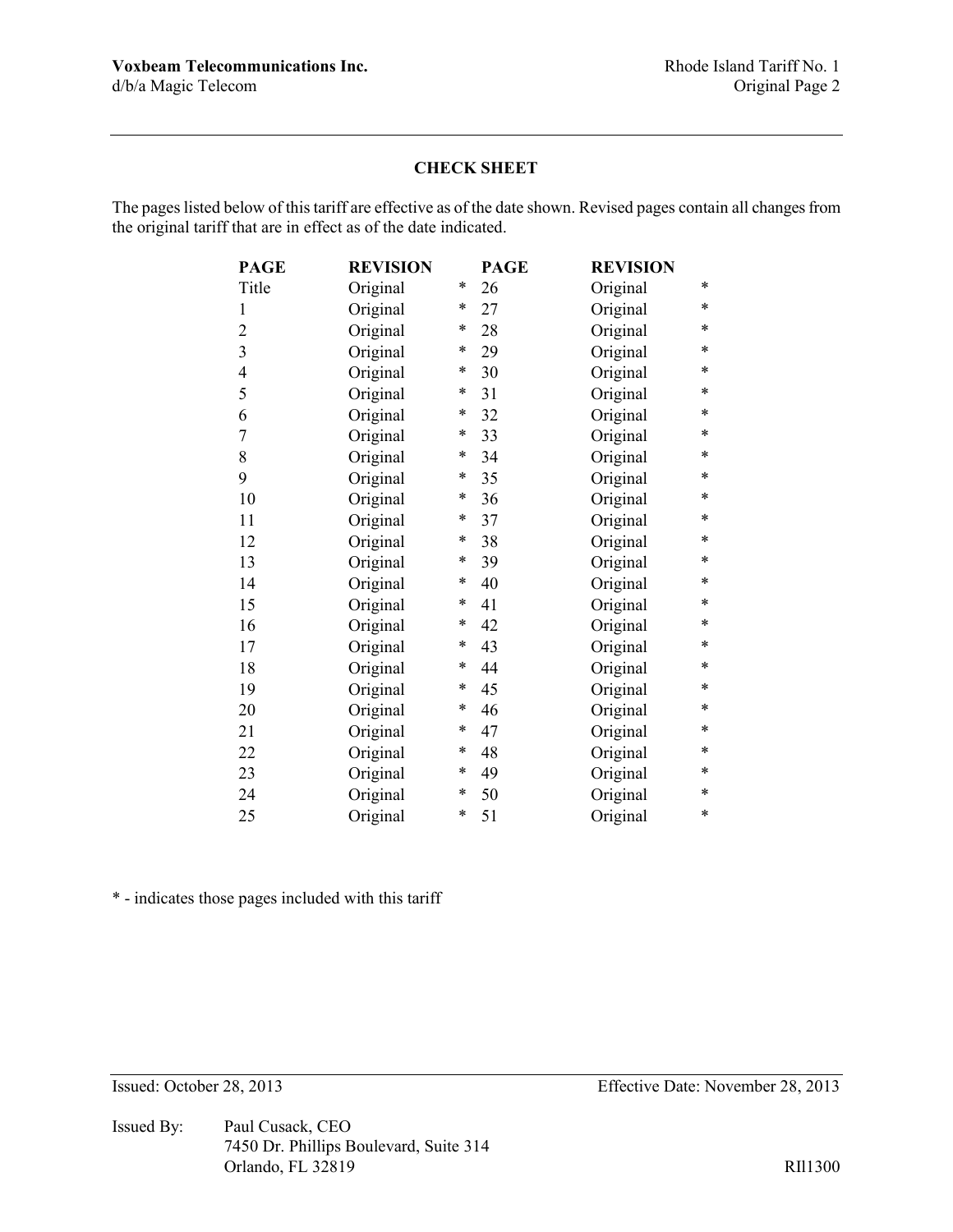## CHECK SHEET

The pages listed below of this tariff are effective as of the date shown. Revised pages contain all changes from the original tariff that are in effect as of the date indicated.

| PAGE | REVISION | | PAGE | REVISION | |
|---|---|---|---|---|---|
| Title | Original | * | 26 | Original | * |
| 1 | Original | * | 27 | Original | * |
| 2 | Original | * | 28 | Original | * |
| 3 | Original | * | 29 | Original | * |
| 4 | Original | * | 30 | Original | * |
| 5 | Original | * | 31 | Original | * |
| 6 | Original | * | 32 | Original | * |
| 7 | Original | * | 33 | Original | * |
| 8 | Original | * | 34 | Original | * |
| 9 | Original | * | 35 | Original | * |
| 10 | Original | * | 36 | Original | * |
| 11 | Original | * | 37 | Original | * |
| 12 | Original | * | 38 | Original | * |
| 13 | Original | * | 39 | Original | * |
| 14 | Original | * | 40 | Original | * |
| 15 | Original | * | 41 | Original | * |
| 16 | Original | * | 42 | Original | * |
| 17 | Original | * | 43 | Original | * |
| 18 | Original | * | 44 | Original | * |
| 19 | Original | * | 45 | Original | * |
| 20 | Original | * | 46 | Original | * |
| 21 | Original | * | 47 | Original | * |
| 22 | Original | * | 48 | Original | * |
| 23 | Original | * | 49 | Original | * |
| 24 | Original | * | 50 | Original | * |
| 25 | Original | * | 51 | Original | * |

* - indicates those pages included with this tariff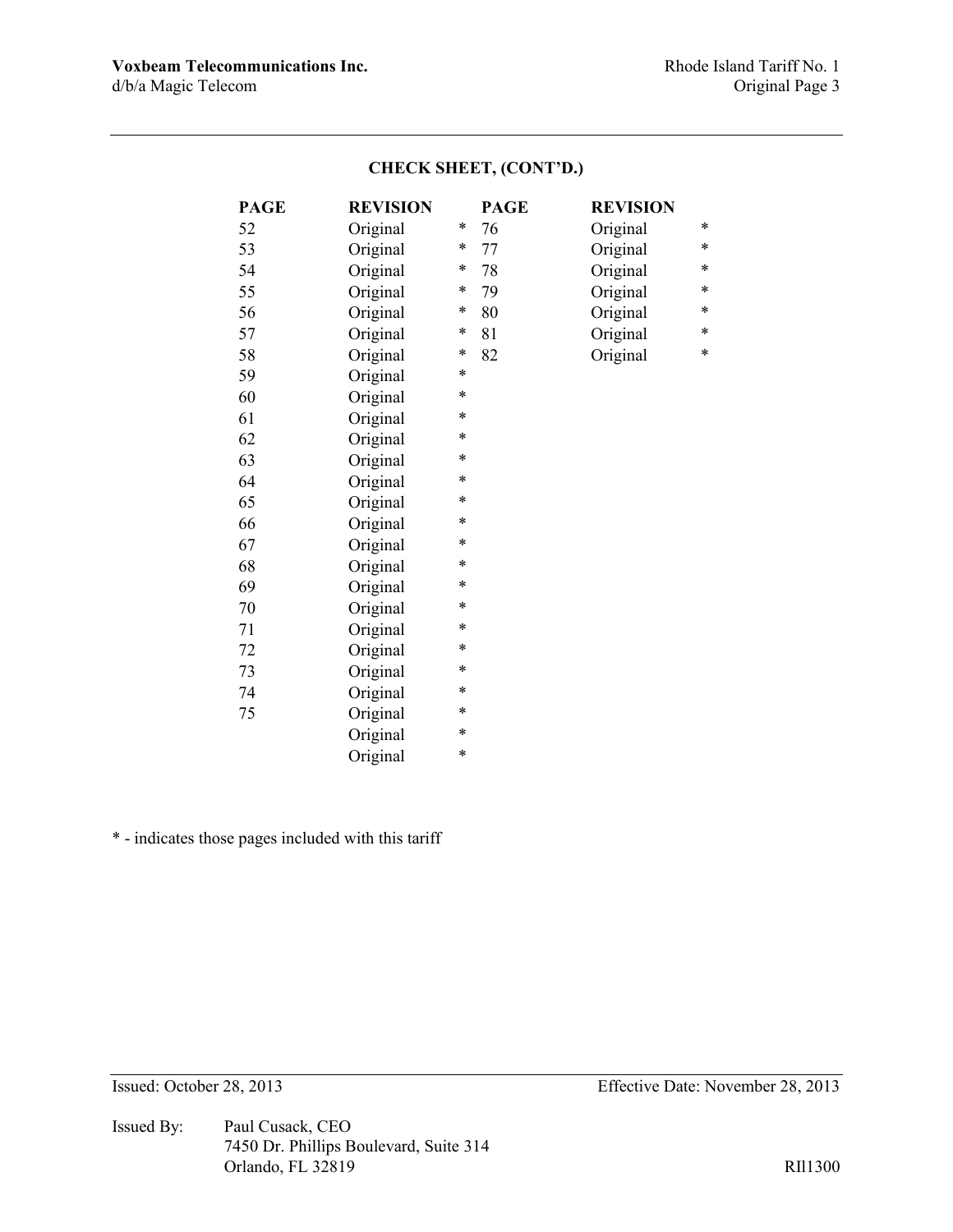## CHECK SHEET, (CONT'D.)

| PAGE | REVISION | | PAGE | REVISION | |
|---|---|---|---|---|---|
| 52 | Original | * | 76 | Original | * |
| 53 | Original | * | 77 | Original | * |
| 54 | Original | * | 78 | Original | * |
| 55 | Original | * | 79 | Original | * |
| 56 | Original | * | 80 | Original | * |
| 57 | Original | * | 81 | Original | * |
| 58 | Original | * | 82 | Original | * |
| 59 | Original | * | | | |
| 60 | Original | * | | | |
| 61 | Original | * | | | |
| 62 | Original | * | | | |
| 63 | Original | * | | | |
| 64 | Original | * | | | |
| 65 | Original | * | | | |
| 66 | Original | * | | | |
| 67 | Original | * | | | |
| 68 | Original | * | | | |
| 69 | Original | * | | | |
| 70 | Original | * | | | |
| 71 | Original | * | | | |
| 72 | Original | * | | | |
| 73 | Original | * | | | |
| 74 | Original | * | | | |
| 75 | Original | * | | | |
| | Original | * | | | |
| | Original | * | | | |

* - indicates those pages included with this tariff

Issued: October 28, 2013 Effective Date: November 28, 2013

Issued By: Paul Cusack, CEO
7450 Dr. Phillips Boulevard, Suite 314
Orlando, FL 32819

RIl1300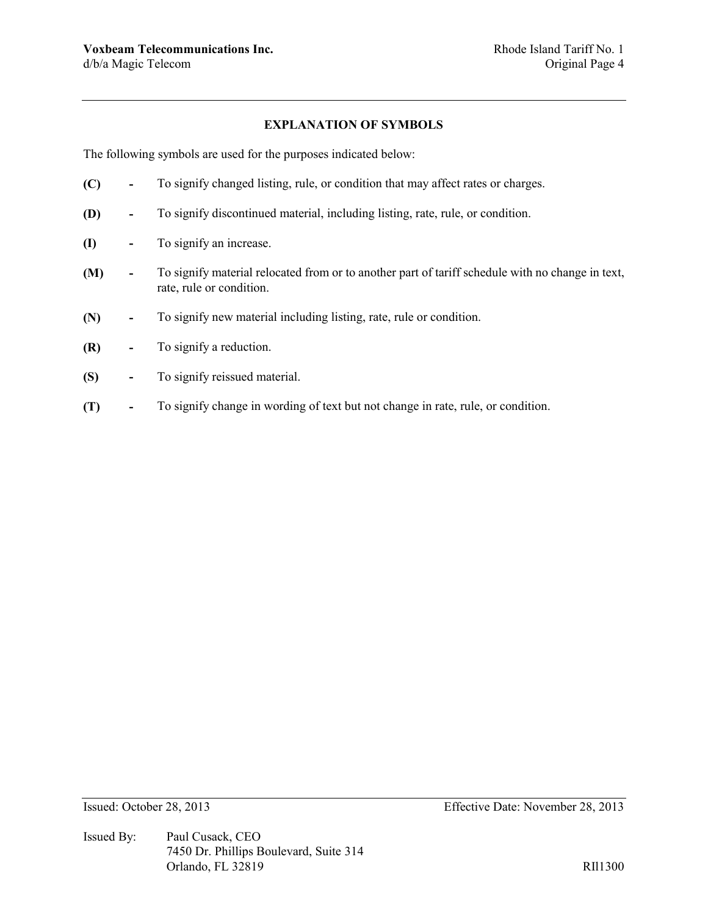## EXPLANATION OF SYMBOLS

The following symbols are used for the purposes indicated below:

**(C)** - To signify changed listing, rule, or condition that may affect rates or charges.

**(D)** - To signify discontinued material, including listing, rate, rule, or condition.

**(I)** - To signify an increase.

**(M)** - To signify material relocated from or to another part of tariff schedule with no change in text, rate, rule or condition.

**(N)** - To signify new material including listing, rate, rule or condition.

**(R)** - To signify a reduction.

**(S)** - To signify reissued material.

**(T)** - To signify change in wording of text but not change in rate, rule, or condition.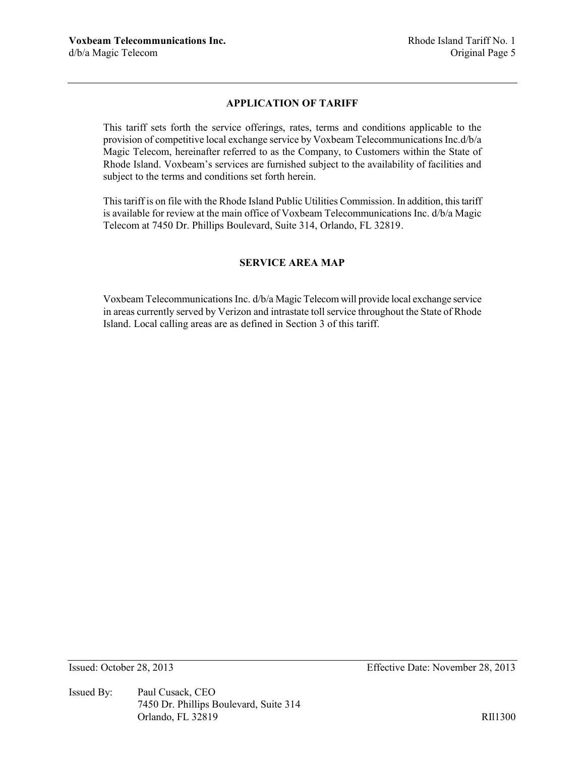## APPLICATION OF TARIFF

This tariff sets forth the service offerings, rates, terms and conditions applicable to the provision of competitive local exchange service by Voxbeam Telecommunications Inc.d/b/a Magic Telecom, hereinafter referred to as the Company, to Customers within the State of Rhode Island. Voxbeam's services are furnished subject to the availability of facilities and subject to the terms and conditions set forth herein.

This tariff is on file with the Rhode Island Public Utilities Commission. In addition, this tariff is available for review at the main office of Voxbeam Telecommunications Inc. d/b/a Magic Telecom at 7450 Dr. Phillips Boulevard, Suite 314, Orlando, FL 32819.

## SERVICE AREA MAP

Voxbeam Telecommunications Inc. d/b/a Magic Telecom will provide local exchange service in areas currently served by Verizon and intrastate toll service throughout the State of Rhode Island. Local calling areas are as defined in Section 3 of this tariff.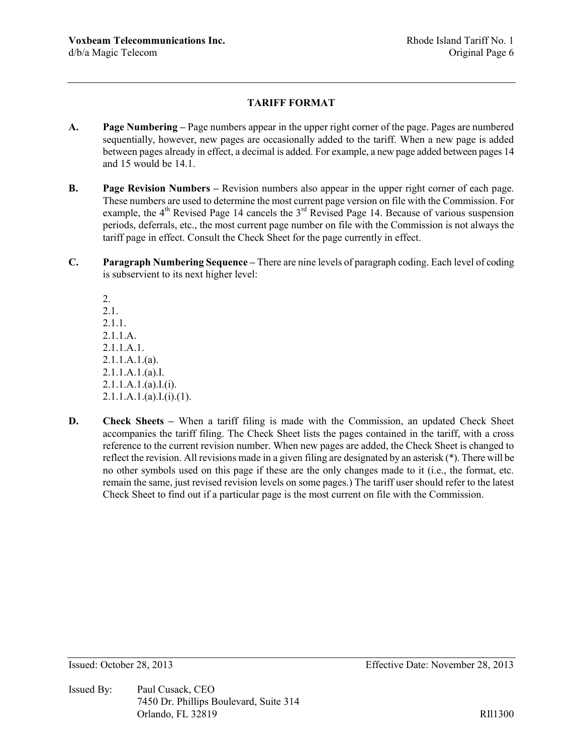## TARIFF FORMAT

**A. Page Numbering –** Page numbers appear in the upper right corner of the page. Pages are numbered sequentially, however, new pages are occasionally added to the tariff. When a new page is added between pages already in effect, a decimal is added. For example, a new page added between pages 14 and 15 would be 14.1.

**B. Page Revision Numbers –** Revision numbers also appear in the upper right corner of each page. These numbers are used to determine the most current page version on file with the Commission. For example, the 4th Revised Page 14 cancels the 3rd Revised Page 14. Because of various suspension periods, deferrals, etc., the most current page number on file with the Commission is not always the tariff page in effect. Consult the Check Sheet for the page currently in effect.

**C. Paragraph Numbering Sequence –** There are nine levels of paragraph coding. Each level of coding is subservient to its next higher level:

2.  
2.1.  
2.1.1.  
2.1.1.A.  
2.1.1.A.1.  
2.1.1.A.1.(a).  
2.1.1.A.1.(a).I.  
2.1.1.A.1.(a).I.(i).  
2.1.1.A.1.(a).I.(i).(1).

**D. Check Sheets –** When a tariff filing is made with the Commission, an updated Check Sheet accompanies the tariff filing. The Check Sheet lists the pages contained in the tariff, with a cross reference to the current revision number. When new pages are added, the Check Sheet is changed to reflect the revision. All revisions made in a given filing are designated by an asterisk (*). There will be no other symbols used on this page if these are the only changes made to it (i.e., the format, etc. remain the same, just revised revision levels on some pages.) The tariff user should refer to the latest Check Sheet to find out if a particular page is the most current on file with the Commission.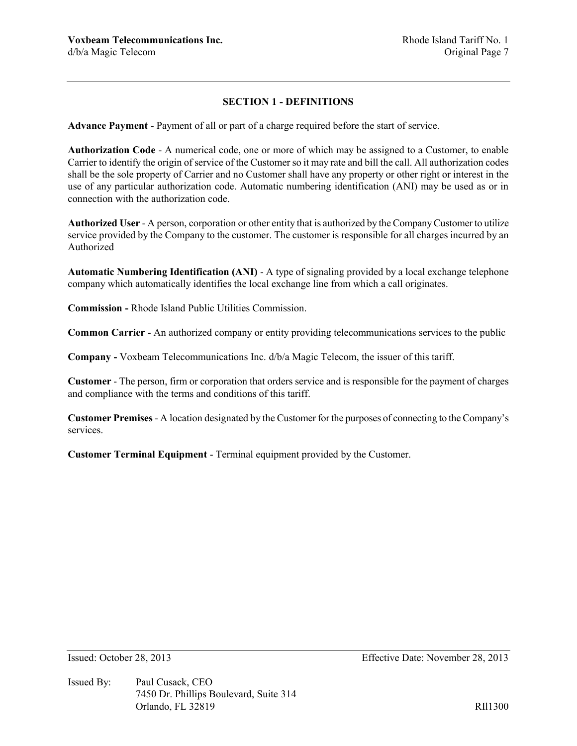## SECTION 1 - DEFINITIONS

**Advance Payment** - Payment of all or part of a charge required before the start of service.

**Authorization Code** - A numerical code, one or more of which may be assigned to a Customer, to enable Carrier to identify the origin of service of the Customer so it may rate and bill the call. All authorization codes shall be the sole property of Carrier and no Customer shall have any property or other right or interest in the use of any particular authorization code. Automatic numbering identification (ANI) may be used as or in connection with the authorization code.

**Authorized User** - A person, corporation or other entity that is authorized by the Company Customer to utilize service provided by the Company to the customer. The customer is responsible for all charges incurred by an Authorized

**Automatic Numbering Identification (ANI)** - A type of signaling provided by a local exchange telephone company which automatically identifies the local exchange line from which a call originates.

**Commission -** Rhode Island Public Utilities Commission.

**Common Carrier** - An authorized company or entity providing telecommunications services to the public

**Company -** Voxbeam Telecommunications Inc. d/b/a Magic Telecom, the issuer of this tariff.

**Customer** - The person, firm or corporation that orders service and is responsible for the payment of charges and compliance with the terms and conditions of this tariff.

**Customer Premises** - A location designated by the Customer for the purposes of connecting to the Company's services.

**Customer Terminal Equipment** - Terminal equipment provided by the Customer.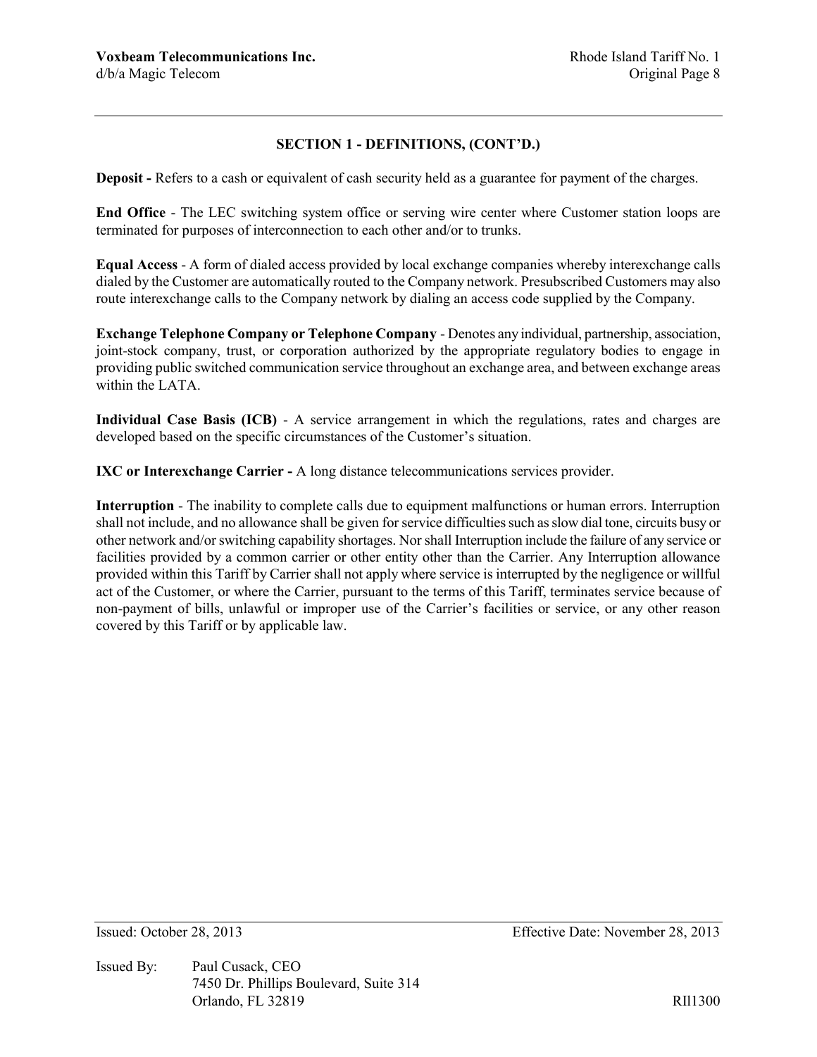## SECTION 1 - DEFINITIONS, (CONT'D.)

**Deposit -** Refers to a cash or equivalent of cash security held as a guarantee for payment of the charges.

**End Office** - The LEC switching system office or serving wire center where Customer station loops are terminated for purposes of interconnection to each other and/or to trunks.

**Equal Access** - A form of dialed access provided by local exchange companies whereby interexchange calls dialed by the Customer are automatically routed to the Company network. Presubscribed Customers may also route interexchange calls to the Company network by dialing an access code supplied by the Company.

**Exchange Telephone Company or Telephone Company** - Denotes any individual, partnership, association, joint-stock company, trust, or corporation authorized by the appropriate regulatory bodies to engage in providing public switched communication service throughout an exchange area, and between exchange areas within the LATA.

**Individual Case Basis (ICB)** - A service arrangement in which the regulations, rates and charges are developed based on the specific circumstances of the Customer's situation.

**IXC or Interexchange Carrier -** A long distance telecommunications services provider.

**Interruption** - The inability to complete calls due to equipment malfunctions or human errors. Interruption shall not include, and no allowance shall be given for service difficulties such as slow dial tone, circuits busy or other network and/or switching capability shortages. Nor shall Interruption include the failure of any service or facilities provided by a common carrier or other entity other than the Carrier. Any Interruption allowance provided within this Tariff by Carrier shall not apply where service is interrupted by the negligence or willful act of the Customer, or where the Carrier, pursuant to the terms of this Tariff, terminates service because of non-payment of bills, unlawful or improper use of the Carrier's facilities or service, or any other reason covered by this Tariff or by applicable law.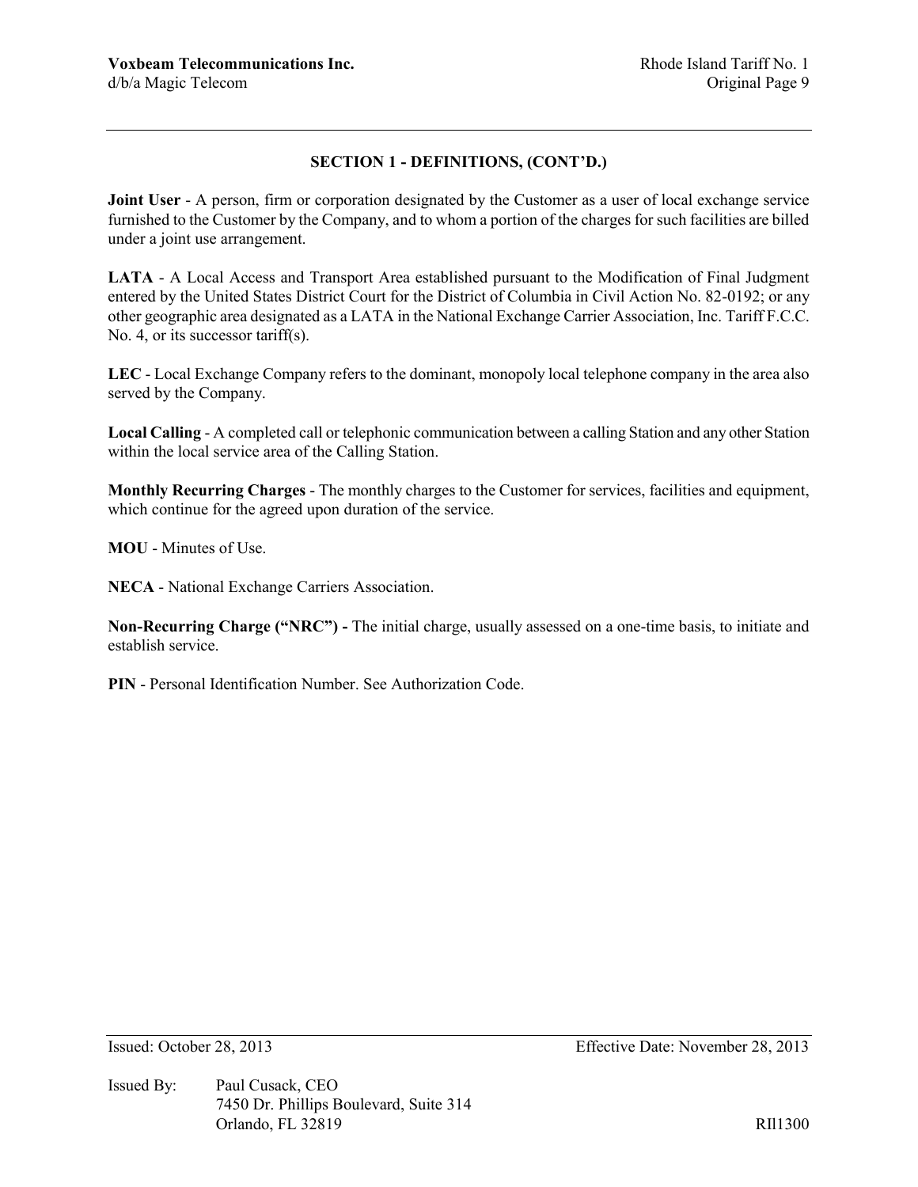## SECTION 1 - DEFINITIONS, (CONT'D.)

**Joint User** - A person, firm or corporation designated by the Customer as a user of local exchange service furnished to the Customer by the Company, and to whom a portion of the charges for such facilities are billed under a joint use arrangement.

**LATA** - A Local Access and Transport Area established pursuant to the Modification of Final Judgment entered by the United States District Court for the District of Columbia in Civil Action No. 82-0192; or any other geographic area designated as a LATA in the National Exchange Carrier Association, Inc. Tariff F.C.C. No. 4, or its successor tariff(s).

**LEC** - Local Exchange Company refers to the dominant, monopoly local telephone company in the area also served by the Company.

**Local Calling** - A completed call or telephonic communication between a calling Station and any other Station within the local service area of the Calling Station.

**Monthly Recurring Charges** - The monthly charges to the Customer for services, facilities and equipment, which continue for the agreed upon duration of the service.

**MOU** - Minutes of Use.

**NECA** - National Exchange Carriers Association.

**Non-Recurring Charge ("NRC") -** The initial charge, usually assessed on a one-time basis, to initiate and establish service.

**PIN** - Personal Identification Number. See Authorization Code.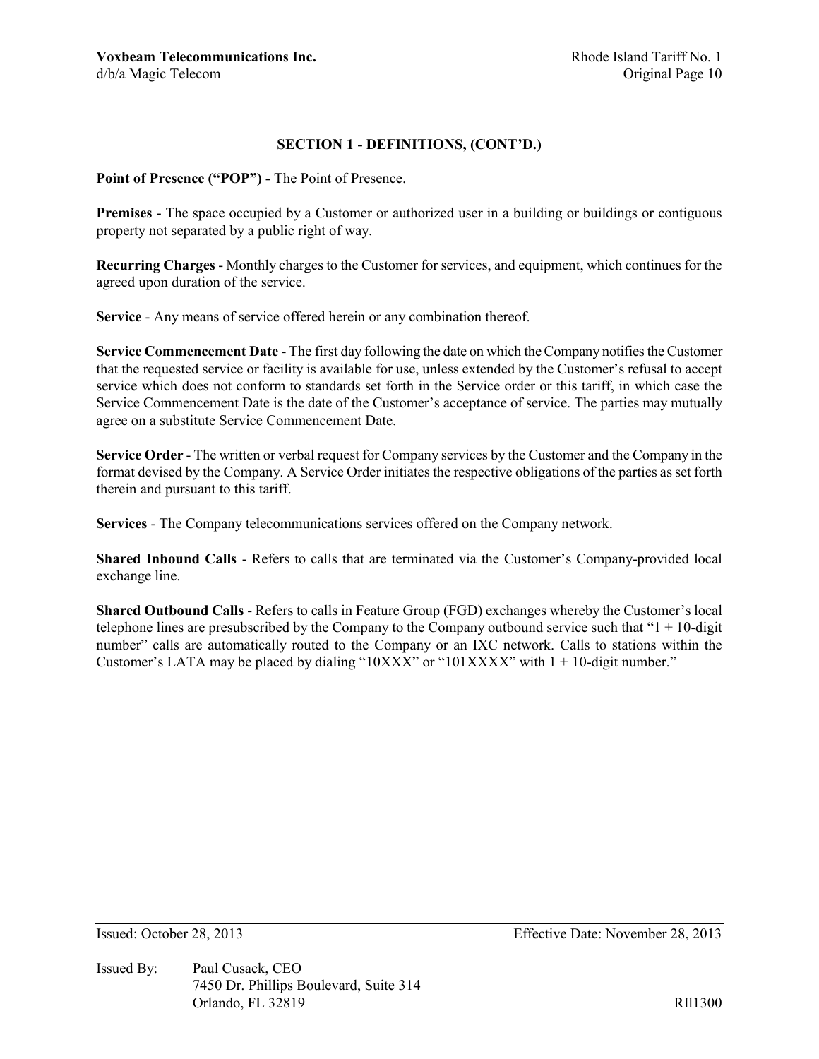## SECTION 1 - DEFINITIONS, (CONT'D.)

**Point of Presence ("POP") -** The Point of Presence.

**Premises** - The space occupied by a Customer or authorized user in a building or buildings or contiguous property not separated by a public right of way.

**Recurring Charges** - Monthly charges to the Customer for services, and equipment, which continues for the agreed upon duration of the service.

**Service** - Any means of service offered herein or any combination thereof.

**Service Commencement Date** - The first day following the date on which the Company notifies the Customer that the requested service or facility is available for use, unless extended by the Customer's refusal to accept service which does not conform to standards set forth in the Service order or this tariff, in which case the Service Commencement Date is the date of the Customer's acceptance of service. The parties may mutually agree on a substitute Service Commencement Date.

**Service Order** - The written or verbal request for Company services by the Customer and the Company in the format devised by the Company. A Service Order initiates the respective obligations of the parties as set forth therein and pursuant to this tariff.

**Services** - The Company telecommunications services offered on the Company network.

**Shared Inbound Calls** - Refers to calls that are terminated via the Customer's Company-provided local exchange line.

**Shared Outbound Calls** - Refers to calls in Feature Group (FGD) exchanges whereby the Customer's local telephone lines are presubscribed by the Company to the Company outbound service such that "1 + 10-digit number" calls are automatically routed to the Company or an IXC network. Calls to stations within the Customer's LATA may be placed by dialing "10XXX" or "101XXXX" with 1 + 10-digit number."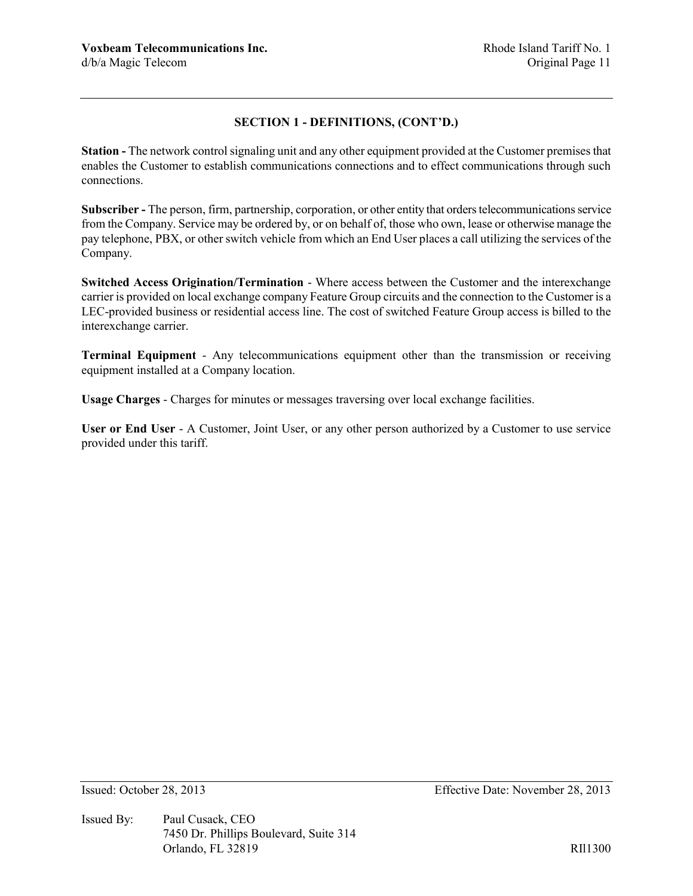## SECTION 1 - DEFINITIONS, (CONT'D.)

**Station -** The network control signaling unit and any other equipment provided at the Customer premises that enables the Customer to establish communications connections and to effect communications through such connections.

**Subscriber -** The person, firm, partnership, corporation, or other entity that orders telecommunications service from the Company. Service may be ordered by, or on behalf of, those who own, lease or otherwise manage the pay telephone, PBX, or other switch vehicle from which an End User places a call utilizing the services of the Company.

**Switched Access Origination/Termination** - Where access between the Customer and the interexchange carrier is provided on local exchange company Feature Group circuits and the connection to the Customer is a LEC-provided business or residential access line. The cost of switched Feature Group access is billed to the interexchange carrier.

**Terminal Equipment** - Any telecommunications equipment other than the transmission or receiving equipment installed at a Company location.

**Usage Charges** - Charges for minutes or messages traversing over local exchange facilities.

**User or End User** - A Customer, Joint User, or any other person authorized by a Customer to use service provided under this tariff.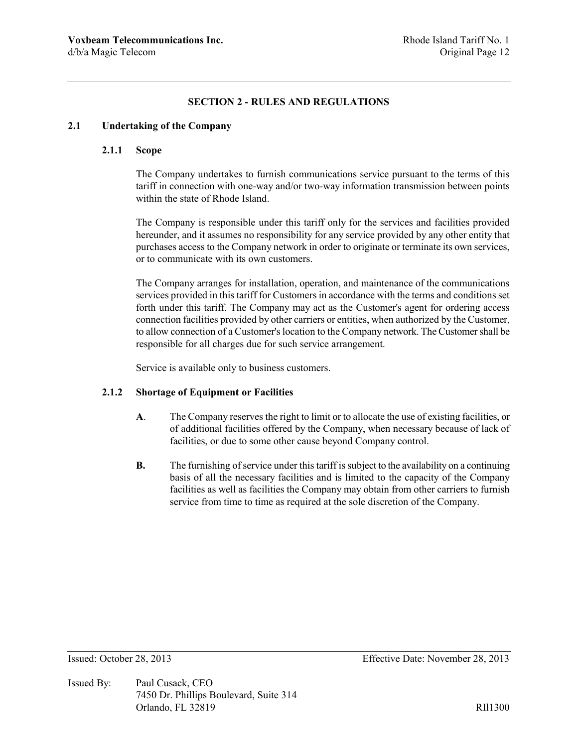## SECTION 2 - RULES AND REGULATIONS

### 2.1 Undertaking of the Company

#### 2.1.1 Scope

The Company undertakes to furnish communications service pursuant to the terms of this tariff in connection with one-way and/or two-way information transmission between points within the state of Rhode Island.

The Company is responsible under this tariff only for the services and facilities provided hereunder, and it assumes no responsibility for any service provided by any other entity that purchases access to the Company network in order to originate or terminate its own services, or to communicate with its own customers.

The Company arranges for installation, operation, and maintenance of the communications services provided in this tariff for Customers in accordance with the terms and conditions set forth under this tariff. The Company may act as the Customer's agent for ordering access connection facilities provided by other carriers or entities, when authorized by the Customer, to allow connection of a Customer's location to the Company network. The Customer shall be responsible for all charges due for such service arrangement.

Service is available only to business customers.

#### 2.1.2 Shortage of Equipment or Facilities

**A**. The Company reserves the right to limit or to allocate the use of existing facilities, or of additional facilities offered by the Company, when necessary because of lack of facilities, or due to some other cause beyond Company control.

**B.** The furnishing of service under this tariff is subject to the availability on a continuing basis of all the necessary facilities and is limited to the capacity of the Company facilities as well as facilities the Company may obtain from other carriers to furnish service from time to time as required at the sole discretion of the Company.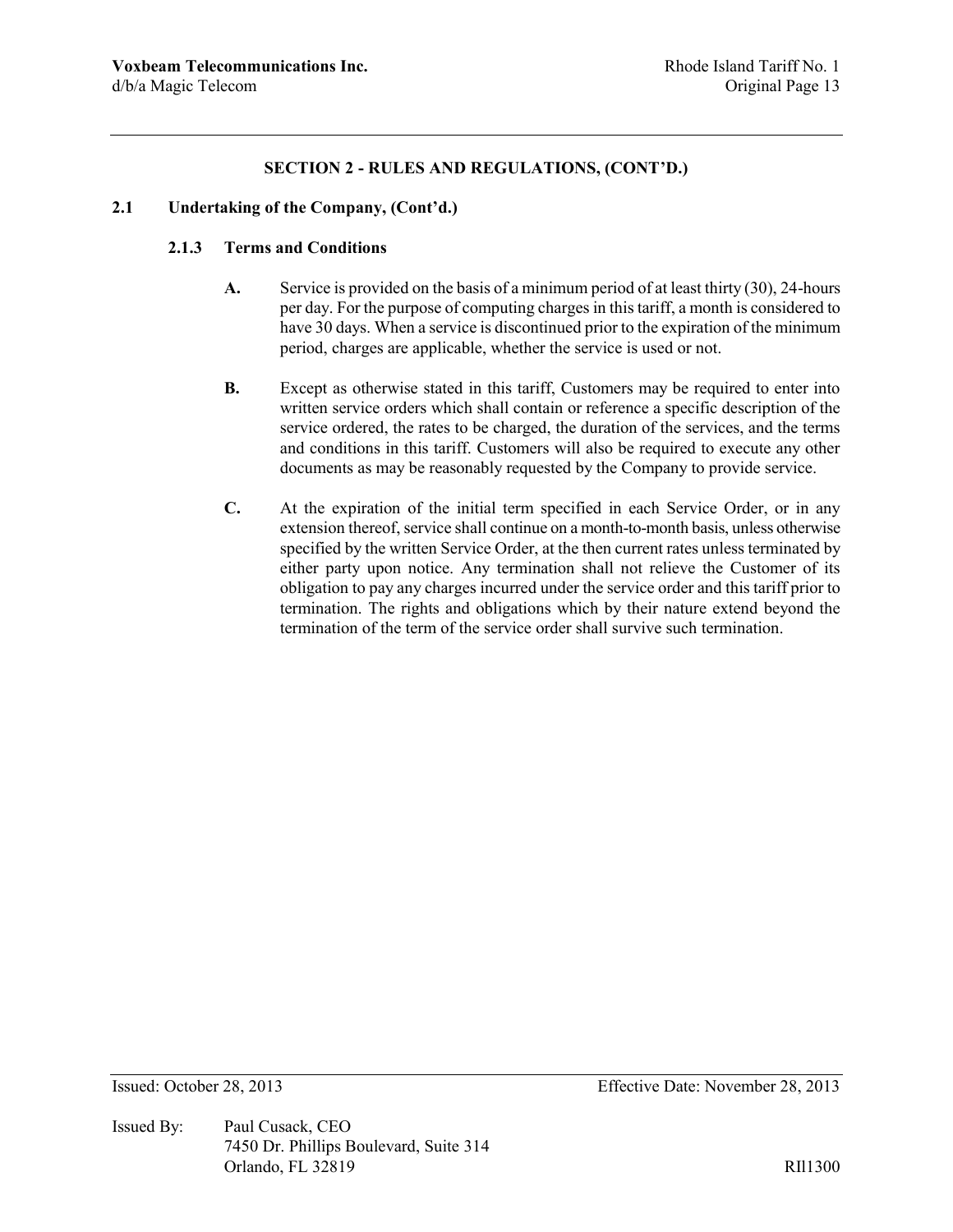## SECTION 2 - RULES AND REGULATIONS, (CONT'D.)

### 2.1 Undertaking of the Company, (Cont'd.)

#### 2.1.3 Terms and Conditions

**A.** Service is provided on the basis of a minimum period of at least thirty (30), 24-hours per day. For the purpose of computing charges in this tariff, a month is considered to have 30 days. When a service is discontinued prior to the expiration of the minimum period, charges are applicable, whether the service is used or not.

**B.** Except as otherwise stated in this tariff, Customers may be required to enter into written service orders which shall contain or reference a specific description of the service ordered, the rates to be charged, the duration of the services, and the terms and conditions in this tariff. Customers will also be required to execute any other documents as may be reasonably requested by the Company to provide service.

**C.** At the expiration of the initial term specified in each Service Order, or in any extension thereof, service shall continue on a month-to-month basis, unless otherwise specified by the written Service Order, at the then current rates unless terminated by either party upon notice. Any termination shall not relieve the Customer of its obligation to pay any charges incurred under the service order and this tariff prior to termination. The rights and obligations which by their nature extend beyond the termination of the term of the service order shall survive such termination.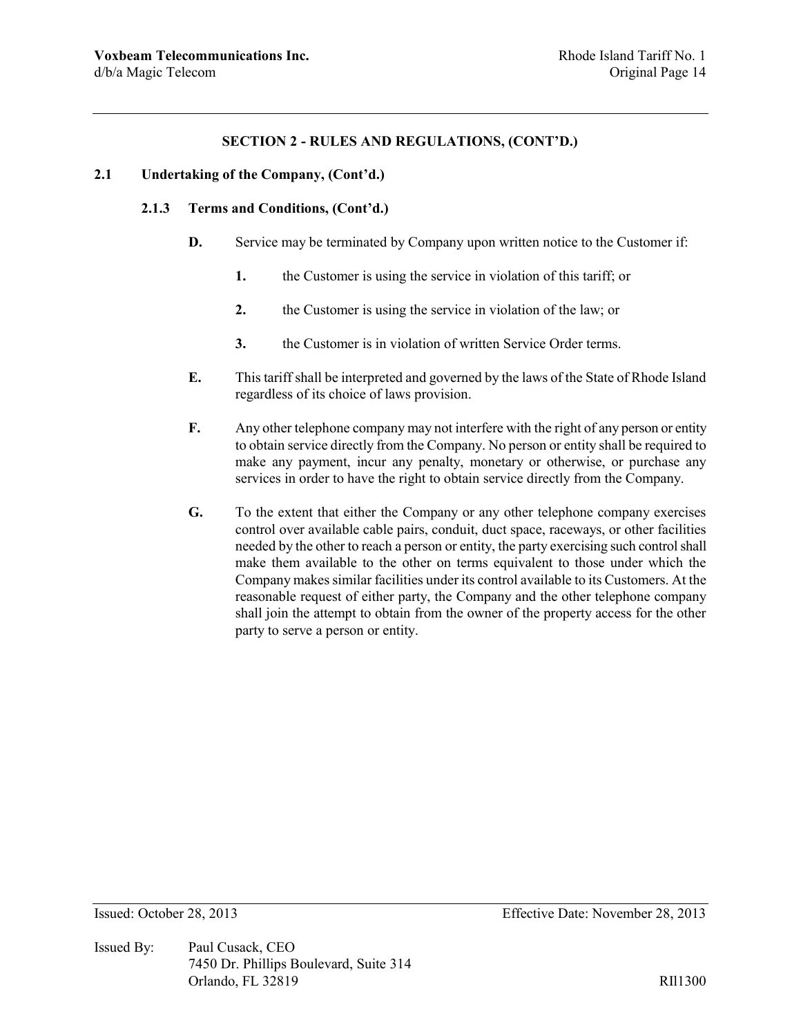## SECTION 2 - RULES AND REGULATIONS, (CONT'D.)

### 2.1 Undertaking of the Company, (Cont'd.)

#### 2.1.3 Terms and Conditions, (Cont'd.)

**D.** Service may be terminated by Company upon written notice to the Customer if:

1. the Customer is using the service in violation of this tariff; or
2. the Customer is using the service in violation of the law; or
3. the Customer is in violation of written Service Order terms.

**E.** This tariff shall be interpreted and governed by the laws of the State of Rhode Island regardless of its choice of laws provision.

**F.** Any other telephone company may not interfere with the right of any person or entity to obtain service directly from the Company. No person or entity shall be required to make any payment, incur any penalty, monetary or otherwise, or purchase any services in order to have the right to obtain service directly from the Company.

**G.** To the extent that either the Company or any other telephone company exercises control over available cable pairs, conduit, duct space, raceways, or other facilities needed by the other to reach a person or entity, the party exercising such control shall make them available to the other on terms equivalent to those under which the Company makes similar facilities under its control available to its Customers. At the reasonable request of either party, the Company and the other telephone company shall join the attempt to obtain from the owner of the property access for the other party to serve a person or entity.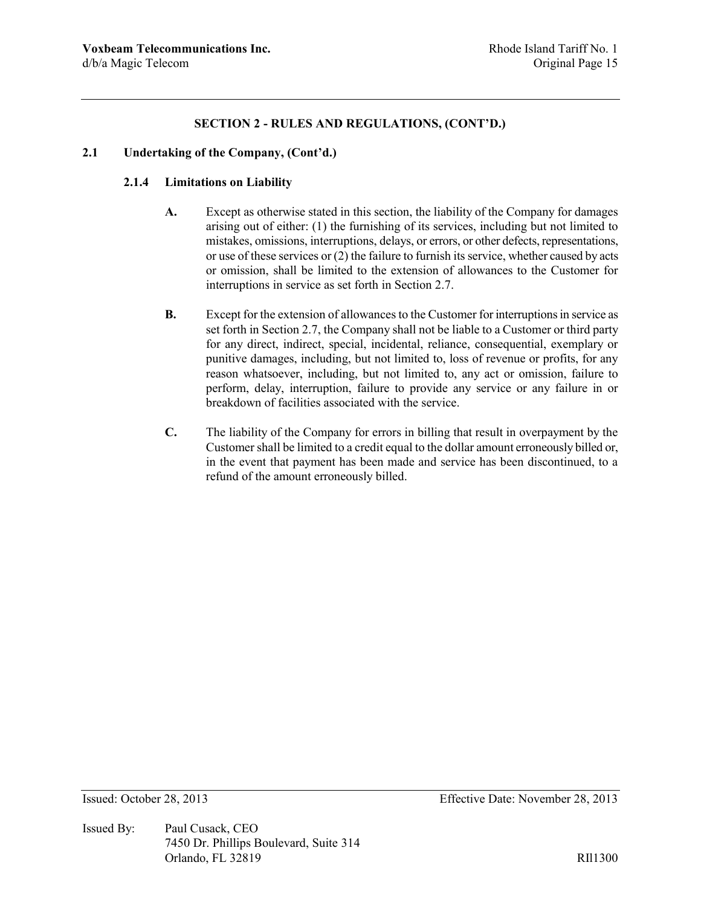## SECTION 2 - RULES AND REGULATIONS, (CONT'D.)

### 2.1 Undertaking of the Company, (Cont'd.)

#### 2.1.4 Limitations on Liability

**A.** Except as otherwise stated in this section, the liability of the Company for damages arising out of either: (1) the furnishing of its services, including but not limited to mistakes, omissions, interruptions, delays, or errors, or other defects, representations, or use of these services or (2) the failure to furnish its service, whether caused by acts or omission, shall be limited to the extension of allowances to the Customer for interruptions in service as set forth in Section 2.7.

**B.** Except for the extension of allowances to the Customer for interruptions in service as set forth in Section 2.7, the Company shall not be liable to a Customer or third party for any direct, indirect, special, incidental, reliance, consequential, exemplary or punitive damages, including, but not limited to, loss of revenue or profits, for any reason whatsoever, including, but not limited to, any act or omission, failure to perform, delay, interruption, failure to provide any service or any failure in or breakdown of facilities associated with the service.

**C.** The liability of the Company for errors in billing that result in overpayment by the Customer shall be limited to a credit equal to the dollar amount erroneously billed or, in the event that payment has been made and service has been discontinued, to a refund of the amount erroneously billed.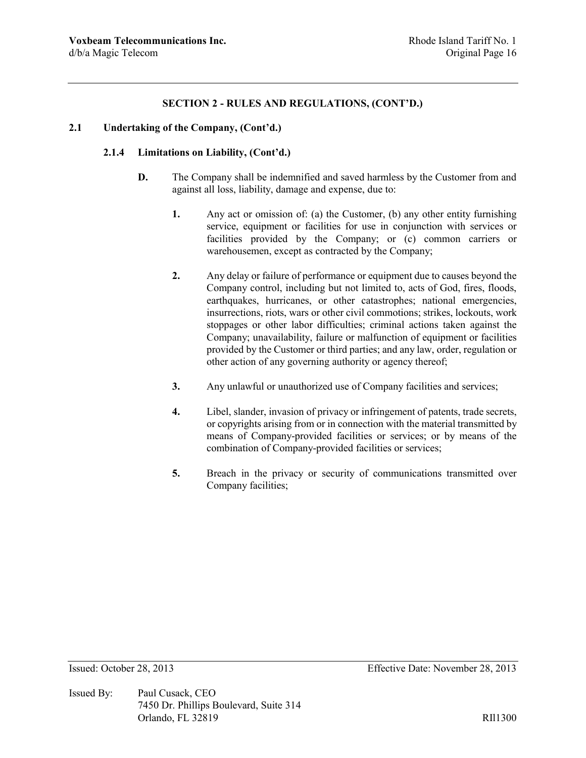## SECTION 2 - RULES AND REGULATIONS, (CONT'D.)

### 2.1 Undertaking of the Company, (Cont'd.)

#### 2.1.4 Limitations on Liability, (Cont'd.)

**D.** The Company shall be indemnified and saved harmless by the Customer from and against all loss, liability, damage and expense, due to:

**1.** Any act or omission of: (a) the Customer, (b) any other entity furnishing service, equipment or facilities for use in conjunction with services or facilities provided by the Company; or (c) common carriers or warehousemen, except as contracted by the Company;

**2.** Any delay or failure of performance or equipment due to causes beyond the Company control, including but not limited to, acts of God, fires, floods, earthquakes, hurricanes, or other catastrophes; national emergencies, insurrections, riots, wars or other civil commotions; strikes, lockouts, work stoppages or other labor difficulties; criminal actions taken against the Company; unavailability, failure or malfunction of equipment or facilities provided by the Customer or third parties; and any law, order, regulation or other action of any governing authority or agency thereof;

**3.** Any unlawful or unauthorized use of Company facilities and services;

**4.** Libel, slander, invasion of privacy or infringement of patents, trade secrets, or copyrights arising from or in connection with the material transmitted by means of Company-provided facilities or services; or by means of the combination of Company-provided facilities or services;

**5.** Breach in the privacy or security of communications transmitted over Company facilities;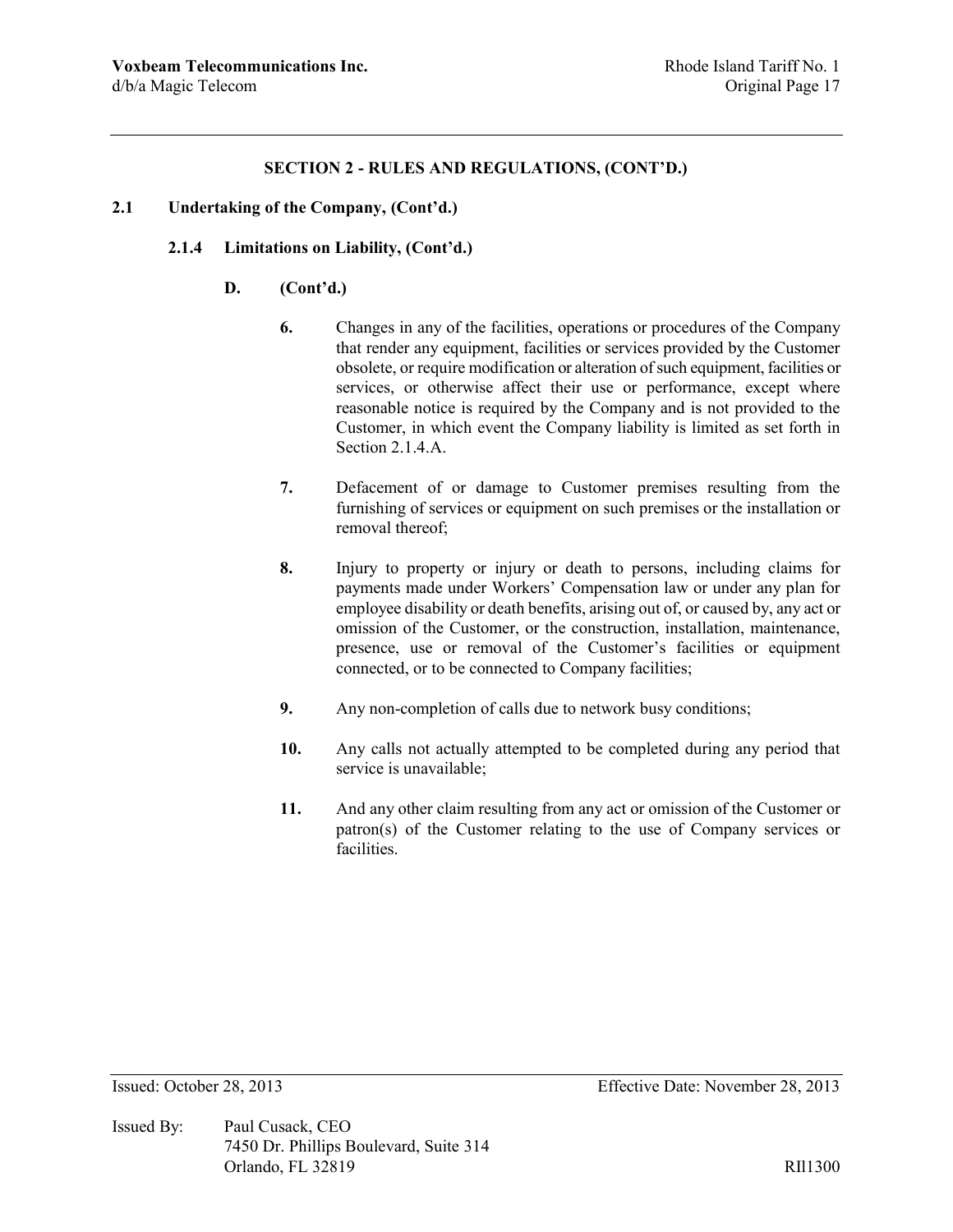## SECTION 2 - RULES AND REGULATIONS, (CONT'D.)

### 2.1 Undertaking of the Company, (Cont'd.)

#### 2.1.4 Limitations on Liability, (Cont'd.)

**D. (Cont'd.)**

**6.** Changes in any of the facilities, operations or procedures of the Company that render any equipment, facilities or services provided by the Customer obsolete, or require modification or alteration of such equipment, facilities or services, or otherwise affect their use or performance, except where reasonable notice is required by the Company and is not provided to the Customer, in which event the Company liability is limited as set forth in Section 2.1.4.A.

**7.** Defacement of or damage to Customer premises resulting from the furnishing of services or equipment on such premises or the installation or removal thereof;

**8.** Injury to property or injury or death to persons, including claims for payments made under Workers' Compensation law or under any plan for employee disability or death benefits, arising out of, or caused by, any act or omission of the Customer, or the construction, installation, maintenance, presence, use or removal of the Customer's facilities or equipment connected, or to be connected to Company facilities;

**9.** Any non-completion of calls due to network busy conditions;

**10.** Any calls not actually attempted to be completed during any period that service is unavailable;

**11.** And any other claim resulting from any act or omission of the Customer or patron(s) of the Customer relating to the use of Company services or facilities.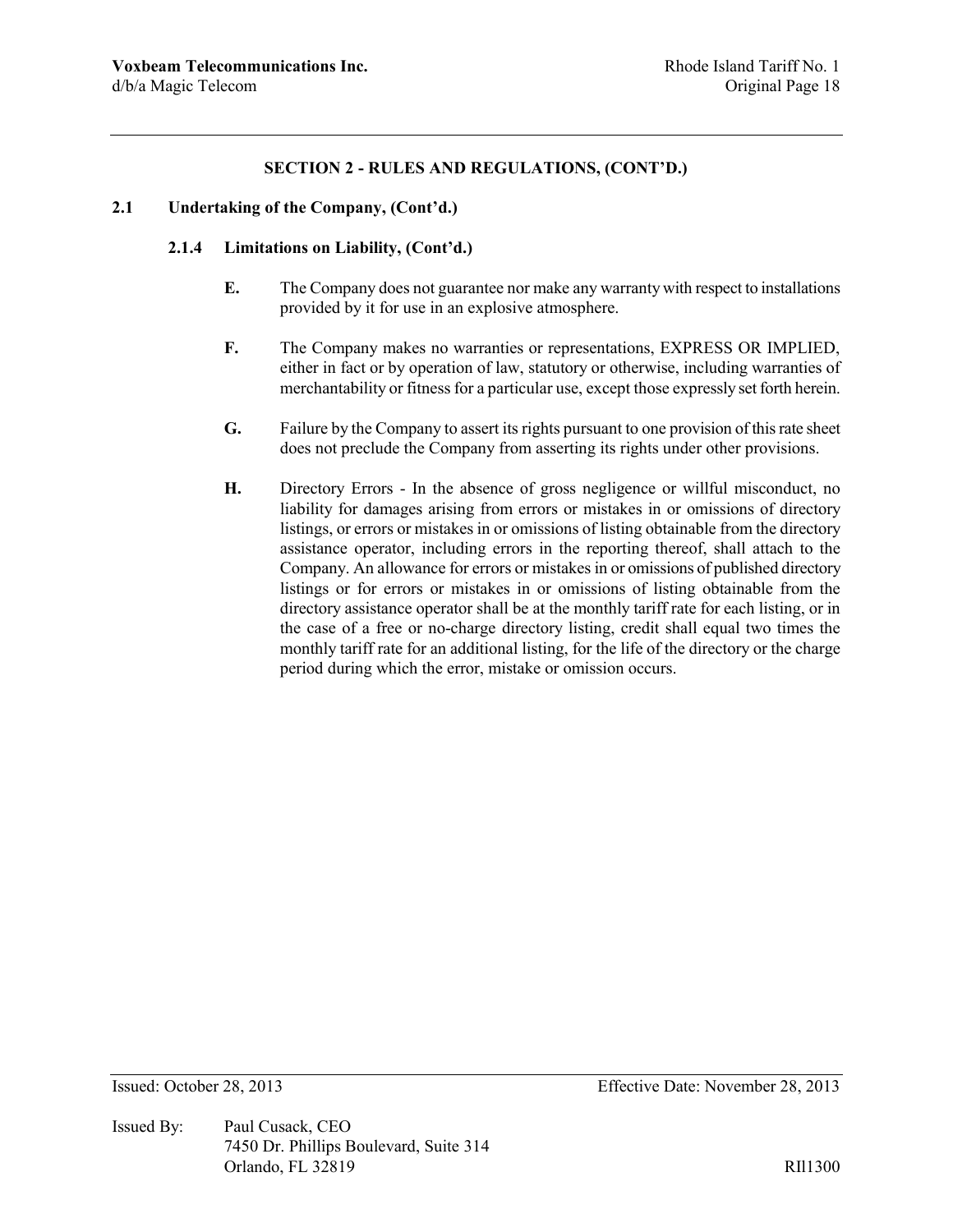## SECTION 2 - RULES AND REGULATIONS, (CONT'D.)

### 2.1 Undertaking of the Company, (Cont'd.)

#### 2.1.4 Limitations on Liability, (Cont'd.)

**E.** The Company does not guarantee nor make any warranty with respect to installations provided by it for use in an explosive atmosphere.

**F.** The Company makes no warranties or representations, EXPRESS OR IMPLIED, either in fact or by operation of law, statutory or otherwise, including warranties of merchantability or fitness for a particular use, except those expressly set forth herein.

**G.** Failure by the Company to assert its rights pursuant to one provision of this rate sheet does not preclude the Company from asserting its rights under other provisions.

**H.** Directory Errors - In the absence of gross negligence or willful misconduct, no liability for damages arising from errors or mistakes in or omissions of directory listings, or errors or mistakes in or omissions of listing obtainable from the directory assistance operator, including errors in the reporting thereof, shall attach to the Company. An allowance for errors or mistakes in or omissions of published directory listings or for errors or mistakes in or omissions of listing obtainable from the directory assistance operator shall be at the monthly tariff rate for each listing, or in the case of a free or no-charge directory listing, credit shall equal two times the monthly tariff rate for an additional listing, for the life of the directory or the charge period during which the error, mistake or omission occurs.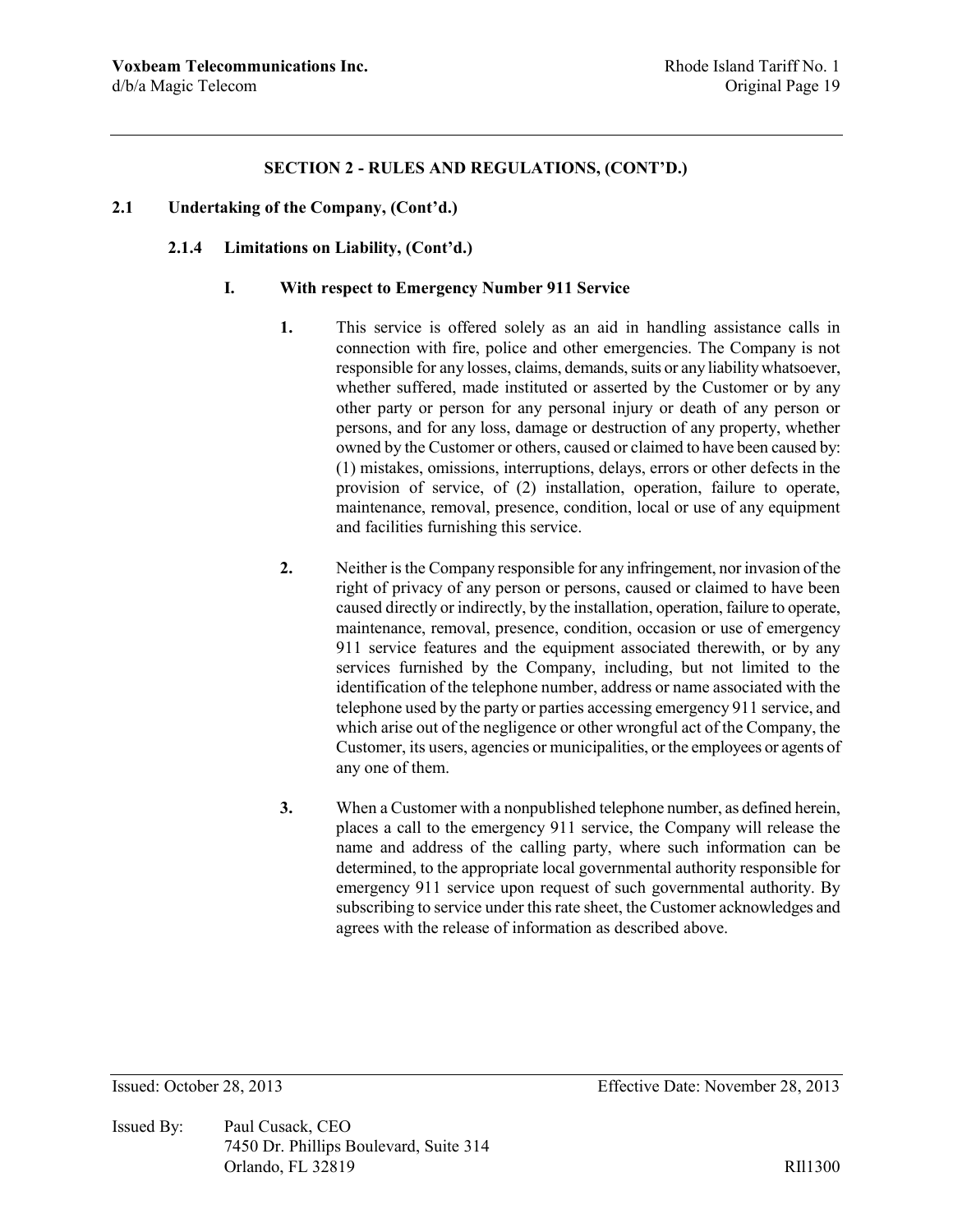## SECTION 2 - RULES AND REGULATIONS, (CONT'D.)

### 2.1 Undertaking of the Company, (Cont'd.)

#### 2.1.4 Limitations on Liability, (Cont'd.)

**I. With respect to Emergency Number 911 Service**

**1.** This service is offered solely as an aid in handling assistance calls in connection with fire, police and other emergencies. The Company is not responsible for any losses, claims, demands, suits or any liability whatsoever, whether suffered, made instituted or asserted by the Customer or by any other party or person for any personal injury or death of any person or persons, and for any loss, damage or destruction of any property, whether owned by the Customer or others, caused or claimed to have been caused by: (1) mistakes, omissions, interruptions, delays, errors or other defects in the provision of service, of (2) installation, operation, failure to operate, maintenance, removal, presence, condition, local or use of any equipment and facilities furnishing this service.

**2.** Neither is the Company responsible for any infringement, nor invasion of the right of privacy of any person or persons, caused or claimed to have been caused directly or indirectly, by the installation, operation, failure to operate, maintenance, removal, presence, condition, occasion or use of emergency 911 service features and the equipment associated therewith, or by any services furnished by the Company, including, but not limited to the identification of the telephone number, address or name associated with the telephone used by the party or parties accessing emergency 911 service, and which arise out of the negligence or other wrongful act of the Company, the Customer, its users, agencies or municipalities, or the employees or agents of any one of them.

**3.** When a Customer with a nonpublished telephone number, as defined herein, places a call to the emergency 911 service, the Company will release the name and address of the calling party, where such information can be determined, to the appropriate local governmental authority responsible for emergency 911 service upon request of such governmental authority. By subscribing to service under this rate sheet, the Customer acknowledges and agrees with the release of information as described above.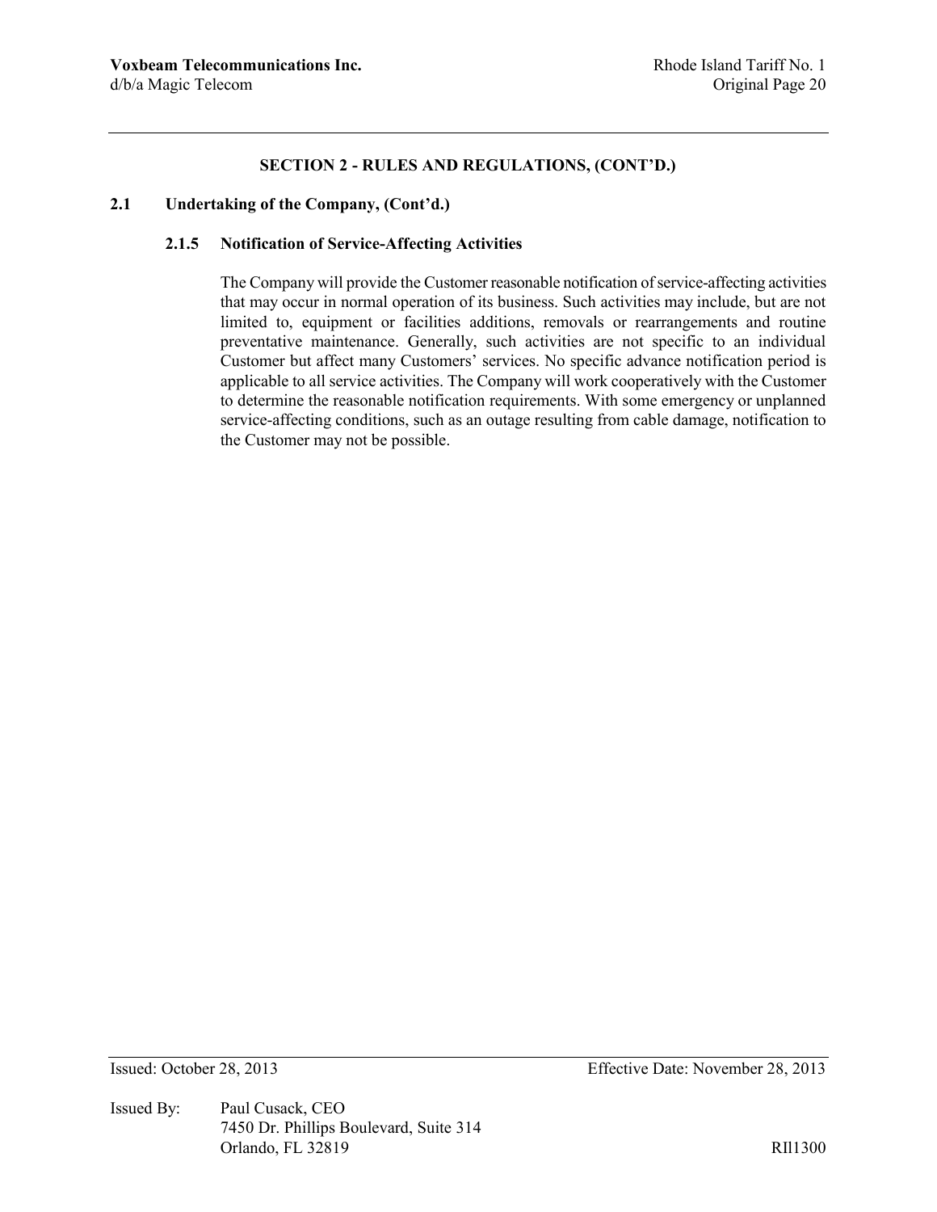## SECTION 2 - RULES AND REGULATIONS, (CONT'D.)

### 2.1 Undertaking of the Company, (Cont'd.)

#### 2.1.5 Notification of Service-Affecting Activities

The Company will provide the Customer reasonable notification of service-affecting activities that may occur in normal operation of its business. Such activities may include, but are not limited to, equipment or facilities additions, removals or rearrangements and routine preventative maintenance. Generally, such activities are not specific to an individual Customer but affect many Customers' services. No specific advance notification period is applicable to all service activities. The Company will work cooperatively with the Customer to determine the reasonable notification requirements. With some emergency or unplanned service-affecting conditions, such as an outage resulting from cable damage, notification to the Customer may not be possible.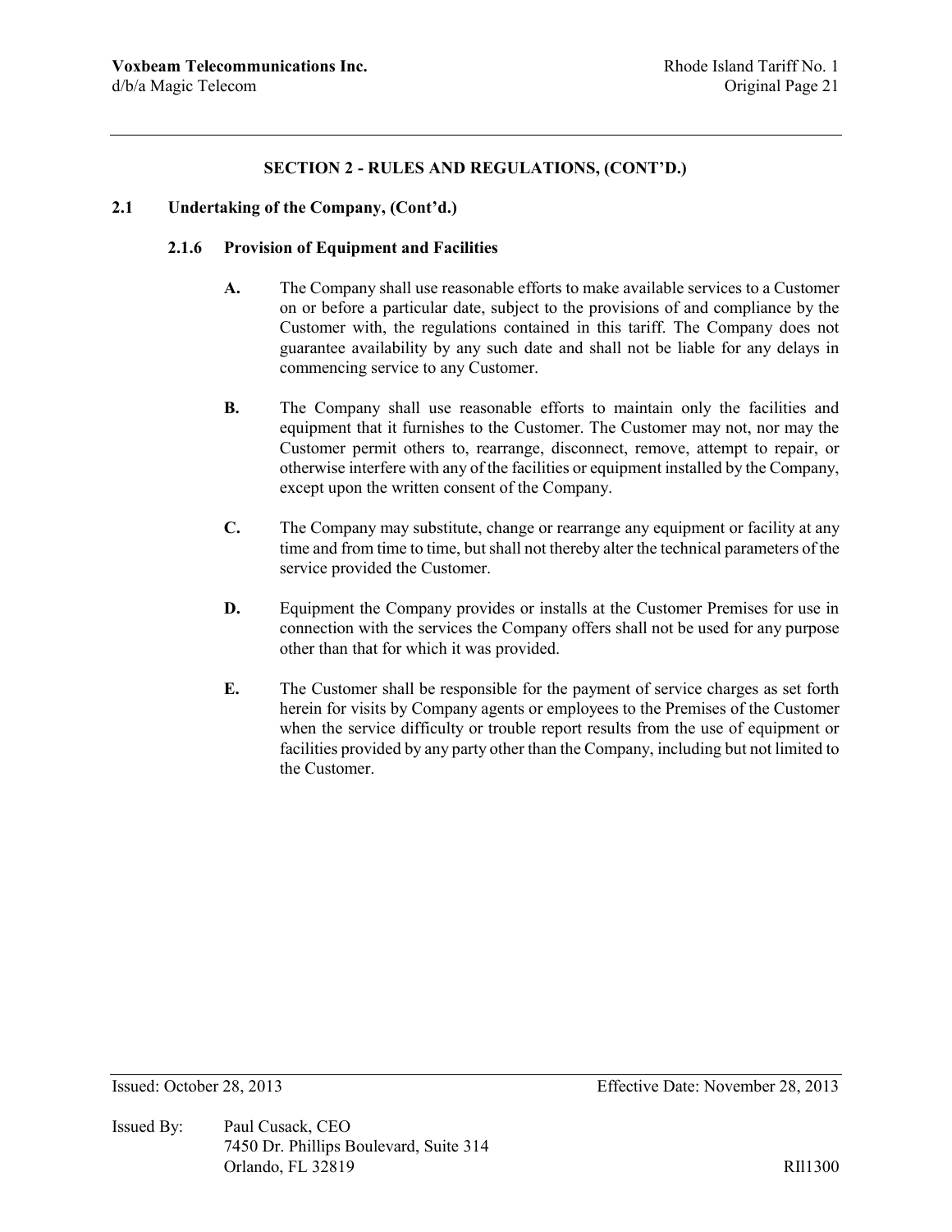## SECTION 2 - RULES AND REGULATIONS, (CONT'D.)

### 2.1 Undertaking of the Company, (Cont'd.)

#### 2.1.6 Provision of Equipment and Facilities

**A.** The Company shall use reasonable efforts to make available services to a Customer on or before a particular date, subject to the provisions of and compliance by the Customer with, the regulations contained in this tariff. The Company does not guarantee availability by any such date and shall not be liable for any delays in commencing service to any Customer.

**B.** The Company shall use reasonable efforts to maintain only the facilities and equipment that it furnishes to the Customer. The Customer may not, nor may the Customer permit others to, rearrange, disconnect, remove, attempt to repair, or otherwise interfere with any of the facilities or equipment installed by the Company, except upon the written consent of the Company.

**C.** The Company may substitute, change or rearrange any equipment or facility at any time and from time to time, but shall not thereby alter the technical parameters of the service provided the Customer.

**D.** Equipment the Company provides or installs at the Customer Premises for use in connection with the services the Company offers shall not be used for any purpose other than that for which it was provided.

**E.** The Customer shall be responsible for the payment of service charges as set forth herein for visits by Company agents or employees to the Premises of the Customer when the service difficulty or trouble report results from the use of equipment or facilities provided by any party other than the Company, including but not limited to the Customer.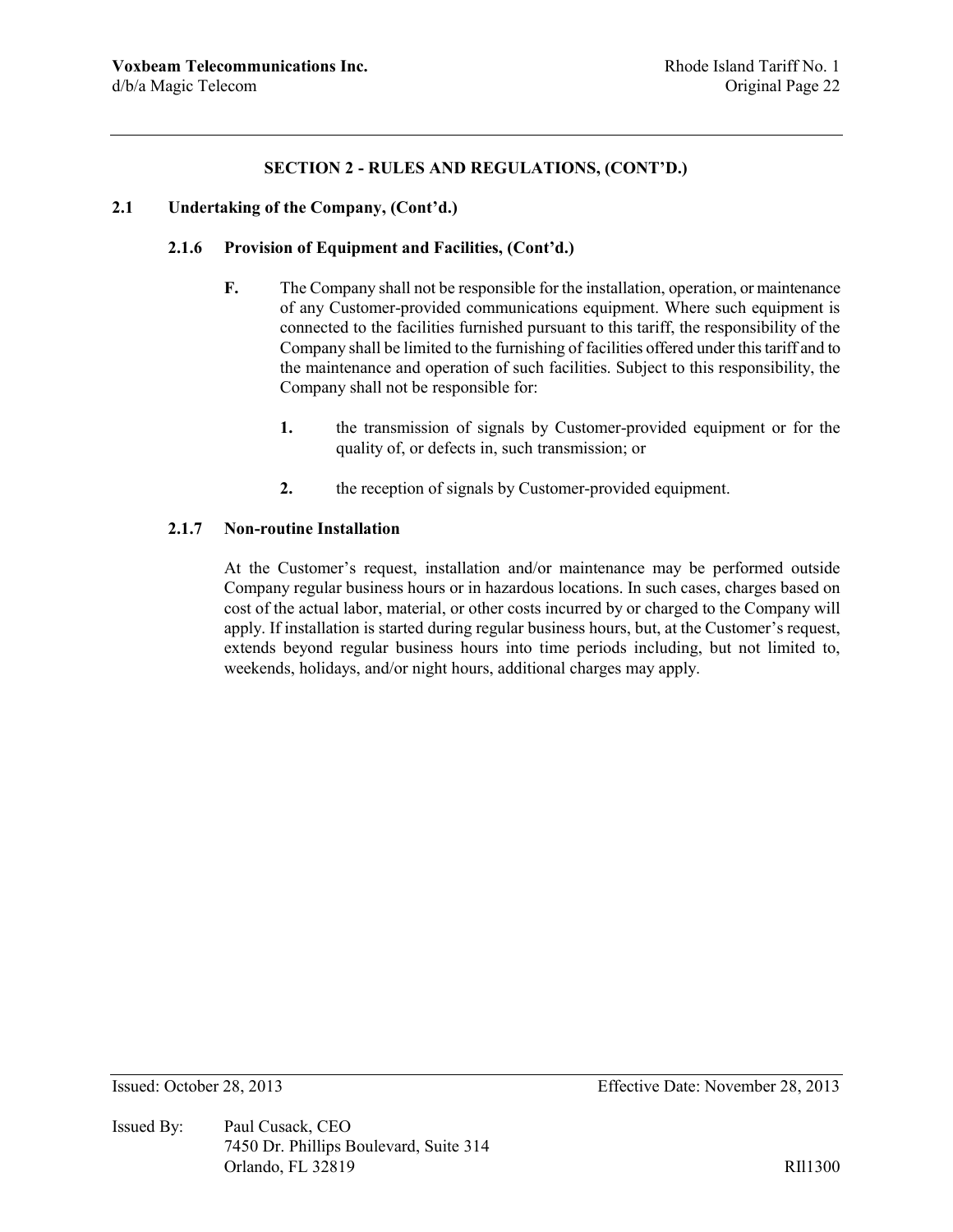## SECTION 2 - RULES AND REGULATIONS, (CONT'D.)

### 2.1 Undertaking of the Company, (Cont'd.)

#### 2.1.6 Provision of Equipment and Facilities, (Cont'd.)

**F.** The Company shall not be responsible for the installation, operation, or maintenance of any Customer-provided communications equipment. Where such equipment is connected to the facilities furnished pursuant to this tariff, the responsibility of the Company shall be limited to the furnishing of facilities offered under this tariff and to the maintenance and operation of such facilities. Subject to this responsibility, the Company shall not be responsible for:

**1.** the transmission of signals by Customer-provided equipment or for the quality of, or defects in, such transmission; or

**2.** the reception of signals by Customer-provided equipment.

#### 2.1.7 Non-routine Installation

At the Customer's request, installation and/or maintenance may be performed outside Company regular business hours or in hazardous locations. In such cases, charges based on cost of the actual labor, material, or other costs incurred by or charged to the Company will apply. If installation is started during regular business hours, but, at the Customer's request, extends beyond regular business hours into time periods including, but not limited to, weekends, holidays, and/or night hours, additional charges may apply.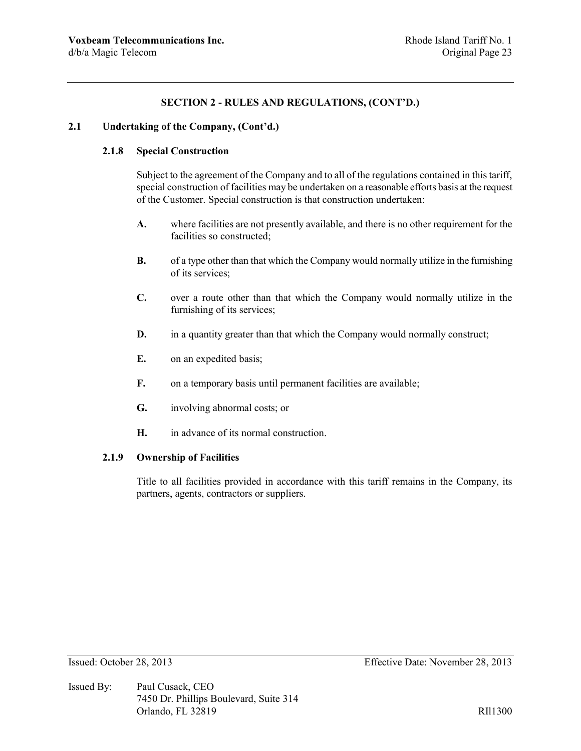## SECTION 2 - RULES AND REGULATIONS, (CONT'D.)

### 2.1 Undertaking of the Company, (Cont'd.)

#### 2.1.8 Special Construction

Subject to the agreement of the Company and to all of the regulations contained in this tariff, special construction of facilities may be undertaken on a reasonable efforts basis at the request of the Customer. Special construction is that construction undertaken:

**A.** where facilities are not presently available, and there is no other requirement for the facilities so constructed;

**B.** of a type other than that which the Company would normally utilize in the furnishing of its services;

**C.** over a route other than that which the Company would normally utilize in the furnishing of its services;

**D.** in a quantity greater than that which the Company would normally construct;

**E.** on an expedited basis;

**F.** on a temporary basis until permanent facilities are available;

**G.** involving abnormal costs; or

**H.** in advance of its normal construction.

#### 2.1.9 Ownership of Facilities

Title to all facilities provided in accordance with this tariff remains in the Company, its partners, agents, contractors or suppliers.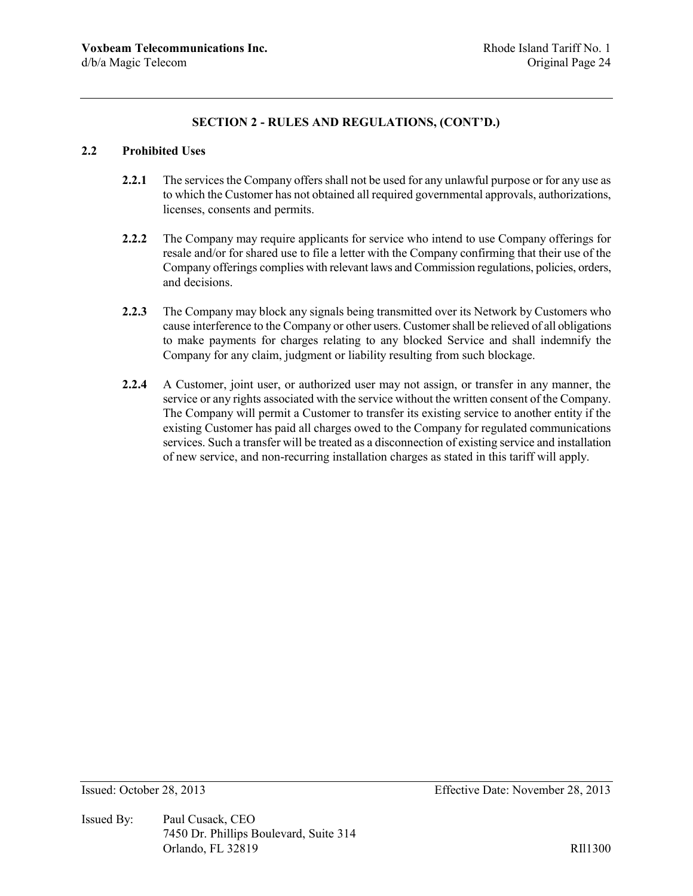## SECTION 2 - RULES AND REGULATIONS, (CONT'D.)

### 2.2 Prohibited Uses

**2.2.1** The services the Company offers shall not be used for any unlawful purpose or for any use as to which the Customer has not obtained all required governmental approvals, authorizations, licenses, consents and permits.

**2.2.2** The Company may require applicants for service who intend to use Company offerings for resale and/or for shared use to file a letter with the Company confirming that their use of the Company offerings complies with relevant laws and Commission regulations, policies, orders, and decisions.

**2.2.3** The Company may block any signals being transmitted over its Network by Customers who cause interference to the Company or other users. Customer shall be relieved of all obligations to make payments for charges relating to any blocked Service and shall indemnify the Company for any claim, judgment or liability resulting from such blockage.

**2.2.4** A Customer, joint user, or authorized user may not assign, or transfer in any manner, the service or any rights associated with the service without the written consent of the Company. The Company will permit a Customer to transfer its existing service to another entity if the existing Customer has paid all charges owed to the Company for regulated communications services. Such a transfer will be treated as a disconnection of existing service and installation of new service, and non-recurring installation charges as stated in this tariff will apply.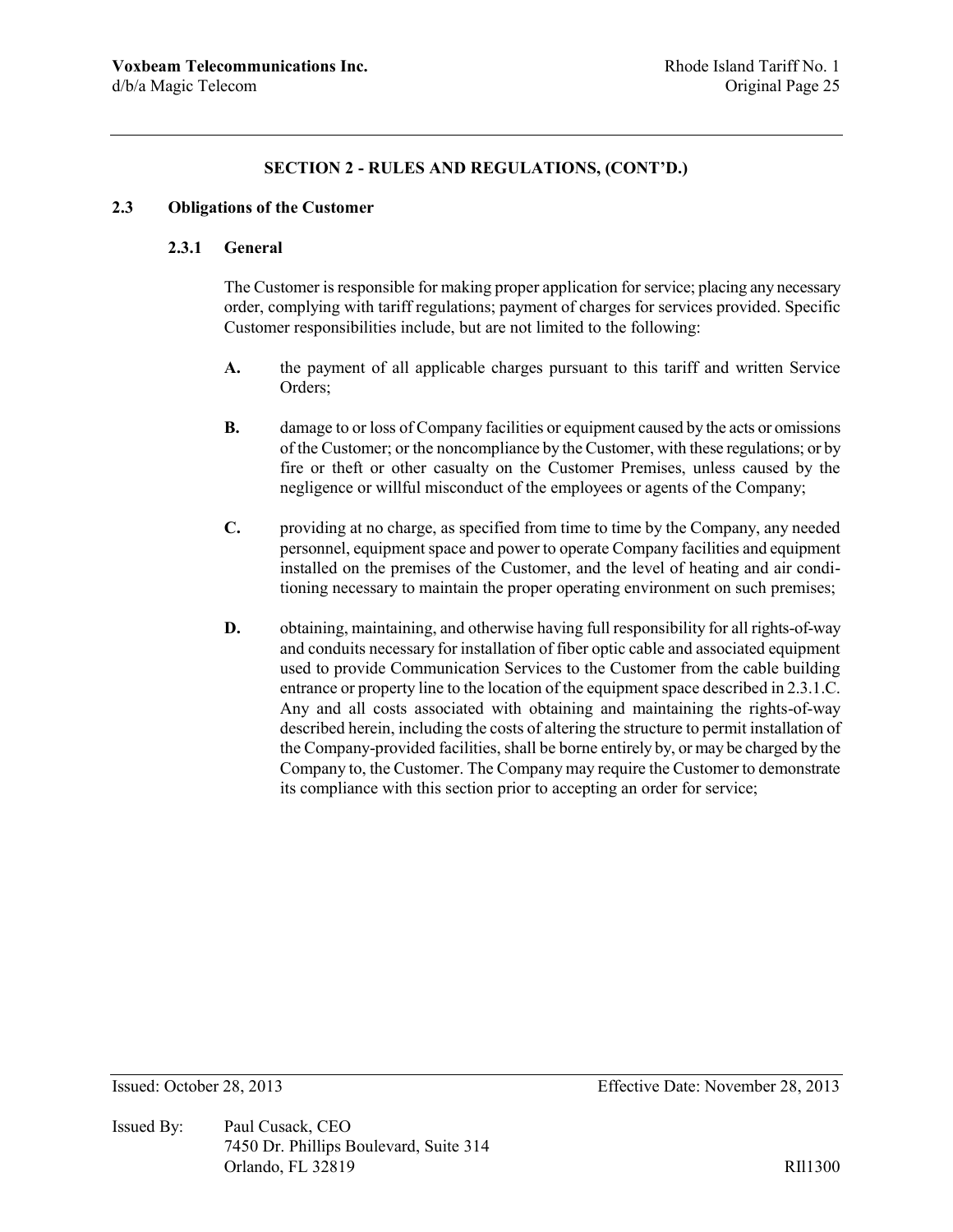## SECTION 2 - RULES AND REGULATIONS, (CONT'D.)

### 2.3 Obligations of the Customer

#### 2.3.1 General

The Customer is responsible for making proper application for service; placing any necessary order, complying with tariff regulations; payment of charges for services provided. Specific Customer responsibilities include, but are not limited to the following:

**A.** the payment of all applicable charges pursuant to this tariff and written Service Orders;

**B.** damage to or loss of Company facilities or equipment caused by the acts or omissions of the Customer; or the noncompliance by the Customer, with these regulations; or by fire or theft or other casualty on the Customer Premises, unless caused by the negligence or willful misconduct of the employees or agents of the Company;

**C.** providing at no charge, as specified from time to time by the Company, any needed personnel, equipment space and power to operate Company facilities and equipment installed on the premises of the Customer, and the level of heating and air conditioning necessary to maintain the proper operating environment on such premises;

**D.** obtaining, maintaining, and otherwise having full responsibility for all rights-of-way and conduits necessary for installation of fiber optic cable and associated equipment used to provide Communication Services to the Customer from the cable building entrance or property line to the location of the equipment space described in 2.3.1.C. Any and all costs associated with obtaining and maintaining the rights-of-way described herein, including the costs of altering the structure to permit installation of the Company-provided facilities, shall be borne entirely by, or may be charged by the Company to, the Customer. The Company may require the Customer to demonstrate its compliance with this section prior to accepting an order for service;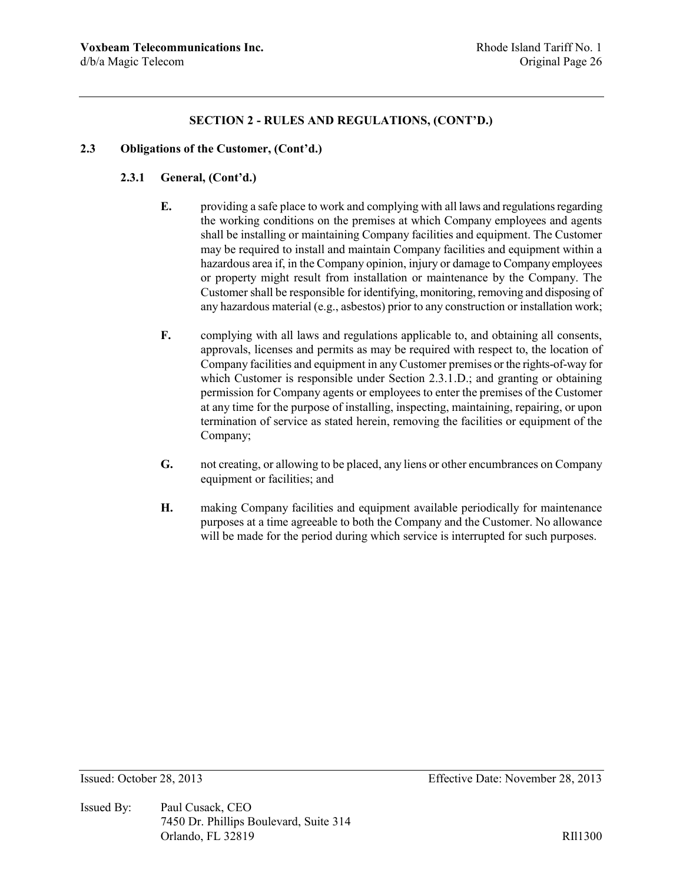## SECTION 2 - RULES AND REGULATIONS, (CONT'D.)

### 2.3 Obligations of the Customer, (Cont'd.)

#### 2.3.1 General, (Cont'd.)

**E.** providing a safe place to work and complying with all laws and regulations regarding the working conditions on the premises at which Company employees and agents shall be installing or maintaining Company facilities and equipment. The Customer may be required to install and maintain Company facilities and equipment within a hazardous area if, in the Company opinion, injury or damage to Company employees or property might result from installation or maintenance by the Company. The Customer shall be responsible for identifying, monitoring, removing and disposing of any hazardous material (e.g., asbestos) prior to any construction or installation work;

**F.** complying with all laws and regulations applicable to, and obtaining all consents, approvals, licenses and permits as may be required with respect to, the location of Company facilities and equipment in any Customer premises or the rights-of-way for which Customer is responsible under Section 2.3.1.D.; and granting or obtaining permission for Company agents or employees to enter the premises of the Customer at any time for the purpose of installing, inspecting, maintaining, repairing, or upon termination of service as stated herein, removing the facilities or equipment of the Company;

**G.** not creating, or allowing to be placed, any liens or other encumbrances on Company equipment or facilities; and

**H.** making Company facilities and equipment available periodically for maintenance purposes at a time agreeable to both the Company and the Customer. No allowance will be made for the period during which service is interrupted for such purposes.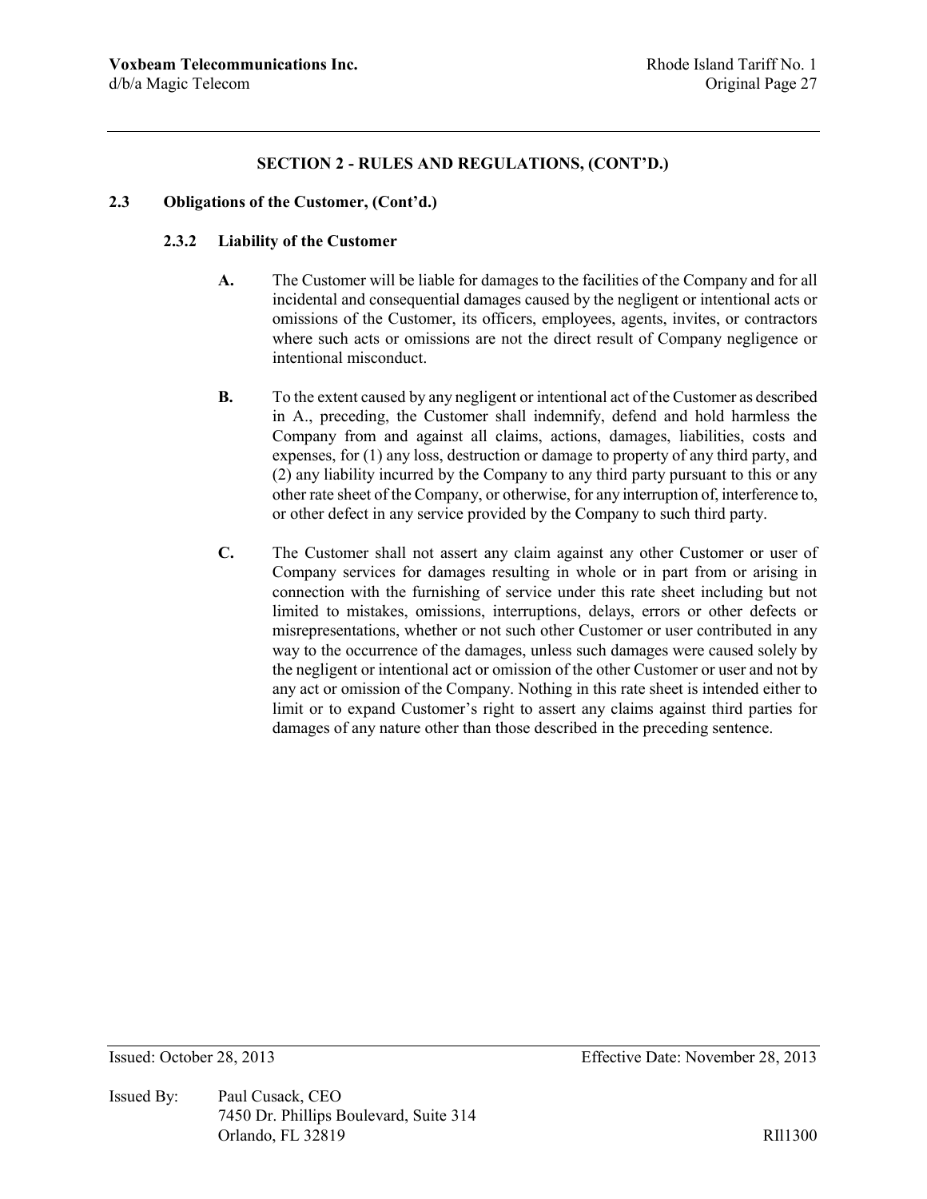## SECTION 2 - RULES AND REGULATIONS, (CONT'D.)

### 2.3 Obligations of the Customer, (Cont'd.)

#### 2.3.2 Liability of the Customer

**A.** The Customer will be liable for damages to the facilities of the Company and for all incidental and consequential damages caused by the negligent or intentional acts or omissions of the Customer, its officers, employees, agents, invites, or contractors where such acts or omissions are not the direct result of Company negligence or intentional misconduct.

**B.** To the extent caused by any negligent or intentional act of the Customer as described in A., preceding, the Customer shall indemnify, defend and hold harmless the Company from and against all claims, actions, damages, liabilities, costs and expenses, for (1) any loss, destruction or damage to property of any third party, and (2) any liability incurred by the Company to any third party pursuant to this or any other rate sheet of the Company, or otherwise, for any interruption of, interference to, or other defect in any service provided by the Company to such third party.

**C.** The Customer shall not assert any claim against any other Customer or user of Company services for damages resulting in whole or in part from or arising in connection with the furnishing of service under this rate sheet including but not limited to mistakes, omissions, interruptions, delays, errors or other defects or misrepresentations, whether or not such other Customer or user contributed in any way to the occurrence of the damages, unless such damages were caused solely by the negligent or intentional act or omission of the other Customer or user and not by any act or omission of the Company. Nothing in this rate sheet is intended either to limit or to expand Customer's right to assert any claims against third parties for damages of any nature other than those described in the preceding sentence.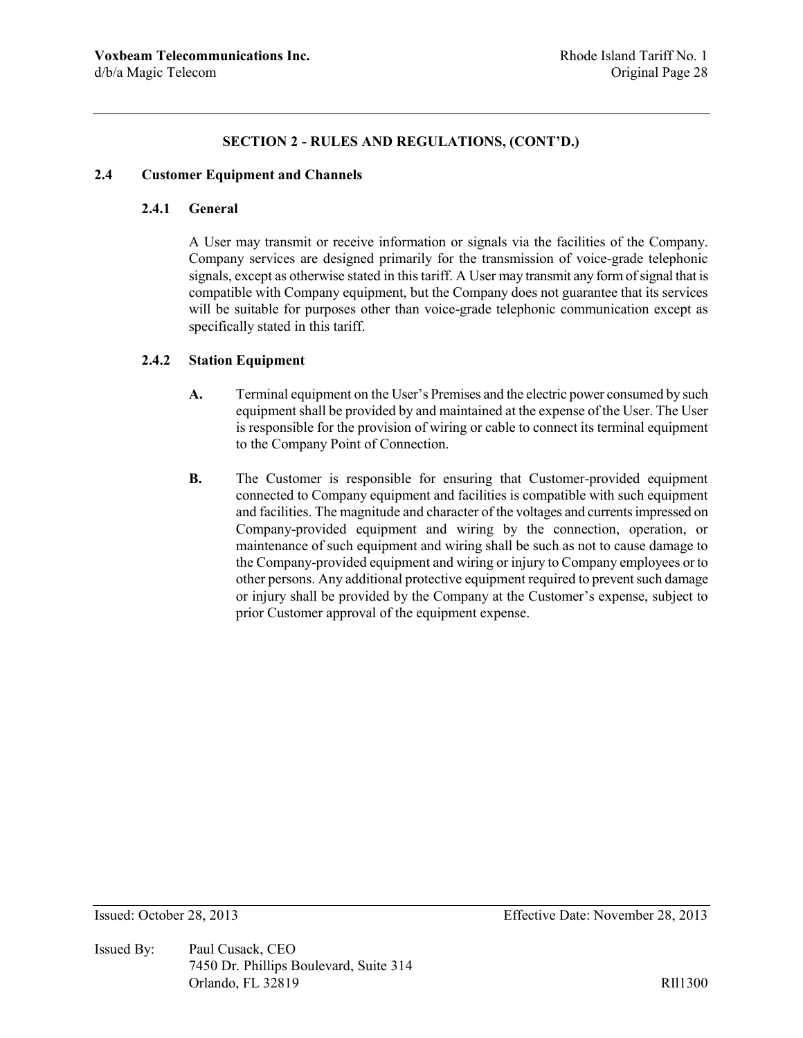## SECTION 2 - RULES AND REGULATIONS, (CONT'D.)

### 2.4 Customer Equipment and Channels

#### 2.4.1 General

A User may transmit or receive information or signals via the facilities of the Company. Company services are designed primarily for the transmission of voice-grade telephonic signals, except as otherwise stated in this tariff. A User may transmit any form of signal that is compatible with Company equipment, but the Company does not guarantee that its services will be suitable for purposes other than voice-grade telephonic communication except as specifically stated in this tariff.

#### 2.4.2 Station Equipment

**A.** Terminal equipment on the User's Premises and the electric power consumed by such equipment shall be provided by and maintained at the expense of the User. The User is responsible for the provision of wiring or cable to connect its terminal equipment to the Company Point of Connection.

**B.** The Customer is responsible for ensuring that Customer-provided equipment connected to Company equipment and facilities is compatible with such equipment and facilities. The magnitude and character of the voltages and currents impressed on Company-provided equipment and wiring by the connection, operation, or maintenance of such equipment and wiring shall be such as not to cause damage to the Company-provided equipment and wiring or injury to Company employees or to other persons. Any additional protective equipment required to prevent such damage or injury shall be provided by the Company at the Customer's expense, subject to prior Customer approval of the equipment expense.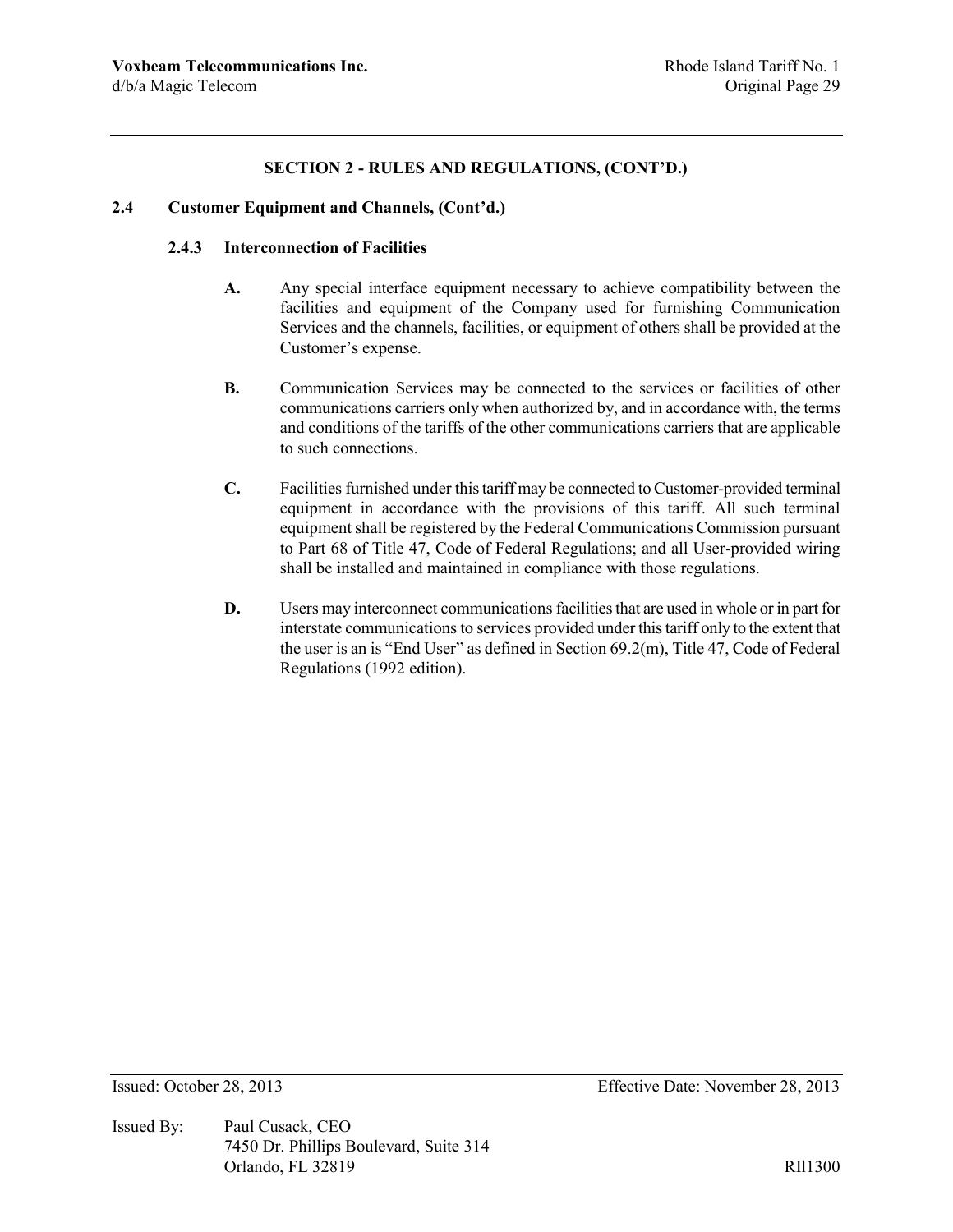## SECTION 2 - RULES AND REGULATIONS, (CONT'D.)

### 2.4 Customer Equipment and Channels, (Cont'd.)

#### 2.4.3 Interconnection of Facilities

**A.** Any special interface equipment necessary to achieve compatibility between the facilities and equipment of the Company used for furnishing Communication Services and the channels, facilities, or equipment of others shall be provided at the Customer's expense.

**B.** Communication Services may be connected to the services or facilities of other communications carriers only when authorized by, and in accordance with, the terms and conditions of the tariffs of the other communications carriers that are applicable to such connections.

**C.** Facilities furnished under this tariff may be connected to Customer-provided terminal equipment in accordance with the provisions of this tariff. All such terminal equipment shall be registered by the Federal Communications Commission pursuant to Part 68 of Title 47, Code of Federal Regulations; and all User-provided wiring shall be installed and maintained in compliance with those regulations.

**D.** Users may interconnect communications facilities that are used in whole or in part for interstate communications to services provided under this tariff only to the extent that the user is an is "End User" as defined in Section 69.2(m), Title 47, Code of Federal Regulations (1992 edition).

Issued: October 28, 2013 Effective Date: November 28, 2013

Issued By: Paul Cusack, CEO
7450 Dr. Phillips Boulevard, Suite 314
Orlando, FL 32819 RIl1300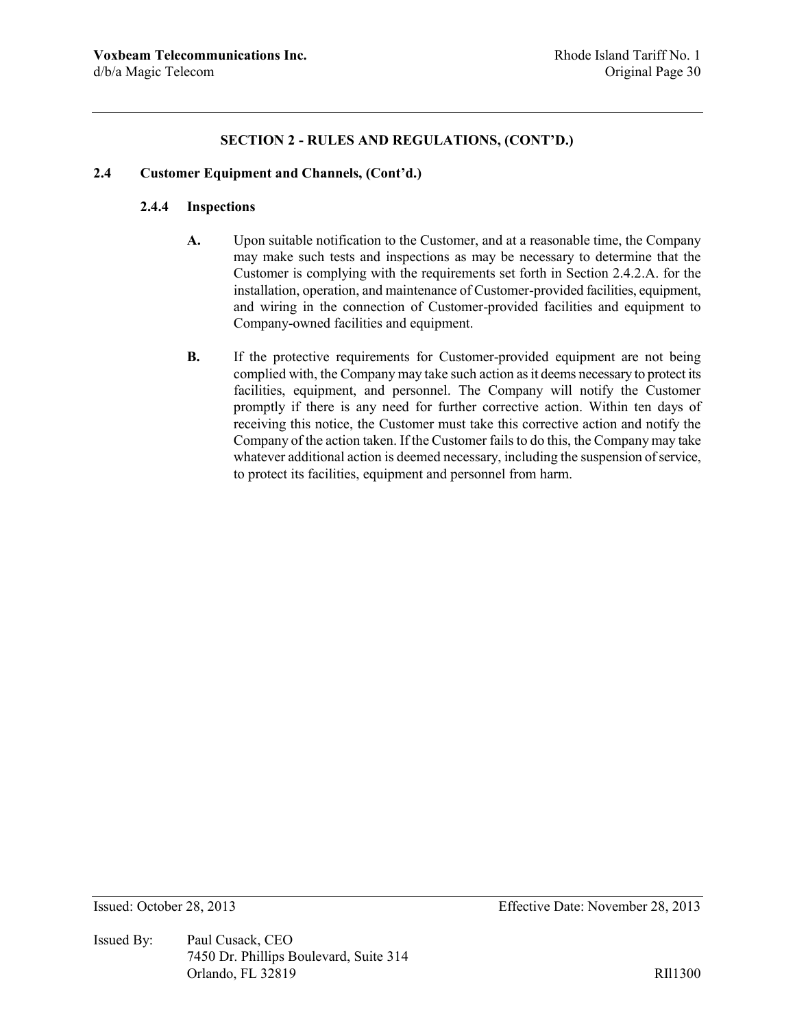## SECTION 2 - RULES AND REGULATIONS, (CONT'D.)

### 2.4 Customer Equipment and Channels, (Cont'd.)

#### 2.4.4 Inspections

**A.** Upon suitable notification to the Customer, and at a reasonable time, the Company may make such tests and inspections as may be necessary to determine that the Customer is complying with the requirements set forth in Section 2.4.2.A. for the installation, operation, and maintenance of Customer-provided facilities, equipment, and wiring in the connection of Customer-provided facilities and equipment to Company-owned facilities and equipment.

**B.** If the protective requirements for Customer-provided equipment are not being complied with, the Company may take such action as it deems necessary to protect its facilities, equipment, and personnel. The Company will notify the Customer promptly if there is any need for further corrective action. Within ten days of receiving this notice, the Customer must take this corrective action and notify the Company of the action taken. If the Customer fails to do this, the Company may take whatever additional action is deemed necessary, including the suspension of service, to protect its facilities, equipment and personnel from harm.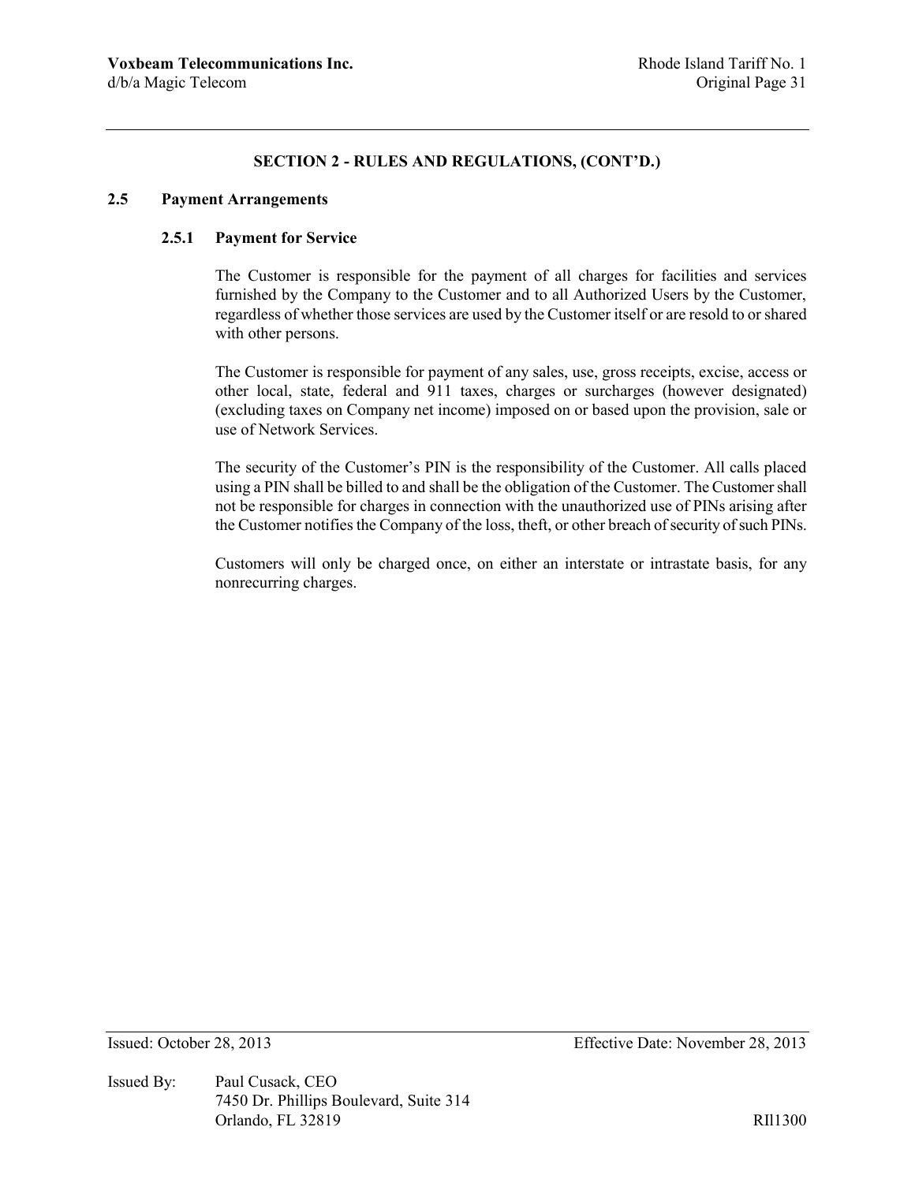## SECTION 2 - RULES AND REGULATIONS, (CONT'D.)

### 2.5 Payment Arrangements

#### 2.5.1 Payment for Service

The Customer is responsible for the payment of all charges for facilities and services furnished by the Company to the Customer and to all Authorized Users by the Customer, regardless of whether those services are used by the Customer itself or are resold to or shared with other persons.

The Customer is responsible for payment of any sales, use, gross receipts, excise, access or other local, state, federal and 911 taxes, charges or surcharges (however designated) (excluding taxes on Company net income) imposed on or based upon the provision, sale or use of Network Services.

The security of the Customer's PIN is the responsibility of the Customer. All calls placed using a PIN shall be billed to and shall be the obligation of the Customer. The Customer shall not be responsible for charges in connection with the unauthorized use of PINs arising after the Customer notifies the Company of the loss, theft, or other breach of security of such PINs.

Customers will only be charged once, on either an interstate or intrastate basis, for any nonrecurring charges.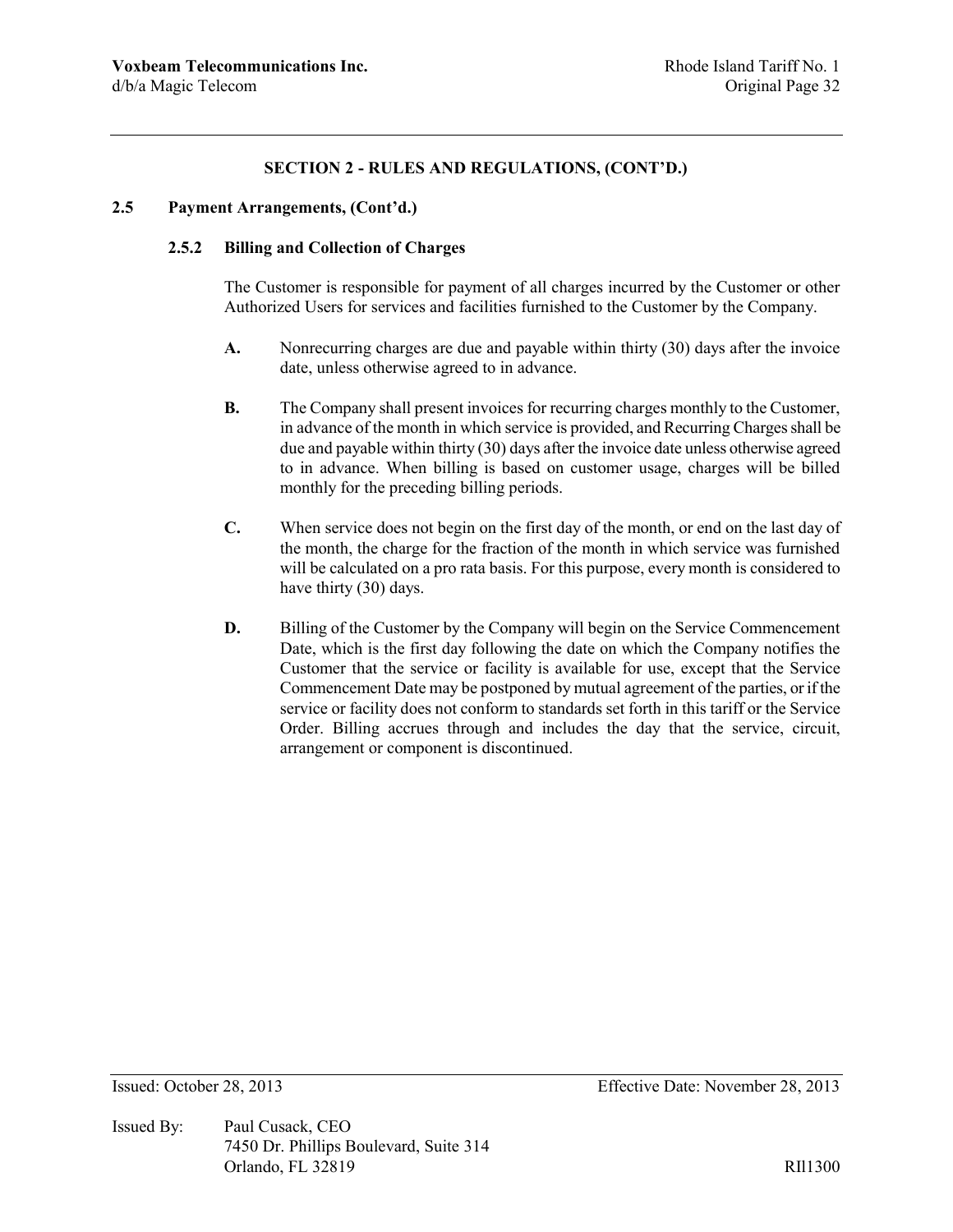## SECTION 2 - RULES AND REGULATIONS, (CONT'D.)

### 2.5 Payment Arrangements, (Cont'd.)

#### 2.5.2 Billing and Collection of Charges

The Customer is responsible for payment of all charges incurred by the Customer or other Authorized Users for services and facilities furnished to the Customer by the Company.

**A.** Nonrecurring charges are due and payable within thirty (30) days after the invoice date, unless otherwise agreed to in advance.

**B.** The Company shall present invoices for recurring charges monthly to the Customer, in advance of the month in which service is provided, and Recurring Charges shall be due and payable within thirty (30) days after the invoice date unless otherwise agreed to in advance. When billing is based on customer usage, charges will be billed monthly for the preceding billing periods.

**C.** When service does not begin on the first day of the month, or end on the last day of the month, the charge for the fraction of the month in which service was furnished will be calculated on a pro rata basis. For this purpose, every month is considered to have thirty (30) days.

**D.** Billing of the Customer by the Company will begin on the Service Commencement Date, which is the first day following the date on which the Company notifies the Customer that the service or facility is available for use, except that the Service Commencement Date may be postponed by mutual agreement of the parties, or if the service or facility does not conform to standards set forth in this tariff or the Service Order. Billing accrues through and includes the day that the service, circuit, arrangement or component is discontinued.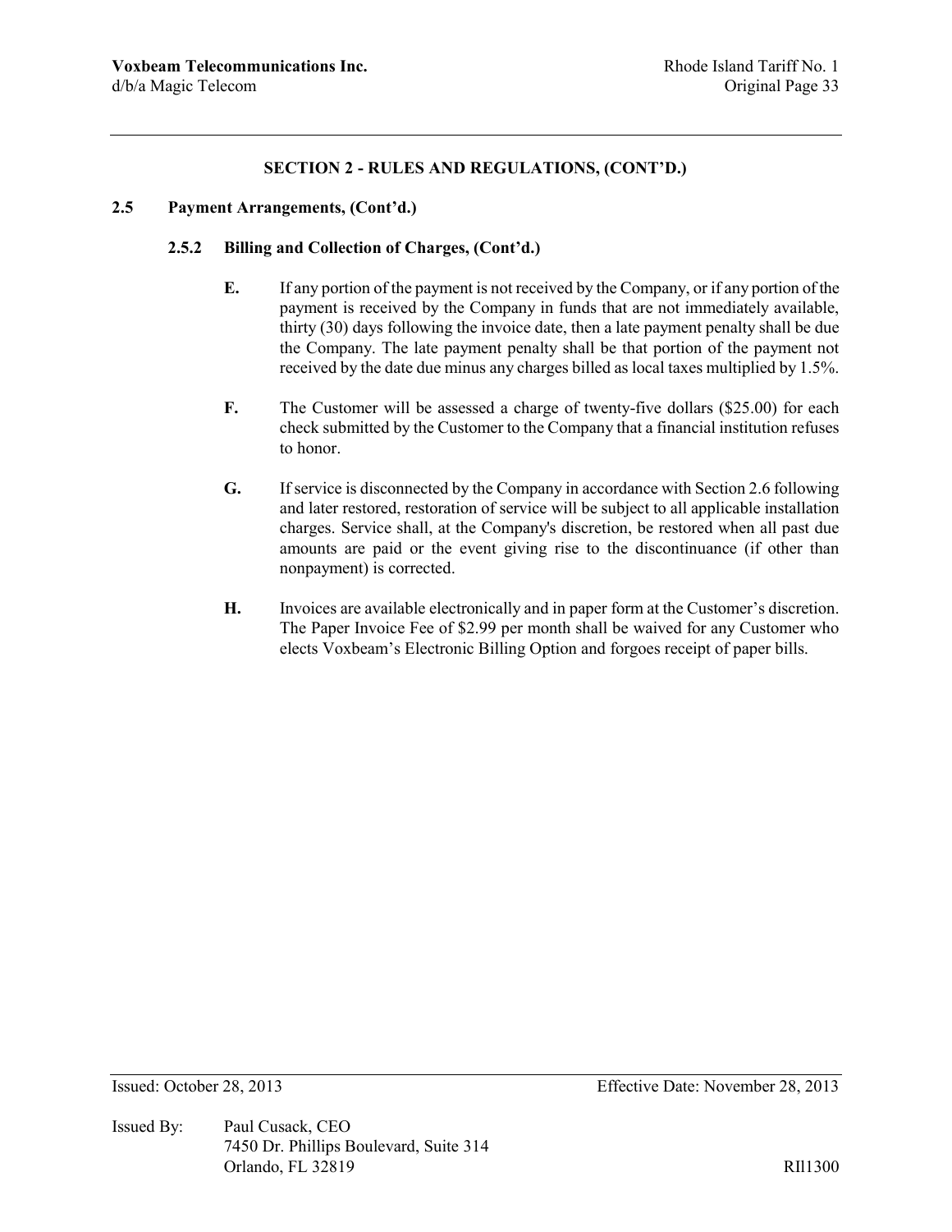## SECTION 2 - RULES AND REGULATIONS, (CONT'D.)

### 2.5 Payment Arrangements, (Cont'd.)

#### 2.5.2 Billing and Collection of Charges, (Cont'd.)

**E.** If any portion of the payment is not received by the Company, or if any portion of the payment is received by the Company in funds that are not immediately available, thirty (30) days following the invoice date, then a late payment penalty shall be due the Company. The late payment penalty shall be that portion of the payment not received by the date due minus any charges billed as local taxes multiplied by 1.5%.

**F.** The Customer will be assessed a charge of twenty-five dollars ($25.00) for each check submitted by the Customer to the Company that a financial institution refuses to honor.

**G.** If service is disconnected by the Company in accordance with Section 2.6 following and later restored, restoration of service will be subject to all applicable installation charges. Service shall, at the Company's discretion, be restored when all past due amounts are paid or the event giving rise to the discontinuance (if other than nonpayment) is corrected.

**H.** Invoices are available electronically and in paper form at the Customer's discretion. The Paper Invoice Fee of $2.99 per month shall be waived for any Customer who elects Voxbeam's Electronic Billing Option and forgoes receipt of paper bills.

Issued: October 28, 2013 Effective Date: November 28, 2013

Issued By: Paul Cusack, CEO
7450 Dr. Phillips Boulevard, Suite 314
Orlando, FL 32819

RIl1300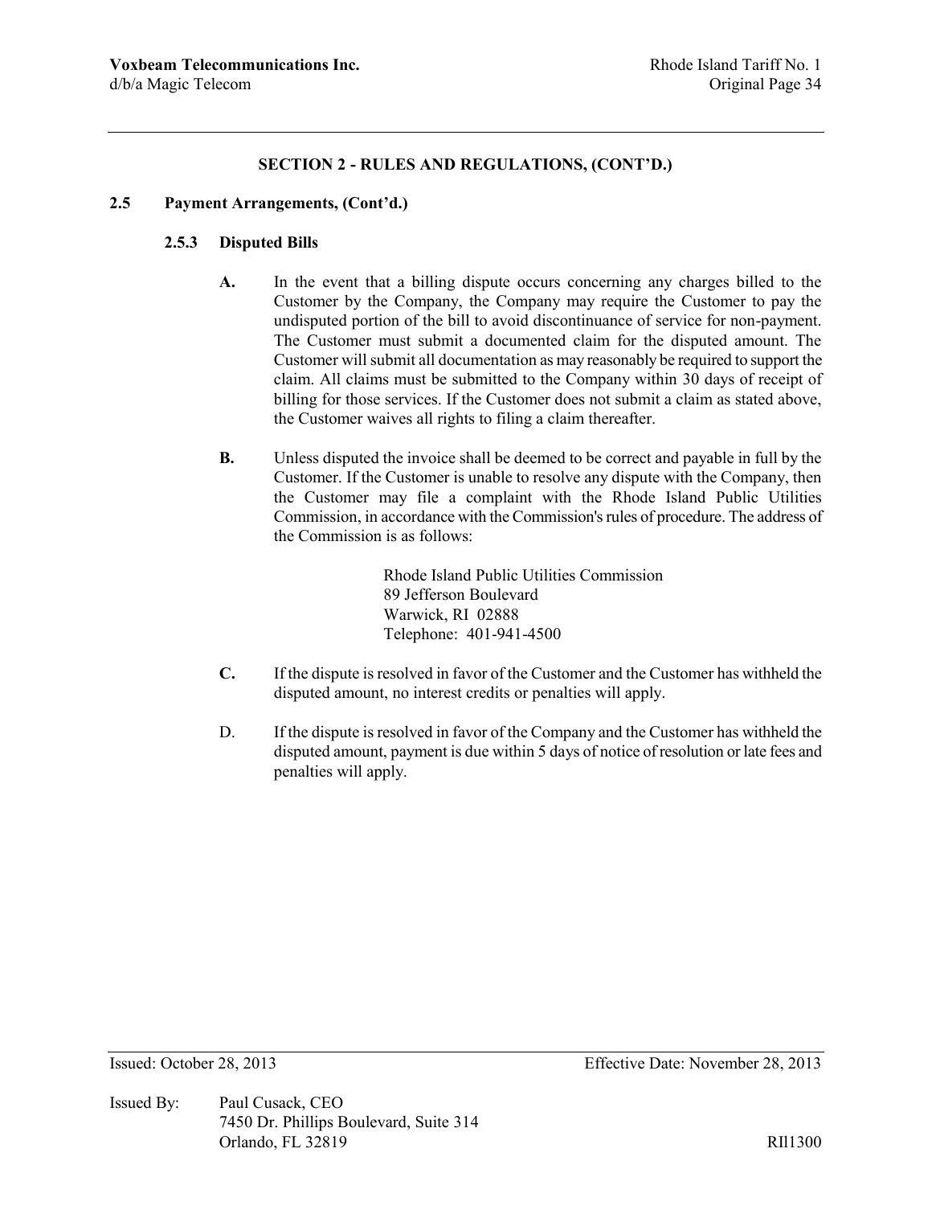## SECTION 2 - RULES AND REGULATIONS, (CONT'D.)

### 2.5 Payment Arrangements, (Cont'd.)

#### 2.5.3 Disputed Bills

**A.** In the event that a billing dispute occurs concerning any charges billed to the Customer by the Company, the Company may require the Customer to pay the undisputed portion of the bill to avoid discontinuance of service for non-payment. The Customer must submit a documented claim for the disputed amount. The Customer will submit all documentation as may reasonably be required to support the claim. All claims must be submitted to the Company within 30 days of receipt of billing for those services. If the Customer does not submit a claim as stated above, the Customer waives all rights to filing a claim thereafter.

**B.** Unless disputed the invoice shall be deemed to be correct and payable in full by the Customer. If the Customer is unable to resolve any dispute with the Company, then the Customer may file a complaint with the Rhode Island Public Utilities Commission, in accordance with the Commission's rules of procedure. The address of the Commission is as follows:

> Rhode Island Public Utilities Commission
> 89 Jefferson Boulevard
> Warwick, RI 02888
> Telephone: 401-941-4500

**C.** If the dispute is resolved in favor of the Customer and the Customer has withheld the disputed amount, no interest credits or penalties will apply.

D. If the dispute is resolved in favor of the Company and the Customer has withheld the disputed amount, payment is due within 5 days of notice of resolution or late fees and penalties will apply.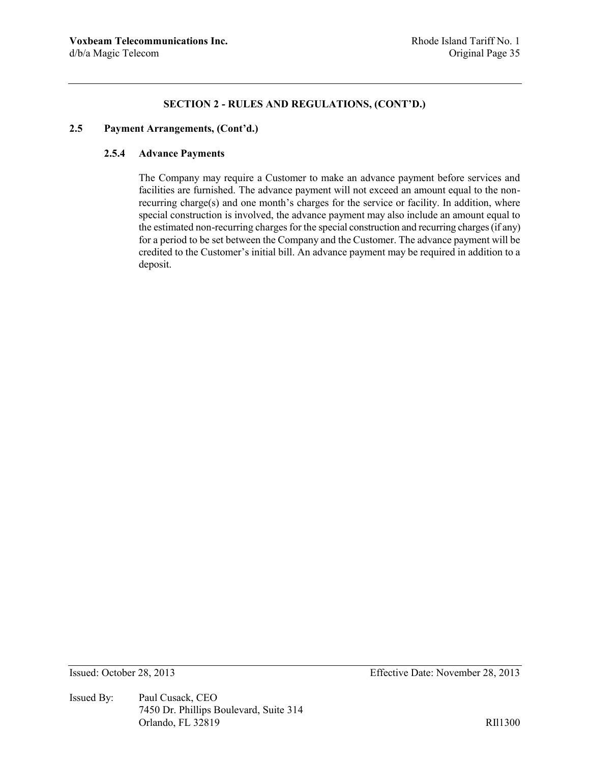## SECTION 2 - RULES AND REGULATIONS, (CONT'D.)

### 2.5 Payment Arrangements, (Cont'd.)

#### 2.5.4 Advance Payments

The Company may require a Customer to make an advance payment before services and facilities are furnished. The advance payment will not exceed an amount equal to the non-recurring charge(s) and one month's charges for the service or facility. In addition, where special construction is involved, the advance payment may also include an amount equal to the estimated non-recurring charges for the special construction and recurring charges (if any) for a period to be set between the Company and the Customer. The advance payment will be credited to the Customer's initial bill. An advance payment may be required in addition to a deposit.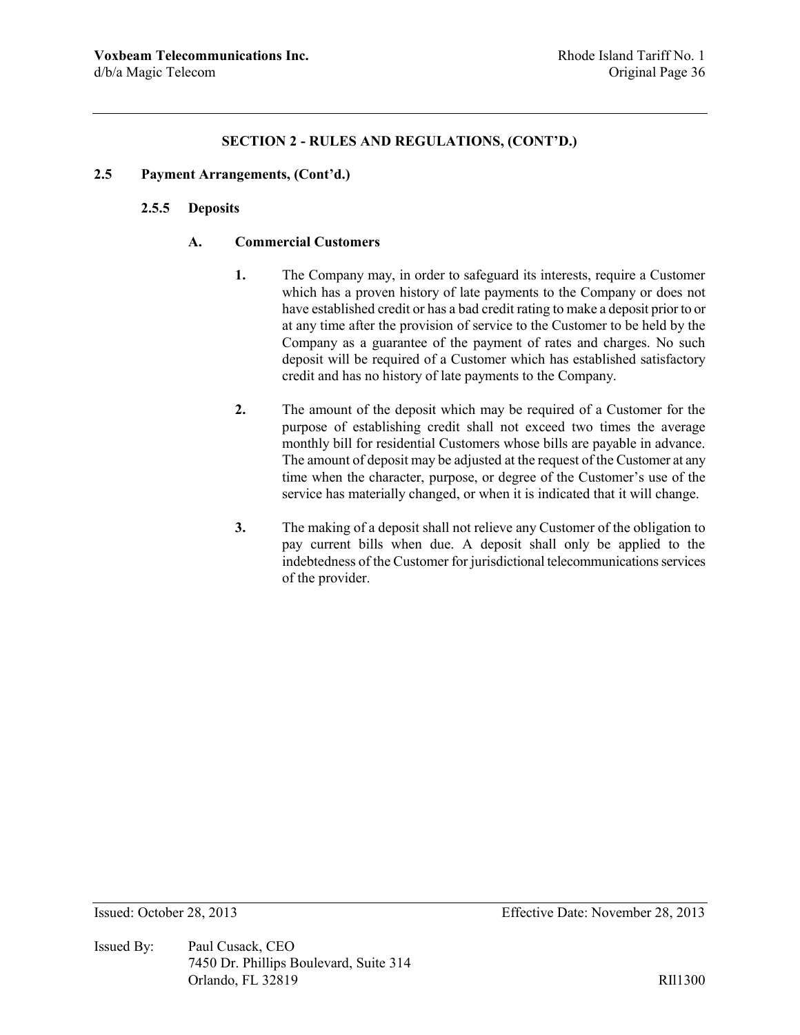## SECTION 2 - RULES AND REGULATIONS, (CONT'D.)

### 2.5 Payment Arrangements, (Cont'd.)

#### 2.5.5 Deposits

**A. Commercial Customers**

**1.** The Company may, in order to safeguard its interests, require a Customer which has a proven history of late payments to the Company or does not have established credit or has a bad credit rating to make a deposit prior to or at any time after the provision of service to the Customer to be held by the Company as a guarantee of the payment of rates and charges. No such deposit will be required of a Customer which has established satisfactory credit and has no history of late payments to the Company.

**2.** The amount of the deposit which may be required of a Customer for the purpose of establishing credit shall not exceed two times the average monthly bill for residential Customers whose bills are payable in advance. The amount of deposit may be adjusted at the request of the Customer at any time when the character, purpose, or degree of the Customer's use of the service has materially changed, or when it is indicated that it will change.

**3.** The making of a deposit shall not relieve any Customer of the obligation to pay current bills when due. A deposit shall only be applied to the indebtedness of the Customer for jurisdictional telecommunications services of the provider.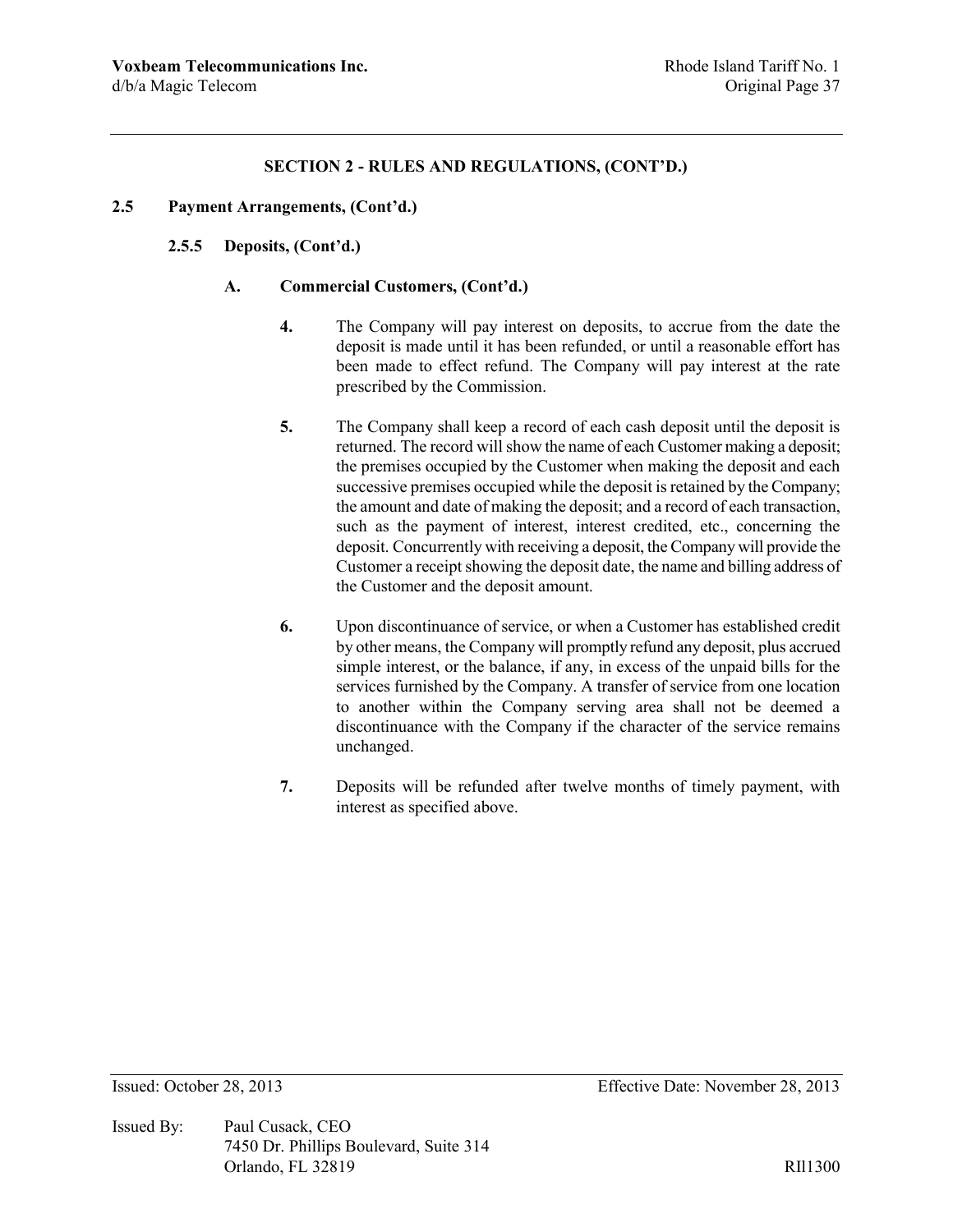## SECTION 2 - RULES AND REGULATIONS, (CONT'D.)

### 2.5 Payment Arrangements, (Cont'd.)

#### 2.5.5 Deposits, (Cont'd.)

**A. Commercial Customers, (Cont'd.)**

**4.** The Company will pay interest on deposits, to accrue from the date the deposit is made until it has been refunded, or until a reasonable effort has been made to effect refund. The Company will pay interest at the rate prescribed by the Commission.

**5.** The Company shall keep a record of each cash deposit until the deposit is returned. The record will show the name of each Customer making a deposit; the premises occupied by the Customer when making the deposit and each successive premises occupied while the deposit is retained by the Company; the amount and date of making the deposit; and a record of each transaction, such as the payment of interest, interest credited, etc., concerning the deposit. Concurrently with receiving a deposit, the Company will provide the Customer a receipt showing the deposit date, the name and billing address of the Customer and the deposit amount.

**6.** Upon discontinuance of service, or when a Customer has established credit by other means, the Company will promptly refund any deposit, plus accrued simple interest, or the balance, if any, in excess of the unpaid bills for the services furnished by the Company. A transfer of service from one location to another within the Company serving area shall not be deemed a discontinuance with the Company if the character of the service remains unchanged.

**7.** Deposits will be refunded after twelve months of timely payment, with interest as specified above.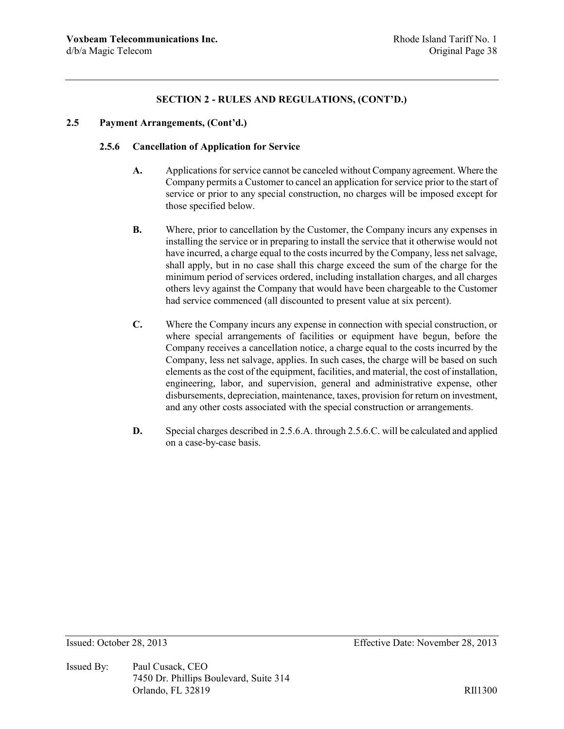## SECTION 2 - RULES AND REGULATIONS, (CONT'D.)

### 2.5 Payment Arrangements, (Cont'd.)

#### 2.5.6 Cancellation of Application for Service

**A.** Applications for service cannot be canceled without Company agreement. Where the Company permits a Customer to cancel an application for service prior to the start of service or prior to any special construction, no charges will be imposed except for those specified below.

**B.** Where, prior to cancellation by the Customer, the Company incurs any expenses in installing the service or in preparing to install the service that it otherwise would not have incurred, a charge equal to the costs incurred by the Company, less net salvage, shall apply, but in no case shall this charge exceed the sum of the charge for the minimum period of services ordered, including installation charges, and all charges others levy against the Company that would have been chargeable to the Customer had service commenced (all discounted to present value at six percent).

**C.** Where the Company incurs any expense in connection with special construction, or where special arrangements of facilities or equipment have begun, before the Company receives a cancellation notice, a charge equal to the costs incurred by the Company, less net salvage, applies. In such cases, the charge will be based on such elements as the cost of the equipment, facilities, and material, the cost of installation, engineering, labor, and supervision, general and administrative expense, other disbursements, depreciation, maintenance, taxes, provision for return on investment, and any other costs associated with the special construction or arrangements.

**D.** Special charges described in 2.5.6.A. through 2.5.6.C. will be calculated and applied on a case-by-case basis.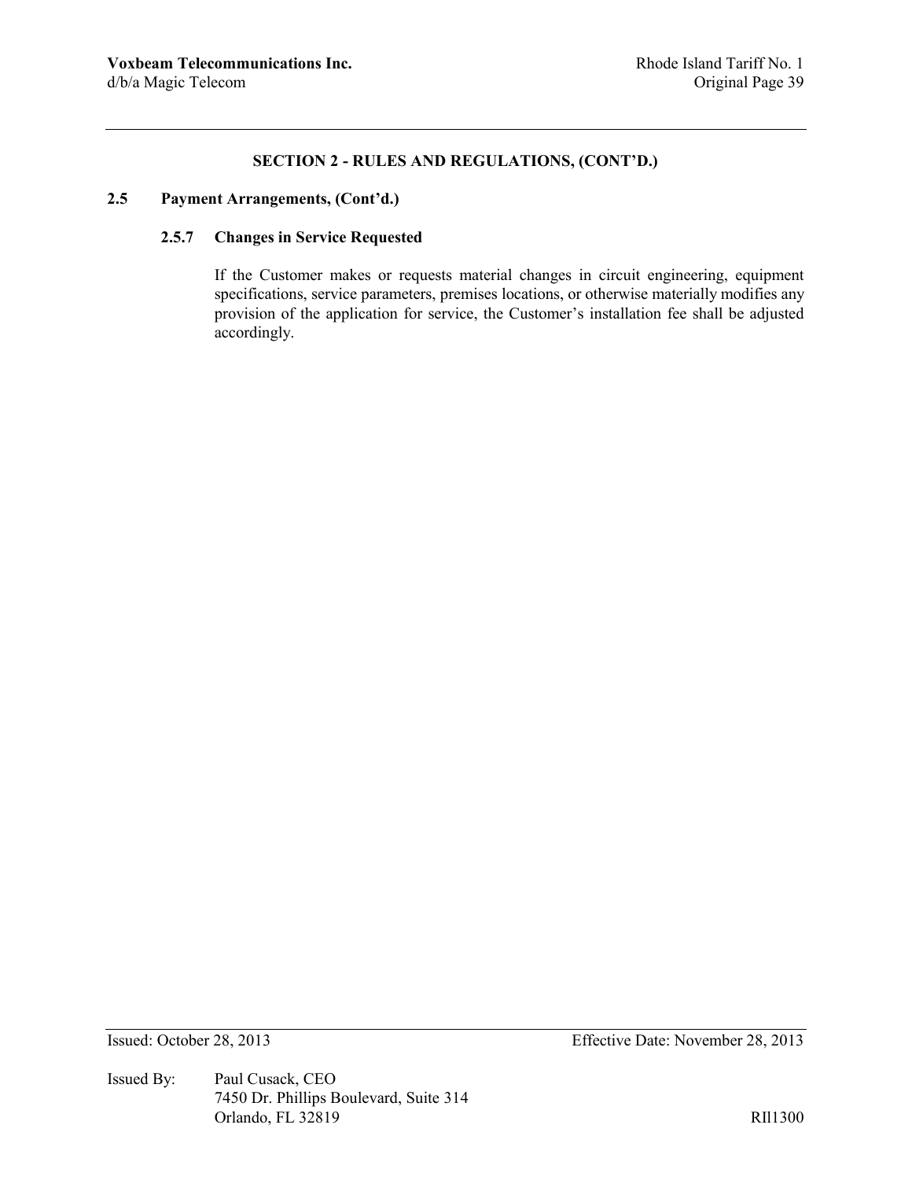## SECTION 2 - RULES AND REGULATIONS, (CONT'D.)

### 2.5 Payment Arrangements, (Cont'd.)

#### 2.5.7 Changes in Service Requested

If the Customer makes or requests material changes in circuit engineering, equipment specifications, service parameters, premises locations, or otherwise materially modifies any provision of the application for service, the Customer's installation fee shall be adjusted accordingly.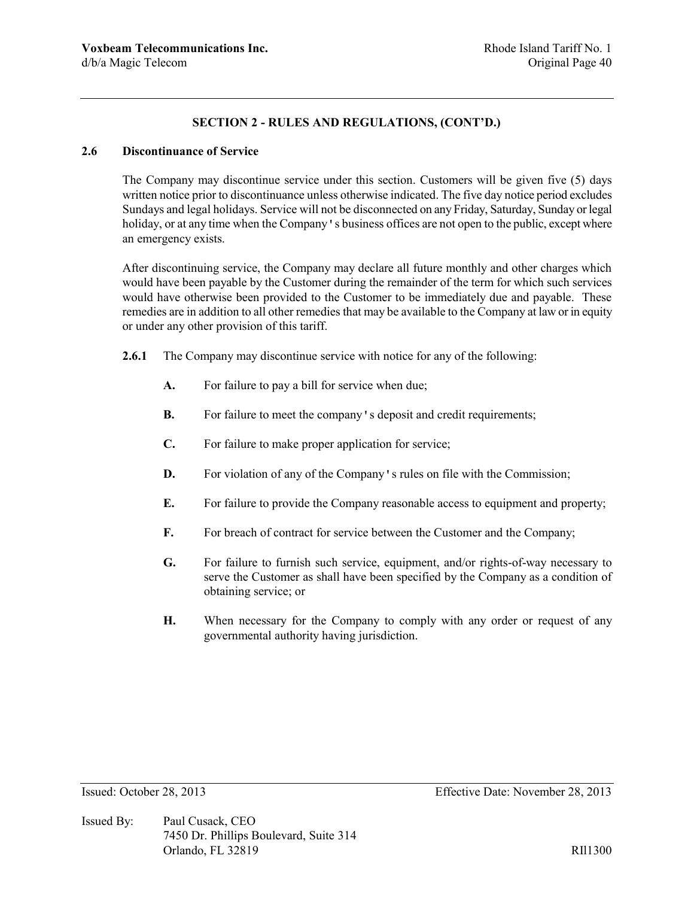## SECTION 2 - RULES AND REGULATIONS, (CONT'D.)

### 2.6 Discontinuance of Service

The Company may discontinue service under this section. Customers will be given five (5) days written notice prior to discontinuance unless otherwise indicated. The five day notice period excludes Sundays and legal holidays. Service will not be disconnected on any Friday, Saturday, Sunday or legal holiday, or at any time when the Company's business offices are not open to the public, except where an emergency exists.

After discontinuing service, the Company may declare all future monthly and other charges which would have been payable by the Customer during the remainder of the term for which such services would have otherwise been provided to the Customer to be immediately due and payable. These remedies are in addition to all other remedies that may be available to the Company at law or in equity or under any other provision of this tariff.

**2.6.1** The Company may discontinue service with notice for any of the following:

**A.** For failure to pay a bill for service when due;

**B.** For failure to meet the company's deposit and credit requirements;

**C.** For failure to make proper application for service;

**D.** For violation of any of the Company's rules on file with the Commission;

**E.** For failure to provide the Company reasonable access to equipment and property;

**F.** For breach of contract for service between the Customer and the Company;

**G.** For failure to furnish such service, equipment, and/or rights-of-way necessary to serve the Customer as shall have been specified by the Company as a condition of obtaining service; or

**H.** When necessary for the Company to comply with any order or request of any governmental authority having jurisdiction.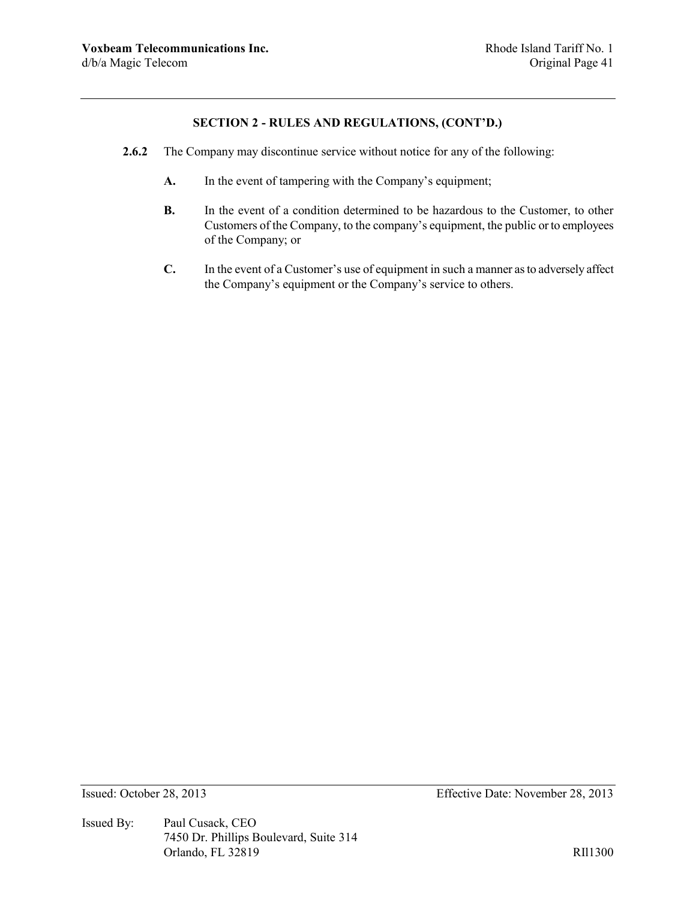## SECTION 2 - RULES AND REGULATIONS, (CONT'D.)

**2.6.2** The Company may discontinue service without notice for any of the following:

**A.** In the event of tampering with the Company's equipment;

**B.** In the event of a condition determined to be hazardous to the Customer, to other Customers of the Company, to the company's equipment, the public or to employees of the Company; or

**C.** In the event of a Customer's use of equipment in such a manner as to adversely affect the Company's equipment or the Company's service to others.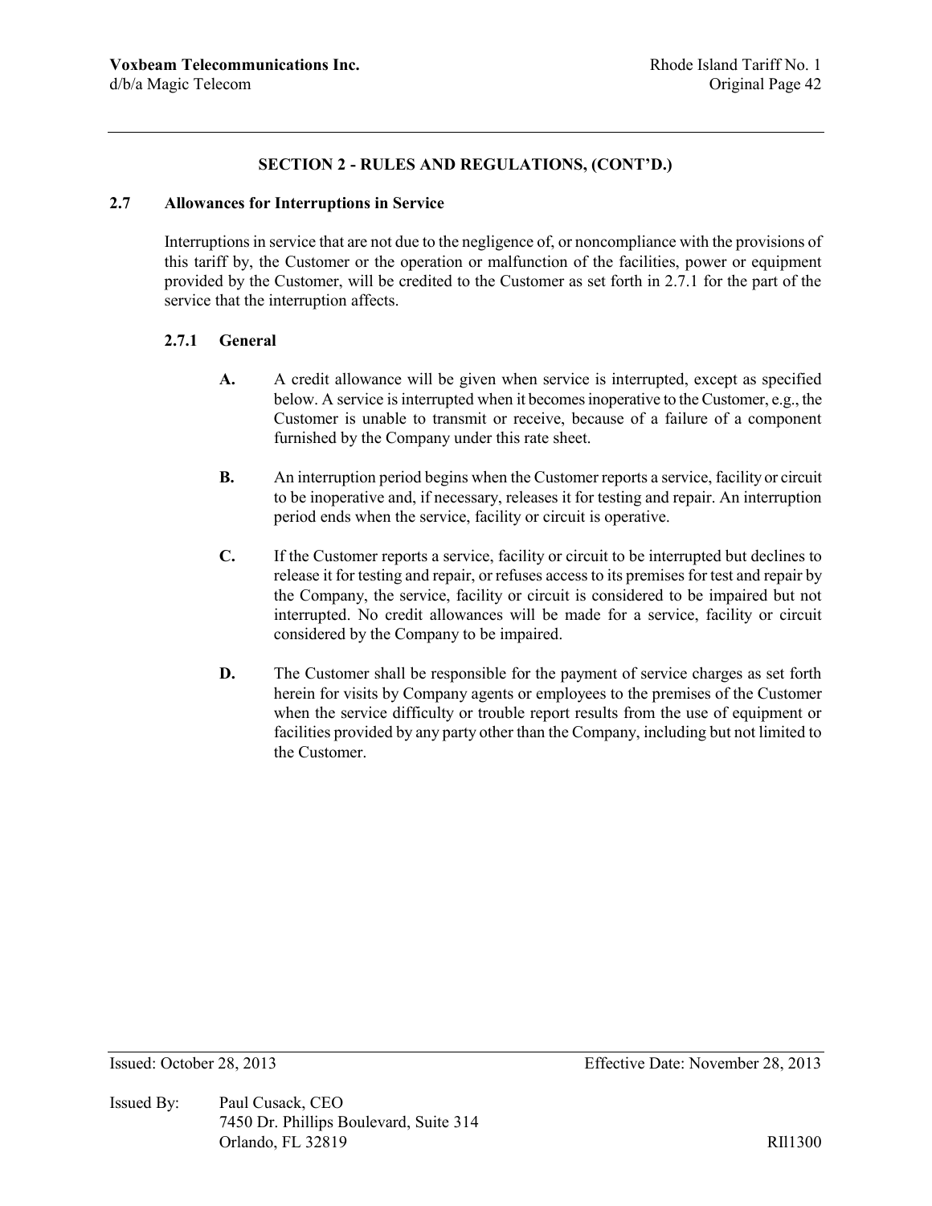## SECTION 2 - RULES AND REGULATIONS, (CONT'D.)

### 2.7 Allowances for Interruptions in Service

Interruptions in service that are not due to the negligence of, or noncompliance with the provisions of this tariff by, the Customer or the operation or malfunction of the facilities, power or equipment provided by the Customer, will be credited to the Customer as set forth in 2.7.1 for the part of the service that the interruption affects.

#### 2.7.1 General

**A.** A credit allowance will be given when service is interrupted, except as specified below. A service is interrupted when it becomes inoperative to the Customer, e.g., the Customer is unable to transmit or receive, because of a failure of a component furnished by the Company under this rate sheet.

**B.** An interruption period begins when the Customer reports a service, facility or circuit to be inoperative and, if necessary, releases it for testing and repair. An interruption period ends when the service, facility or circuit is operative.

**C.** If the Customer reports a service, facility or circuit to be interrupted but declines to release it for testing and repair, or refuses access to its premises for test and repair by the Company, the service, facility or circuit is considered to be impaired but not interrupted. No credit allowances will be made for a service, facility or circuit considered by the Company to be impaired.

**D.** The Customer shall be responsible for the payment of service charges as set forth herein for visits by Company agents or employees to the premises of the Customer when the service difficulty or trouble report results from the use of equipment or facilities provided by any party other than the Company, including but not limited to the Customer.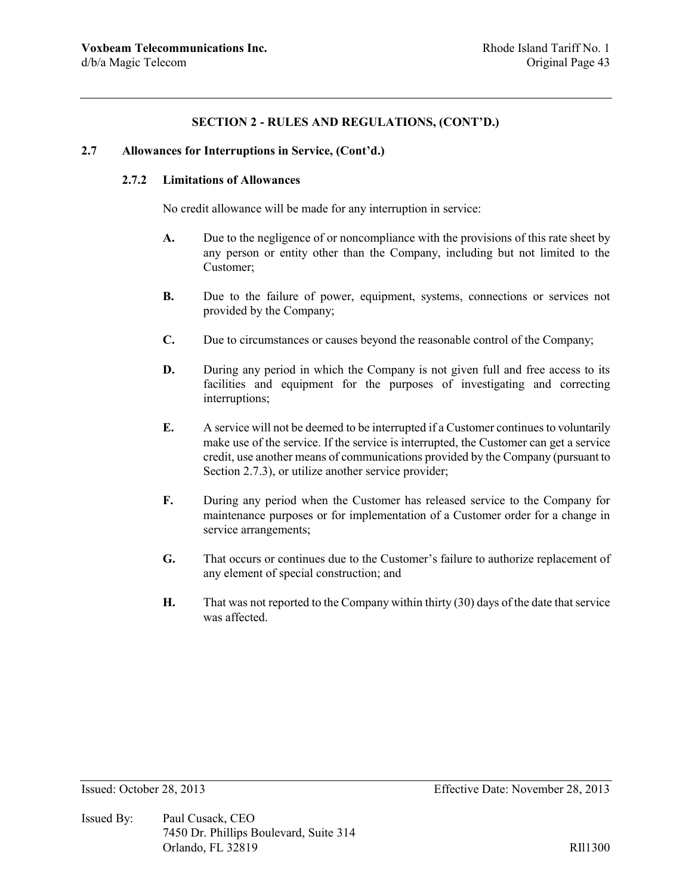## SECTION 2 - RULES AND REGULATIONS, (CONT'D.)

### 2.7 Allowances for Interruptions in Service, (Cont'd.)

#### 2.7.2 Limitations of Allowances

No credit allowance will be made for any interruption in service:

**A.** Due to the negligence of or noncompliance with the provisions of this rate sheet by any person or entity other than the Company, including but not limited to the Customer;

**B.** Due to the failure of power, equipment, systems, connections or services not provided by the Company;

**C.** Due to circumstances or causes beyond the reasonable control of the Company;

**D.** During any period in which the Company is not given full and free access to its facilities and equipment for the purposes of investigating and correcting interruptions;

**E.** A service will not be deemed to be interrupted if a Customer continues to voluntarily make use of the service. If the service is interrupted, the Customer can get a service credit, use another means of communications provided by the Company (pursuant to Section 2.7.3), or utilize another service provider;

**F.** During any period when the Customer has released service to the Company for maintenance purposes or for implementation of a Customer order for a change in service arrangements;

**G.** That occurs or continues due to the Customer's failure to authorize replacement of any element of special construction; and

**H.** That was not reported to the Company within thirty (30) days of the date that service was affected.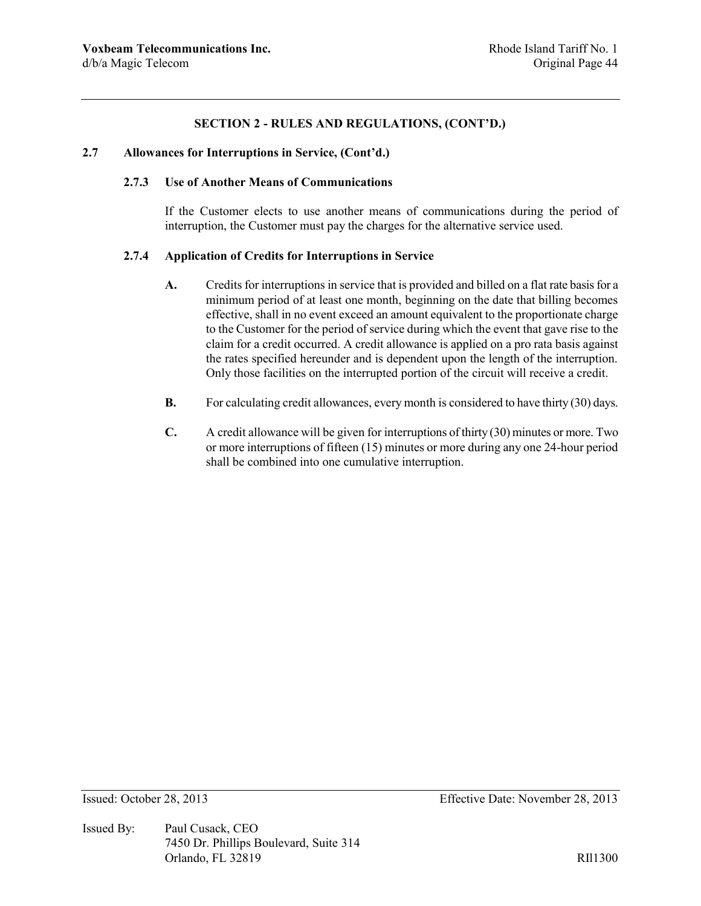## SECTION 2 - RULES AND REGULATIONS, (CONT'D.)

### 2.7 Allowances for Interruptions in Service, (Cont'd.)

#### 2.7.3 Use of Another Means of Communications

If the Customer elects to use another means of communications during the period of interruption, the Customer must pay the charges for the alternative service used.

#### 2.7.4 Application of Credits for Interruptions in Service

**A.** Credits for interruptions in service that is provided and billed on a flat rate basis for a minimum period of at least one month, beginning on the date that billing becomes effective, shall in no event exceed an amount equivalent to the proportionate charge to the Customer for the period of service during which the event that gave rise to the claim for a credit occurred. A credit allowance is applied on a pro rata basis against the rates specified hereunder and is dependent upon the length of the interruption. Only those facilities on the interrupted portion of the circuit will receive a credit.

**B.** For calculating credit allowances, every month is considered to have thirty (30) days.

**C.** A credit allowance will be given for interruptions of thirty (30) minutes or more. Two or more interruptions of fifteen (15) minutes or more during any one 24-hour period shall be combined into one cumulative interruption.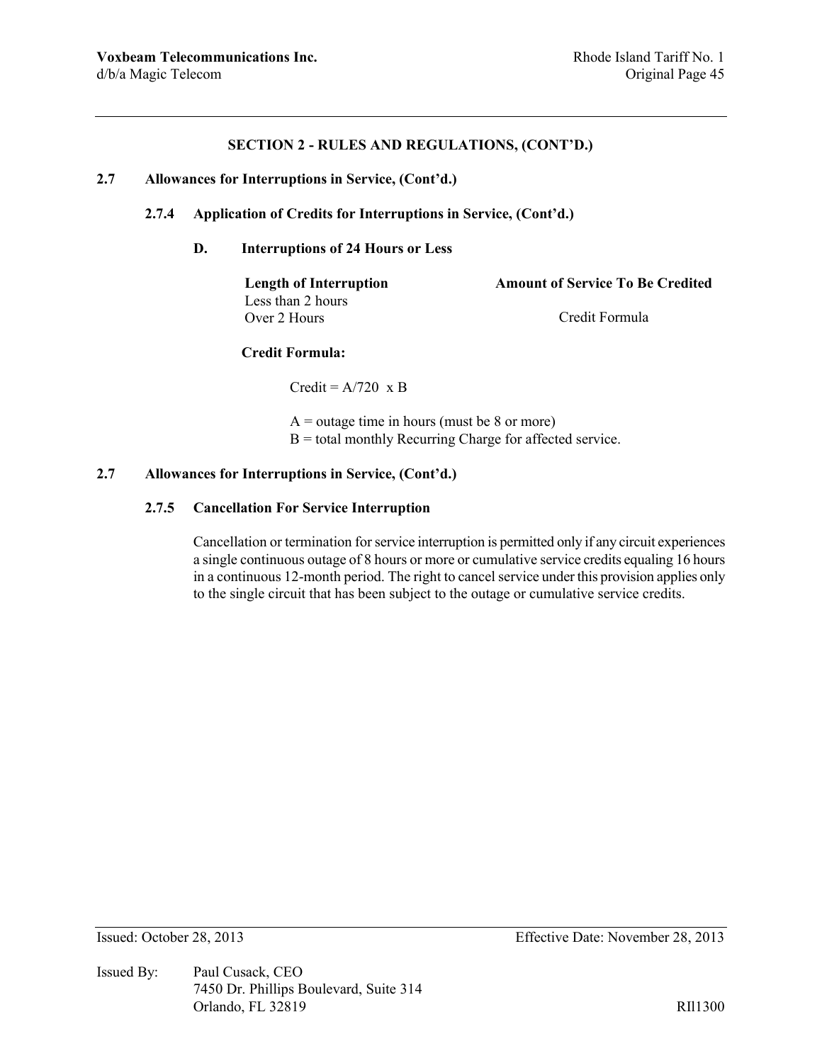## SECTION 2 - RULES AND REGULATIONS, (CONT'D.)

### 2.7 Allowances for Interruptions in Service, (Cont'd.)

#### 2.7.4 Application of Credits for Interruptions in Service, (Cont'd.)

**D. Interruptions of 24 Hours or Less**

| Length of Interruption | Amount of Service To Be Credited |
|---|---|
| Less than 2 hours | |
| Over 2 Hours | Credit Formula |

**Credit Formula:**

Credit = A/720 x B

A = outage time in hours (must be 8 or more)
B = total monthly Recurring Charge for affected service.

### 2.7 Allowances for Interruptions in Service, (Cont'd.)

#### 2.7.5 Cancellation For Service Interruption

Cancellation or termination for service interruption is permitted only if any circuit experiences a single continuous outage of 8 hours or more or cumulative service credits equaling 16 hours in a continuous 12-month period. The right to cancel service under this provision applies only to the single circuit that has been subject to the outage or cumulative service credits.

Issued: October 28, 2013 Effective Date: November 28, 2013

Issued By: Paul Cusack, CEO
7450 Dr. Phillips Boulevard, Suite 314
Orlando, FL 32819

RIl1300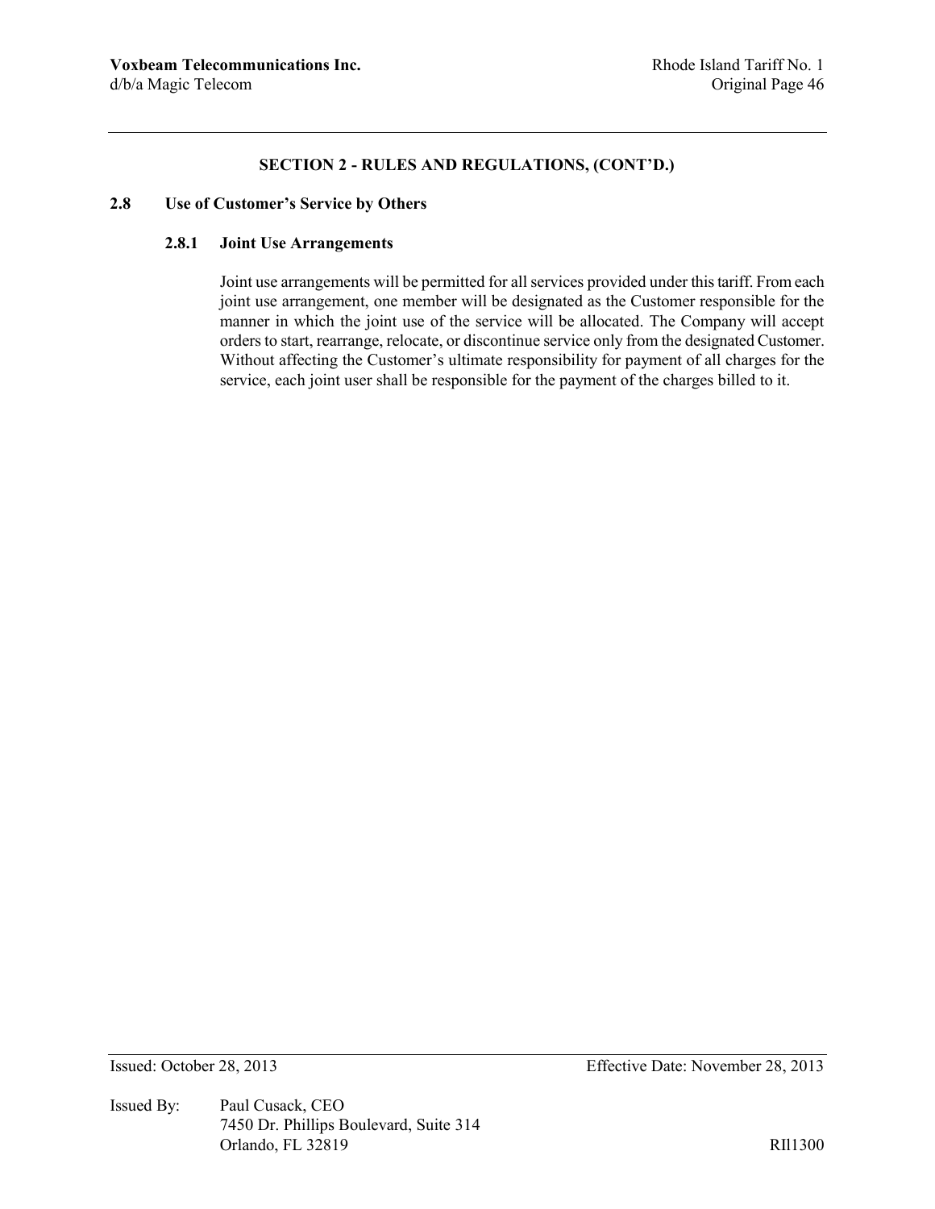## SECTION 2 - RULES AND REGULATIONS, (CONT'D.)

### 2.8 Use of Customer's Service by Others

#### 2.8.1 Joint Use Arrangements

Joint use arrangements will be permitted for all services provided under this tariff. From each joint use arrangement, one member will be designated as the Customer responsible for the manner in which the joint use of the service will be allocated. The Company will accept orders to start, rearrange, relocate, or discontinue service only from the designated Customer. Without affecting the Customer's ultimate responsibility for payment of all charges for the service, each joint user shall be responsible for the payment of the charges billed to it.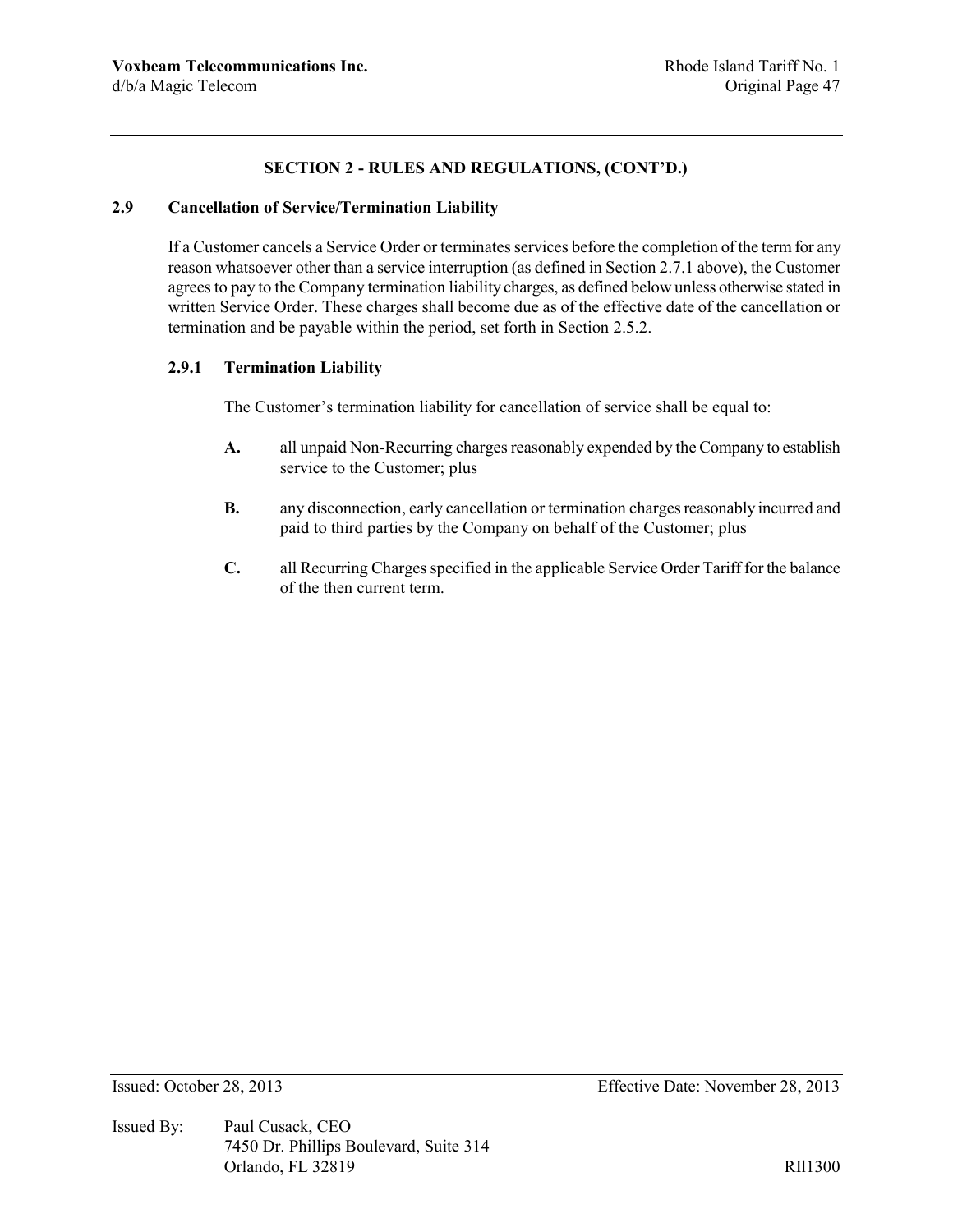## SECTION 2 - RULES AND REGULATIONS, (CONT'D.)

### 2.9 Cancellation of Service/Termination Liability

If a Customer cancels a Service Order or terminates services before the completion of the term for any reason whatsoever other than a service interruption (as defined in Section 2.7.1 above), the Customer agrees to pay to the Company termination liability charges, as defined below unless otherwise stated in written Service Order. These charges shall become due as of the effective date of the cancellation or termination and be payable within the period, set forth in Section 2.5.2.

#### 2.9.1 Termination Liability

The Customer's termination liability for cancellation of service shall be equal to:

**A.** all unpaid Non-Recurring charges reasonably expended by the Company to establish service to the Customer; plus

**B.** any disconnection, early cancellation or termination charges reasonably incurred and paid to third parties by the Company on behalf of the Customer; plus

**C.** all Recurring Charges specified in the applicable Service Order Tariff for the balance of the then current term.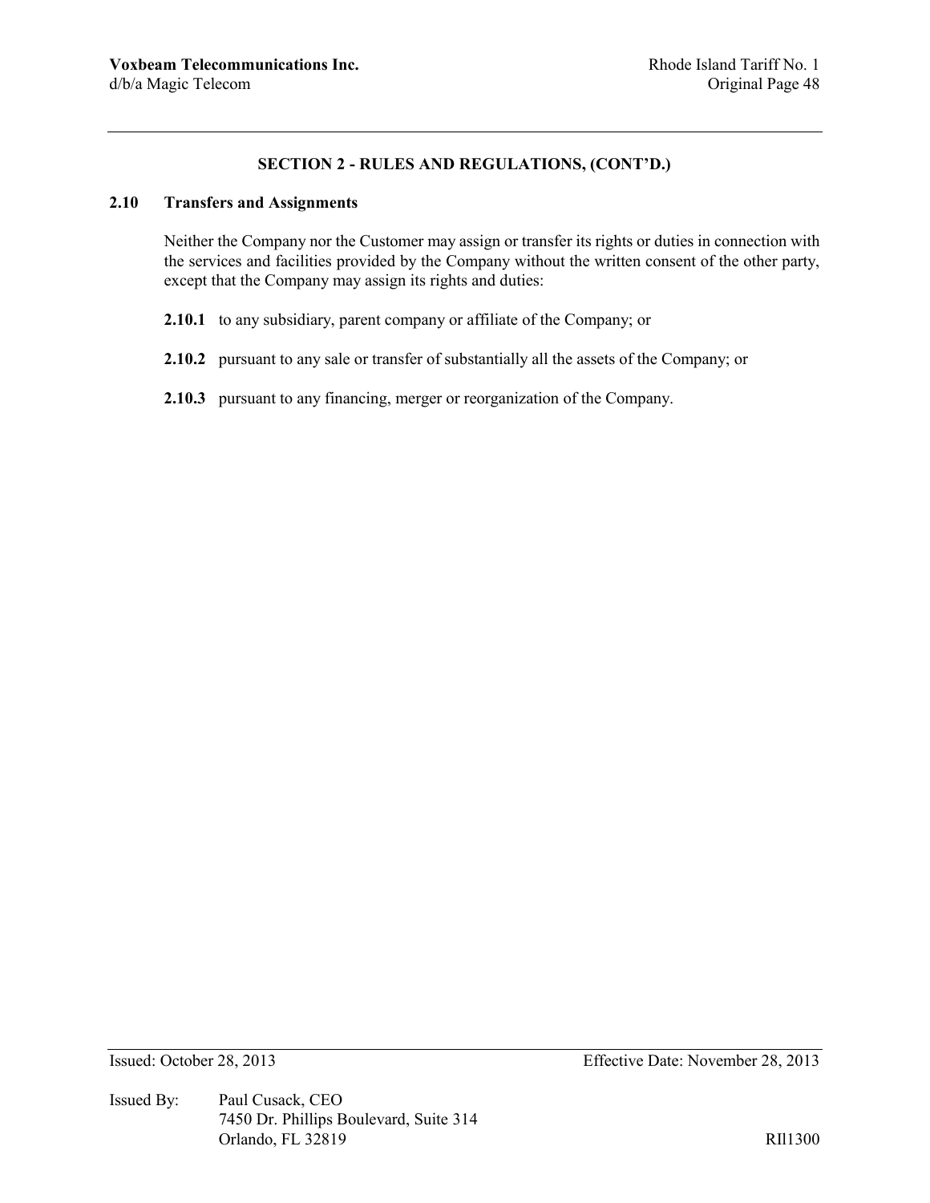## SECTION 2 - RULES AND REGULATIONS, (CONT'D.)

### 2.10 Transfers and Assignments

Neither the Company nor the Customer may assign or transfer its rights or duties in connection with the services and facilities provided by the Company without the written consent of the other party, except that the Company may assign its rights and duties:

**2.10.1** to any subsidiary, parent company or affiliate of the Company; or

**2.10.2** pursuant to any sale or transfer of substantially all the assets of the Company; or

**2.10.3** pursuant to any financing, merger or reorganization of the Company.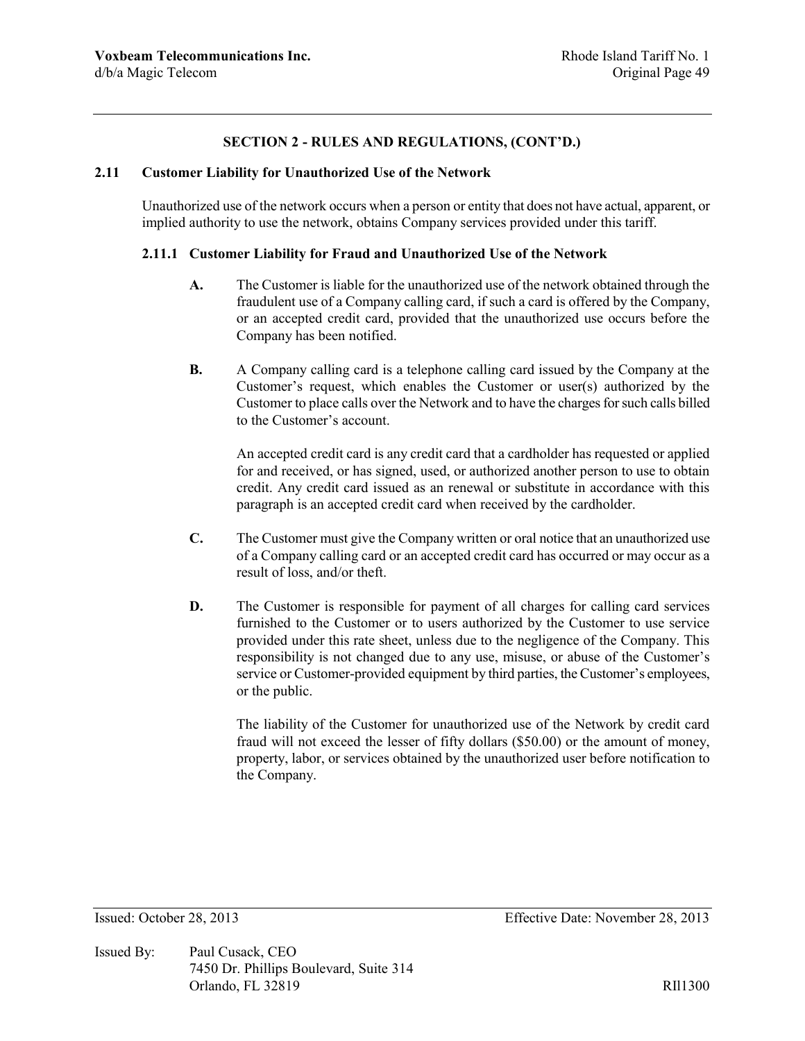## SECTION 2 - RULES AND REGULATIONS, (CONT'D.)

### 2.11 Customer Liability for Unauthorized Use of the Network

Unauthorized use of the network occurs when a person or entity that does not have actual, apparent, or implied authority to use the network, obtains Company services provided under this tariff.

#### 2.11.1 Customer Liability for Fraud and Unauthorized Use of the Network

**A.** The Customer is liable for the unauthorized use of the network obtained through the fraudulent use of a Company calling card, if such a card is offered by the Company, or an accepted credit card, provided that the unauthorized use occurs before the Company has been notified.

**B.** A Company calling card is a telephone calling card issued by the Company at the Customer's request, which enables the Customer or user(s) authorized by the Customer to place calls over the Network and to have the charges for such calls billed to the Customer's account.

An accepted credit card is any credit card that a cardholder has requested or applied for and received, or has signed, used, or authorized another person to use to obtain credit. Any credit card issued as an renewal or substitute in accordance with this paragraph is an accepted credit card when received by the cardholder.

**C.** The Customer must give the Company written or oral notice that an unauthorized use of a Company calling card or an accepted credit card has occurred or may occur as a result of loss, and/or theft.

**D.** The Customer is responsible for payment of all charges for calling card services furnished to the Customer or to users authorized by the Customer to use service provided under this rate sheet, unless due to the negligence of the Company. This responsibility is not changed due to any use, misuse, or abuse of the Customer's service or Customer-provided equipment by third parties, the Customer's employees, or the public.

The liability of the Customer for unauthorized use of the Network by credit card fraud will not exceed the lesser of fifty dollars ($50.00) or the amount of money, property, labor, or services obtained by the unauthorized user before notification to the Company.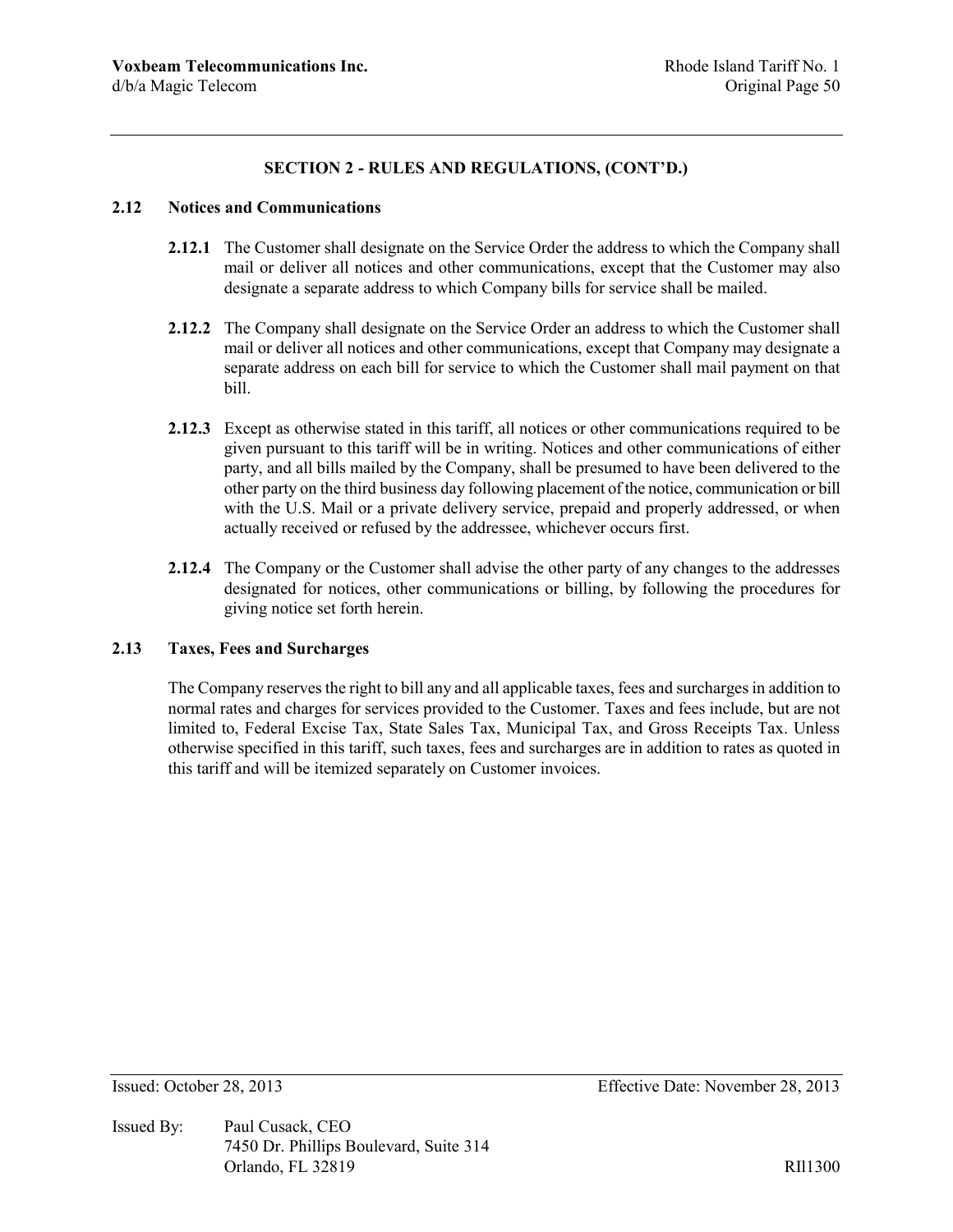## SECTION 2 - RULES AND REGULATIONS, (CONT'D.)

### 2.12 Notices and Communications

**2.12.1** The Customer shall designate on the Service Order the address to which the Company shall mail or deliver all notices and other communications, except that the Customer may also designate a separate address to which Company bills for service shall be mailed.

**2.12.2** The Company shall designate on the Service Order an address to which the Customer shall mail or deliver all notices and other communications, except that Company may designate a separate address on each bill for service to which the Customer shall mail payment on that bill.

**2.12.3** Except as otherwise stated in this tariff, all notices or other communications required to be given pursuant to this tariff will be in writing. Notices and other communications of either party, and all bills mailed by the Company, shall be presumed to have been delivered to the other party on the third business day following placement of the notice, communication or bill with the U.S. Mail or a private delivery service, prepaid and properly addressed, or when actually received or refused by the addressee, whichever occurs first.

**2.12.4** The Company or the Customer shall advise the other party of any changes to the addresses designated for notices, other communications or billing, by following the procedures for giving notice set forth herein.

### 2.13 Taxes, Fees and Surcharges

The Company reserves the right to bill any and all applicable taxes, fees and surcharges in addition to normal rates and charges for services provided to the Customer. Taxes and fees include, but are not limited to, Federal Excise Tax, State Sales Tax, Municipal Tax, and Gross Receipts Tax. Unless otherwise specified in this tariff, such taxes, fees and surcharges are in addition to rates as quoted in this tariff and will be itemized separately on Customer invoices.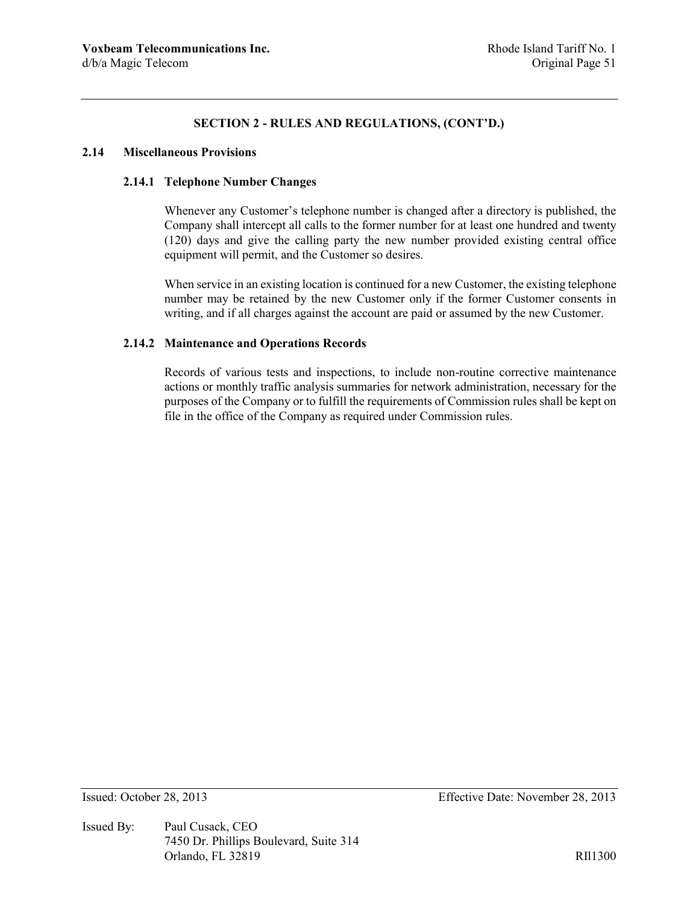## SECTION 2 - RULES AND REGULATIONS, (CONT'D.)

### 2.14 Miscellaneous Provisions

#### 2.14.1 Telephone Number Changes

Whenever any Customer's telephone number is changed after a directory is published, the Company shall intercept all calls to the former number for at least one hundred and twenty (120) days and give the calling party the new number provided existing central office equipment will permit, and the Customer so desires.

When service in an existing location is continued for a new Customer, the existing telephone number may be retained by the new Customer only if the former Customer consents in writing, and if all charges against the account are paid or assumed by the new Customer.

#### 2.14.2 Maintenance and Operations Records

Records of various tests and inspections, to include non-routine corrective maintenance actions or monthly traffic analysis summaries for network administration, necessary for the purposes of the Company or to fulfill the requirements of Commission rules shall be kept on file in the office of the Company as required under Commission rules.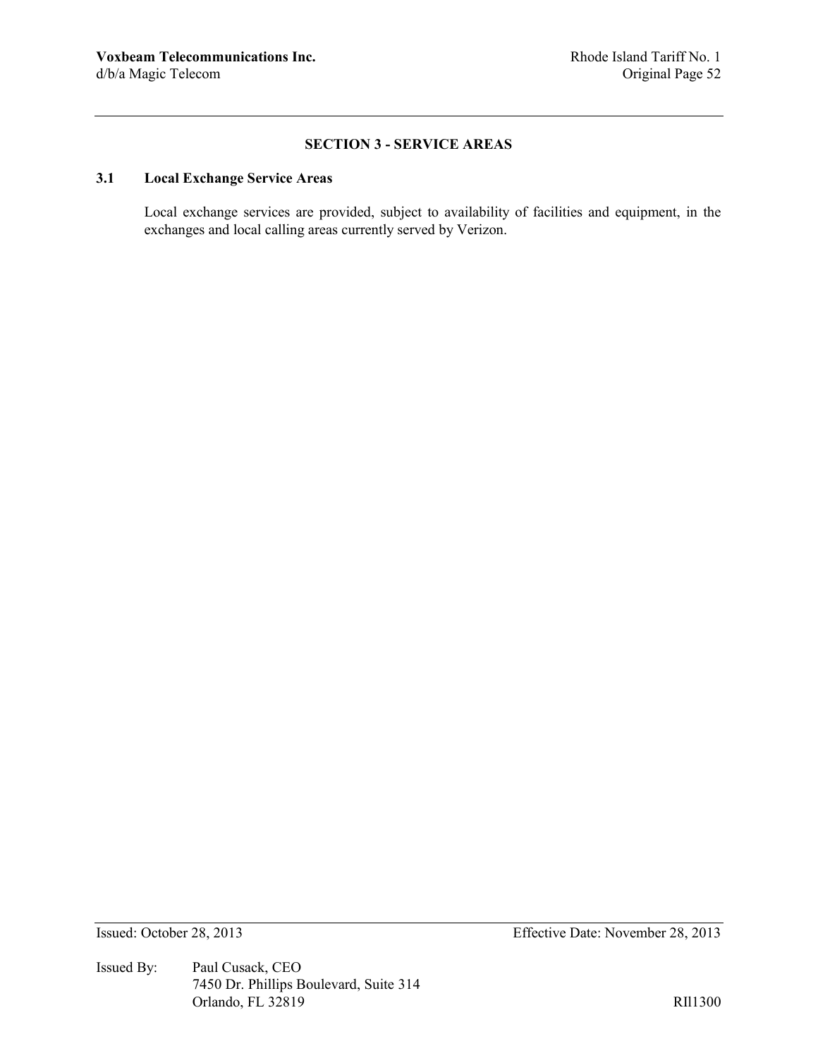## SECTION 3 - SERVICE AREAS

### 3.1 Local Exchange Service Areas

Local exchange services are provided, subject to availability of facilities and equipment, in the exchanges and local calling areas currently served by Verizon.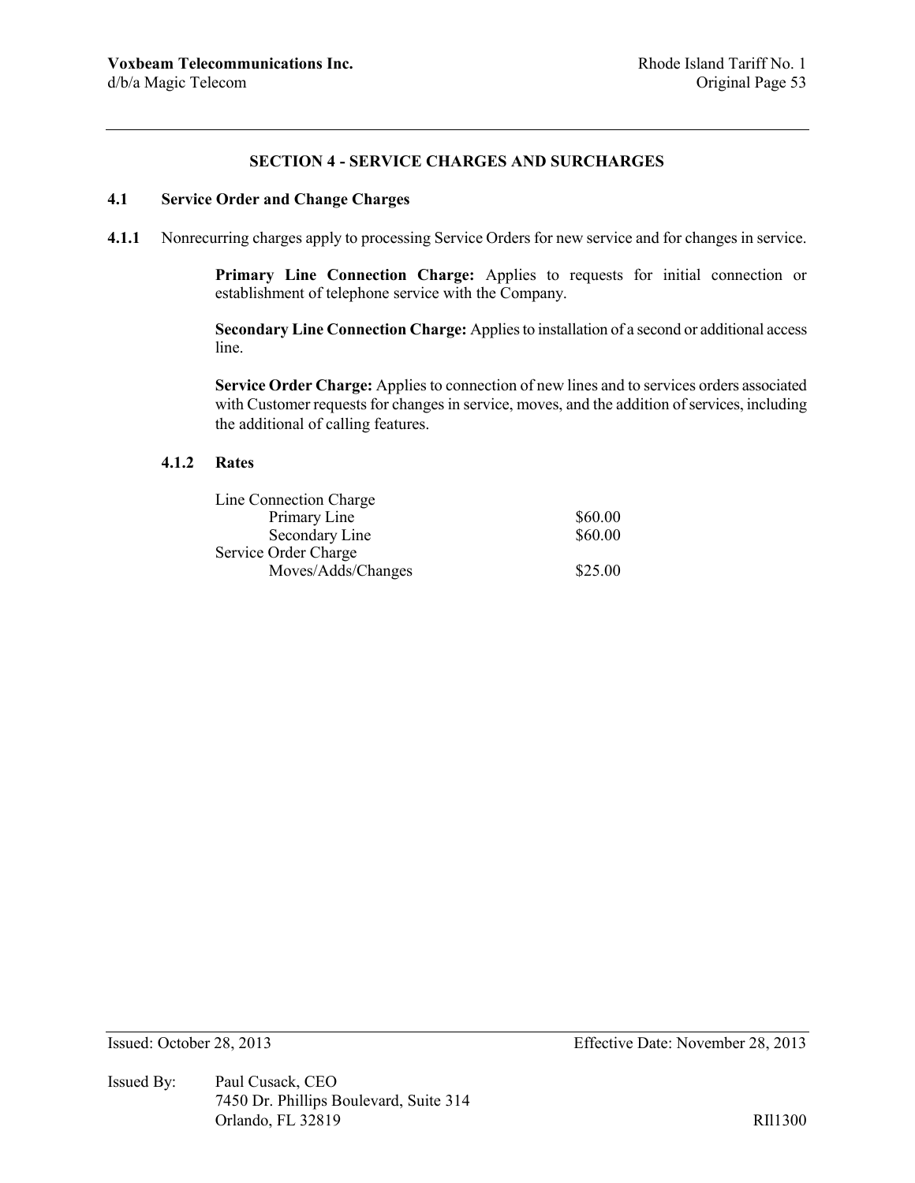## SECTION 4 - SERVICE CHARGES AND SURCHARGES

### 4.1 Service Order and Change Charges

**4.1.1** Nonrecurring charges apply to processing Service Orders for new service and for changes in service.

**Primary Line Connection Charge:** Applies to requests for initial connection or establishment of telephone service with the Company.

**Secondary Line Connection Charge:** Applies to installation of a second or additional access line.

**Service Order Charge:** Applies to connection of new lines and to services orders associated with Customer requests for changes in service, moves, and the addition of services, including the additional of calling features.

#### 4.1.2 Rates

| | |
|---|---|
| Line Connection Charge | |
| Primary Line | \$60.00 |
| Secondary Line | \$60.00 |
| Service Order Charge | |
| Moves/Adds/Changes | \$25.00 |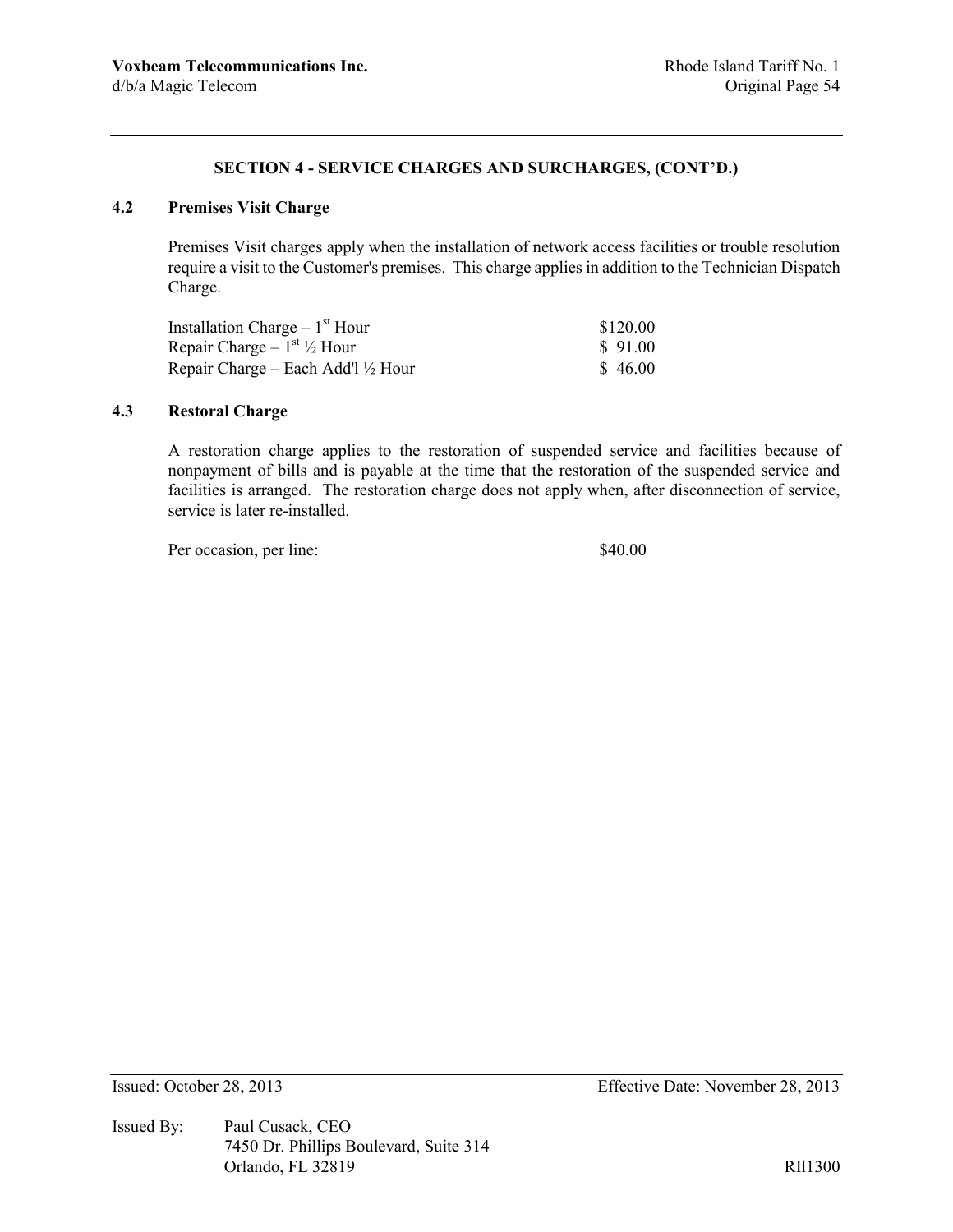## SECTION 4 - SERVICE CHARGES AND SURCHARGES, (CONT'D.)

### 4.2 Premises Visit Charge

Premises Visit charges apply when the installation of network access facilities or trouble resolution require a visit to the Customer's premises. This charge applies in addition to the Technician Dispatch Charge.

| | |
|---|---|
| Installation Charge – 1st Hour | $120.00 |
| Repair Charge – 1st ½ Hour | $ 91.00 |
| Repair Charge – Each Add'l ½ Hour | $ 46.00 |

### 4.3 Restoral Charge

A restoration charge applies to the restoration of suspended service and facilities because of nonpayment of bills and is payable at the time that the restoration of the suspended service and facilities is arranged. The restoration charge does not apply when, after disconnection of service, service is later re-installed.

| | |
|---|---|
| Per occasion, per line: | $40.00 |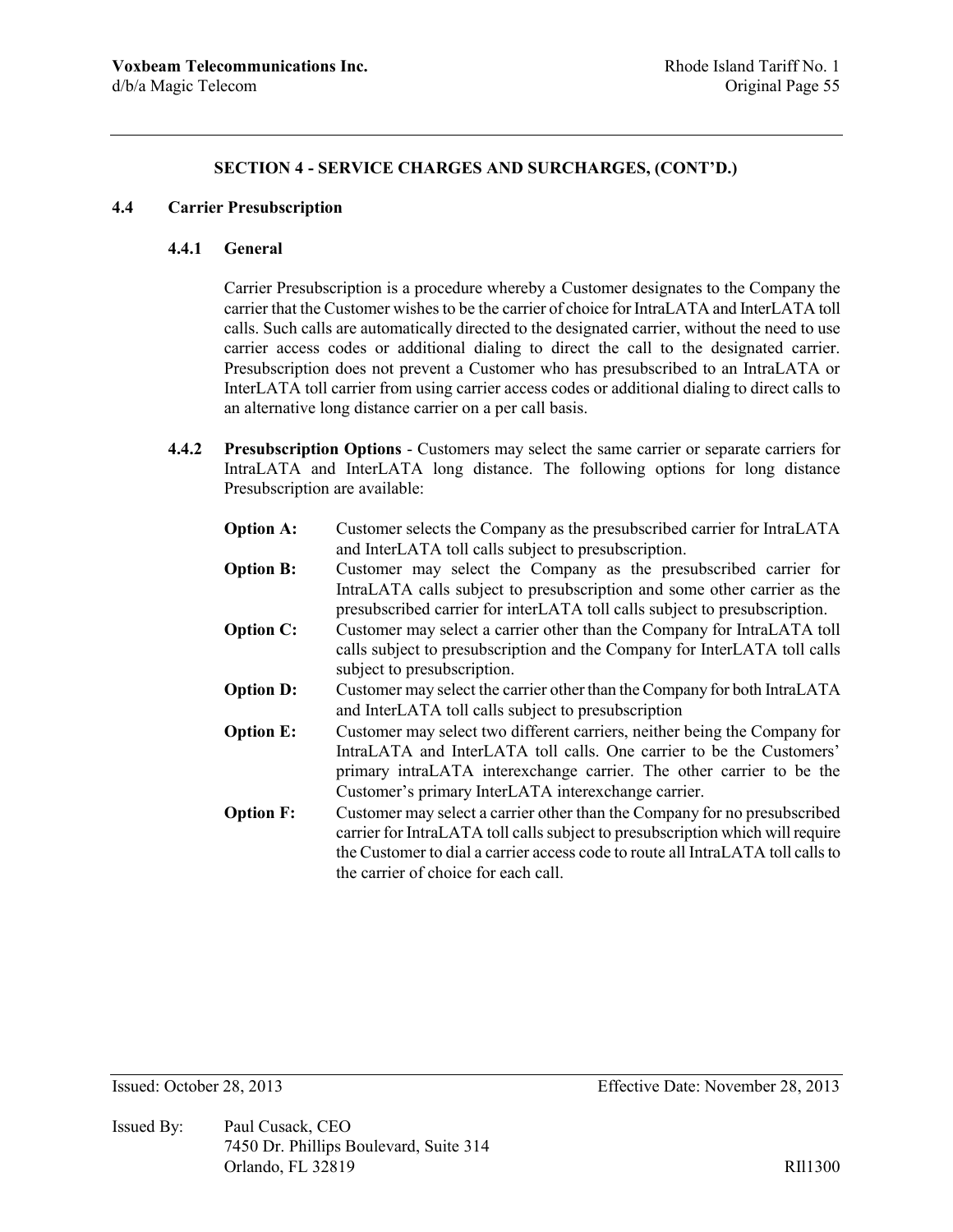## SECTION 4 - SERVICE CHARGES AND SURCHARGES, (CONT'D.)

### 4.4 Carrier Presubscription

#### 4.4.1 General

Carrier Presubscription is a procedure whereby a Customer designates to the Company the carrier that the Customer wishes to be the carrier of choice for IntraLATA and InterLATA toll calls. Such calls are automatically directed to the designated carrier, without the need to use carrier access codes or additional dialing to direct the call to the designated carrier. Presubscription does not prevent a Customer who has presubscribed to an IntraLATA or InterLATA toll carrier from using carrier access codes or additional dialing to direct calls to an alternative long distance carrier on a per call basis.

**4.4.2 Presubscription Options** - Customers may select the same carrier or separate carriers for IntraLATA and InterLATA long distance. The following options for long distance Presubscription are available:

**Option A:** Customer selects the Company as the presubscribed carrier for IntraLATA and InterLATA toll calls subject to presubscription.

**Option B:** Customer may select the Company as the presubscribed carrier for IntraLATA calls subject to presubscription and some other carrier as the presubscribed carrier for interLATA toll calls subject to presubscription.

**Option C:** Customer may select a carrier other than the Company for IntraLATA toll calls subject to presubscription and the Company for InterLATA toll calls subject to presubscription.

**Option D:** Customer may select the carrier other than the Company for both IntraLATA and InterLATA toll calls subject to presubscription

**Option E:** Customer may select two different carriers, neither being the Company for IntraLATA and InterLATA toll calls. One carrier to be the Customers' primary intraLATA interexchange carrier. The other carrier to be the Customer's primary InterLATA interexchange carrier.

**Option F:** Customer may select a carrier other than the Company for no presubscribed carrier for IntraLATA toll calls subject to presubscription which will require the Customer to dial a carrier access code to route all IntraLATA toll calls to the carrier of choice for each call.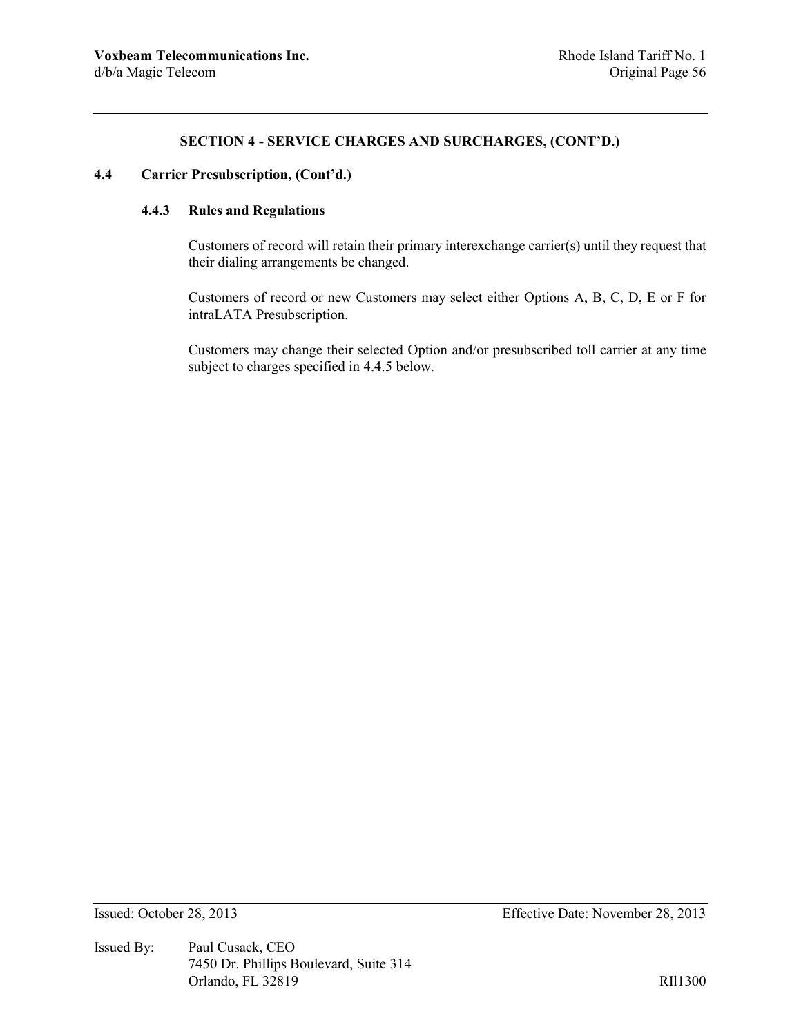## SECTION 4 - SERVICE CHARGES AND SURCHARGES, (CONT'D.)

### 4.4 Carrier Presubscription, (Cont'd.)

#### 4.4.3 Rules and Regulations

Customers of record will retain their primary interexchange carrier(s) until they request that their dialing arrangements be changed.

Customers of record or new Customers may select either Options A, B, C, D, E or F for intraLATA Presubscription.

Customers may change their selected Option and/or presubscribed toll carrier at any time subject to charges specified in 4.4.5 below.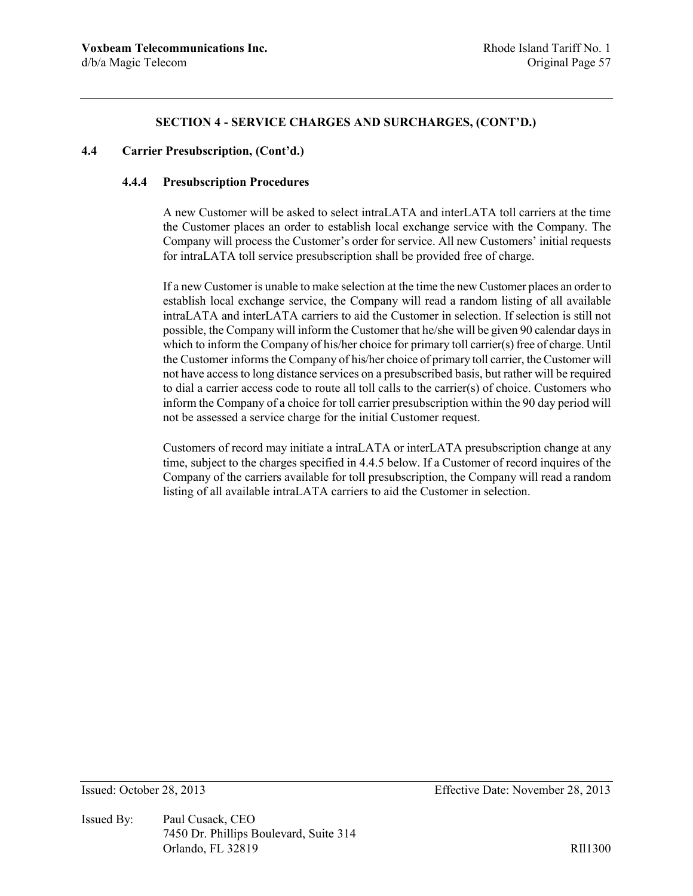## SECTION 4 - SERVICE CHARGES AND SURCHARGES, (CONT'D.)

### 4.4 Carrier Presubscription, (Cont'd.)

#### 4.4.4 Presubscription Procedures

A new Customer will be asked to select intraLATA and interLATA toll carriers at the time the Customer places an order to establish local exchange service with the Company. The Company will process the Customer's order for service. All new Customers' initial requests for intraLATA toll service presubscription shall be provided free of charge.

If a new Customer is unable to make selection at the time the new Customer places an order to establish local exchange service, the Company will read a random listing of all available intraLATA and interLATA carriers to aid the Customer in selection. If selection is still not possible, the Company will inform the Customer that he/she will be given 90 calendar days in which to inform the Company of his/her choice for primary toll carrier(s) free of charge. Until the Customer informs the Company of his/her choice of primary toll carrier, the Customer will not have access to long distance services on a presubscribed basis, but rather will be required to dial a carrier access code to route all toll calls to the carrier(s) of choice. Customers who inform the Company of a choice for toll carrier presubscription within the 90 day period will not be assessed a service charge for the initial Customer request.

Customers of record may initiate a intraLATA or interLATA presubscription change at any time, subject to the charges specified in 4.4.5 below. If a Customer of record inquires of the Company of the carriers available for toll presubscription, the Company will read a random listing of all available intraLATA carriers to aid the Customer in selection.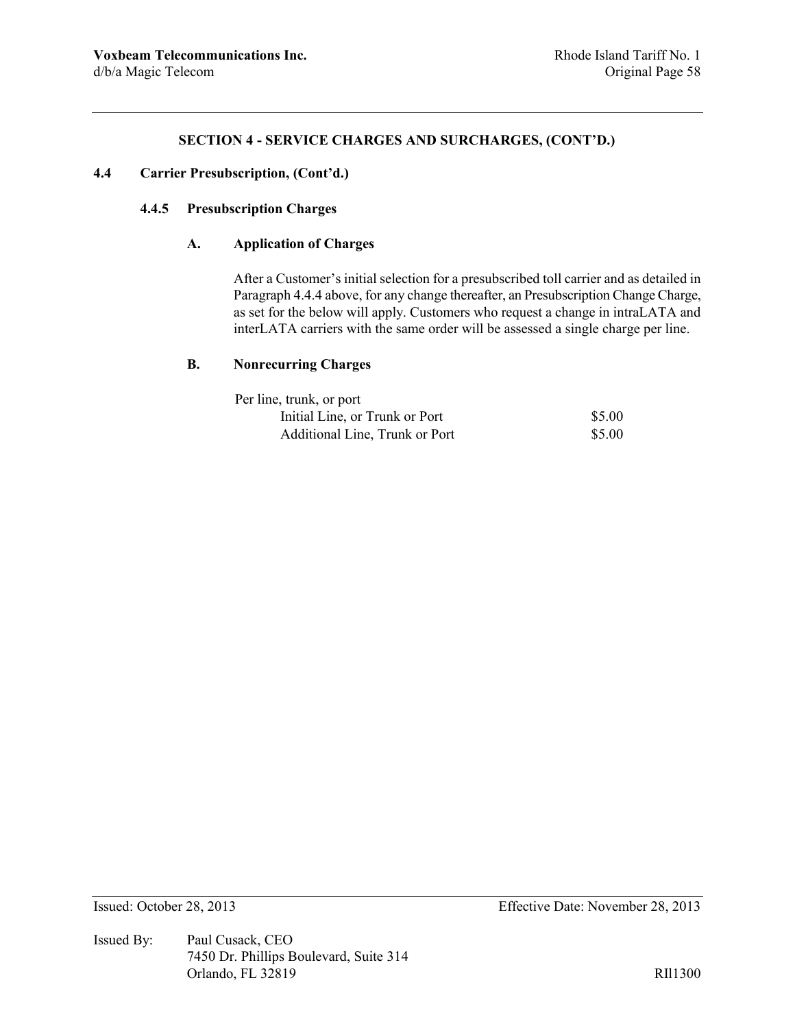## SECTION 4 - SERVICE CHARGES AND SURCHARGES, (CONT'D.)

### 4.4 Carrier Presubscription, (Cont'd.)

#### 4.4.5 Presubscription Charges

**A. Application of Charges**

After a Customer's initial selection for a presubscribed toll carrier and as detailed in Paragraph 4.4.4 above, for any change thereafter, an Presubscription Change Charge, as set for the below will apply. Customers who request a change in intraLATA and interLATA carriers with the same order will be assessed a single charge per line.

**B. Nonrecurring Charges**

| Per line, trunk, or port | |
|---|---|
| Initial Line, or Trunk or Port | $5.00 |
| Additional Line, Trunk or Port | $5.00 |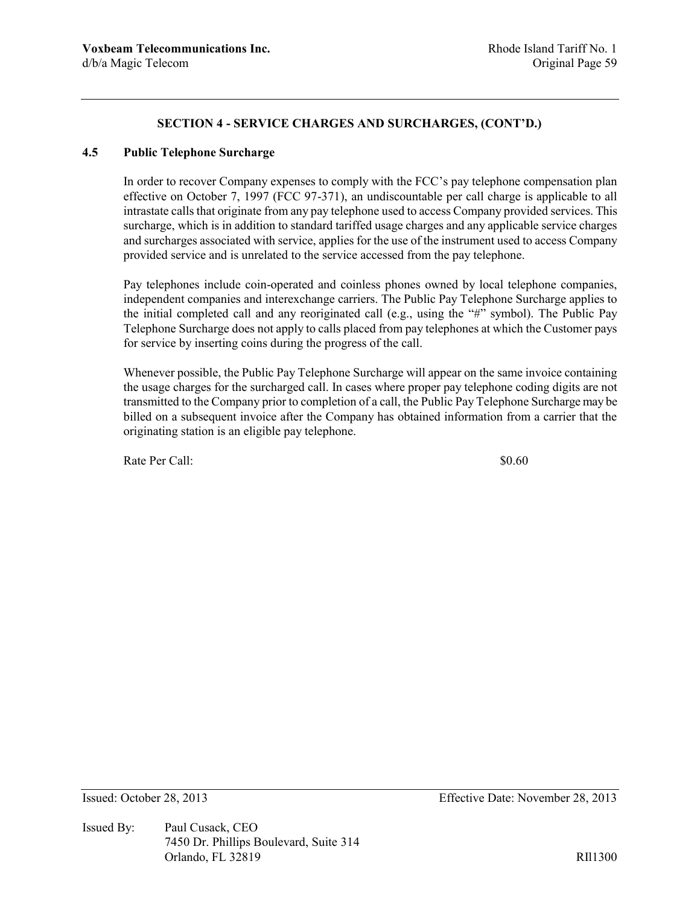## SECTION 4 - SERVICE CHARGES AND SURCHARGES, (CONT'D.)

### 4.5 Public Telephone Surcharge

In order to recover Company expenses to comply with the FCC's pay telephone compensation plan effective on October 7, 1997 (FCC 97-371), an undiscountable per call charge is applicable to all intrastate calls that originate from any pay telephone used to access Company provided services. This surcharge, which is in addition to standard tariffed usage charges and any applicable service charges and surcharges associated with service, applies for the use of the instrument used to access Company provided service and is unrelated to the service accessed from the pay telephone.

Pay telephones include coin-operated and coinless phones owned by local telephone companies, independent companies and interexchange carriers. The Public Pay Telephone Surcharge applies to the initial completed call and any reoriginated call (e.g., using the "#" symbol). The Public Pay Telephone Surcharge does not apply to calls placed from pay telephones at which the Customer pays for service by inserting coins during the progress of the call.

Whenever possible, the Public Pay Telephone Surcharge will appear on the same invoice containing the usage charges for the surcharged call. In cases where proper pay telephone coding digits are not transmitted to the Company prior to completion of a call, the Public Pay Telephone Surcharge may be billed on a subsequent invoice after the Company has obtained information from a carrier that the originating station is an eligible pay telephone.

Rate Per Call: $0.60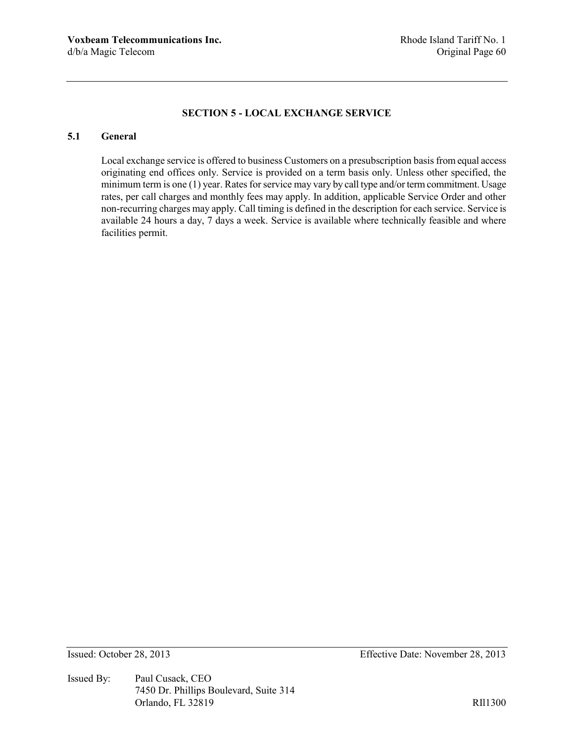## SECTION 5 - LOCAL EXCHANGE SERVICE

### 5.1 General

Local exchange service is offered to business Customers on a presubscription basis from equal access originating end offices only. Service is provided on a term basis only. Unless other specified, the minimum term is one (1) year. Rates for service may vary by call type and/or term commitment. Usage rates, per call charges and monthly fees may apply. In addition, applicable Service Order and other non-recurring charges may apply. Call timing is defined in the description for each service. Service is available 24 hours a day, 7 days a week. Service is available where technically feasible and where facilities permit.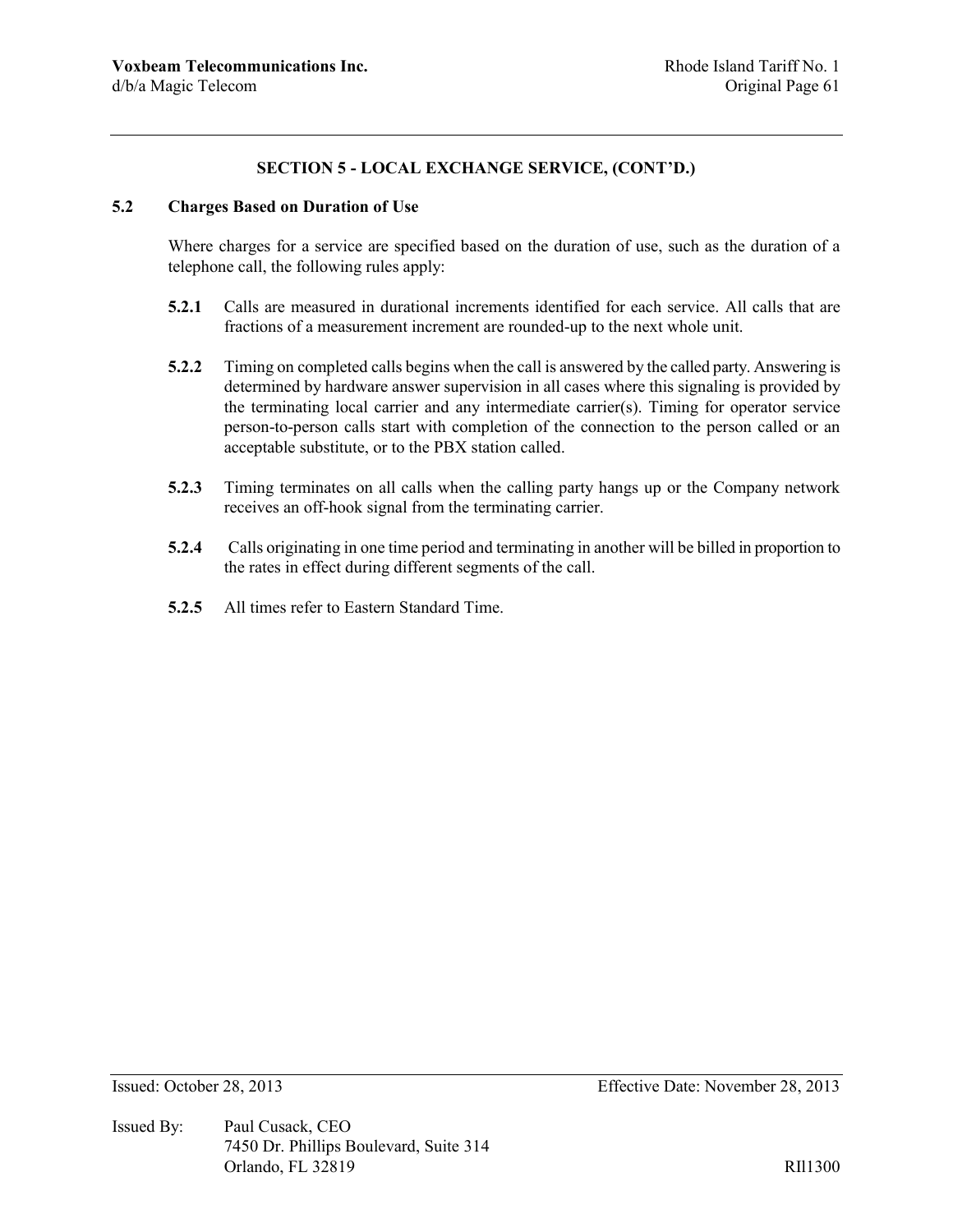## SECTION 5 - LOCAL EXCHANGE SERVICE, (CONT'D.)

### 5.2 Charges Based on Duration of Use

Where charges for a service are specified based on the duration of use, such as the duration of a telephone call, the following rules apply:

**5.2.1** Calls are measured in durational increments identified for each service. All calls that are fractions of a measurement increment are rounded-up to the next whole unit.

**5.2.2** Timing on completed calls begins when the call is answered by the called party. Answering is determined by hardware answer supervision in all cases where this signaling is provided by the terminating local carrier and any intermediate carrier(s). Timing for operator service person-to-person calls start with completion of the connection to the person called or an acceptable substitute, or to the PBX station called.

**5.2.3** Timing terminates on all calls when the calling party hangs up or the Company network receives an off-hook signal from the terminating carrier.

**5.2.4** Calls originating in one time period and terminating in another will be billed in proportion to the rates in effect during different segments of the call.

**5.2.5** All times refer to Eastern Standard Time.

Issued: October 28, 2013 Effective Date: November 28, 2013

Issued By: Paul Cusack, CEO
7450 Dr. Phillips Boulevard, Suite 314
Orlando, FL 32819 RIl1300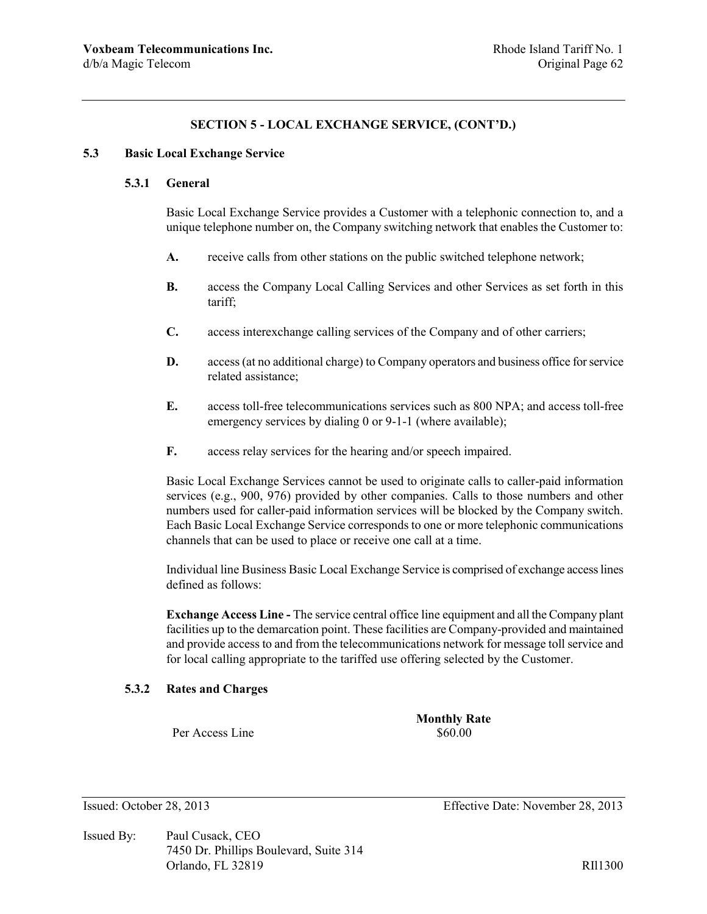## SECTION 5 - LOCAL EXCHANGE SERVICE, (CONT'D.)

### 5.3 Basic Local Exchange Service

#### 5.3.1 General

Basic Local Exchange Service provides a Customer with a telephonic connection to, and a unique telephone number on, the Company switching network that enables the Customer to:

**A.** receive calls from other stations on the public switched telephone network;

**B.** access the Company Local Calling Services and other Services as set forth in this tariff;

**C.** access interexchange calling services of the Company and of other carriers;

**D.** access (at no additional charge) to Company operators and business office for service related assistance;

**E.** access toll-free telecommunications services such as 800 NPA; and access toll-free emergency services by dialing 0 or 9-1-1 (where available);

**F.** access relay services for the hearing and/or speech impaired.

Basic Local Exchange Services cannot be used to originate calls to caller-paid information services (e.g., 900, 976) provided by other companies. Calls to those numbers and other numbers used for caller-paid information services will be blocked by the Company switch. Each Basic Local Exchange Service corresponds to one or more telephonic communications channels that can be used to place or receive one call at a time.

Individual line Business Basic Local Exchange Service is comprised of exchange access lines defined as follows:

**Exchange Access Line -** The service central office line equipment and all the Company plant facilities up to the demarcation point. These facilities are Company-provided and maintained and provide access to and from the telecommunications network for message toll service and for local calling appropriate to the tariffed use offering selected by the Customer.

#### 5.3.2 Rates and Charges

| | Monthly Rate |
|---|---|
| Per Access Line | $60.00 |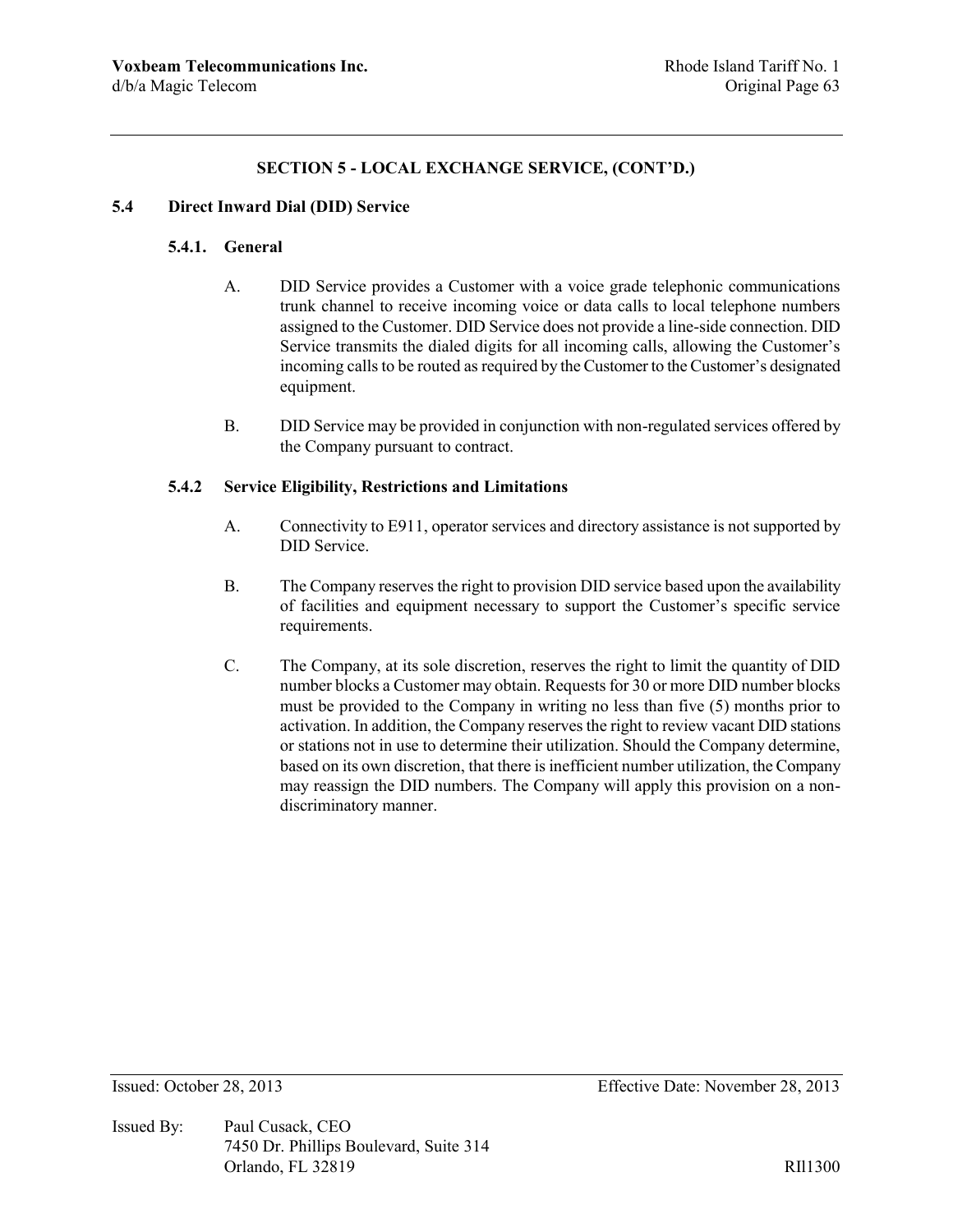## SECTION 5 - LOCAL EXCHANGE SERVICE, (CONT'D.)

### 5.4 Direct Inward Dial (DID) Service

#### 5.4.1. General

A. DID Service provides a Customer with a voice grade telephonic communications trunk channel to receive incoming voice or data calls to local telephone numbers assigned to the Customer. DID Service does not provide a line-side connection. DID Service transmits the dialed digits for all incoming calls, allowing the Customer's incoming calls to be routed as required by the Customer to the Customer's designated equipment.

B. DID Service may be provided in conjunction with non-regulated services offered by the Company pursuant to contract.

#### 5.4.2 Service Eligibility, Restrictions and Limitations

A. Connectivity to E911, operator services and directory assistance is not supported by DID Service.

B. The Company reserves the right to provision DID service based upon the availability of facilities and equipment necessary to support the Customer's specific service requirements.

C. The Company, at its sole discretion, reserves the right to limit the quantity of DID number blocks a Customer may obtain. Requests for 30 or more DID number blocks must be provided to the Company in writing no less than five (5) months prior to activation. In addition, the Company reserves the right to review vacant DID stations or stations not in use to determine their utilization. Should the Company determine, based on its own discretion, that there is inefficient number utilization, the Company may reassign the DID numbers. The Company will apply this provision on a non-discriminatory manner.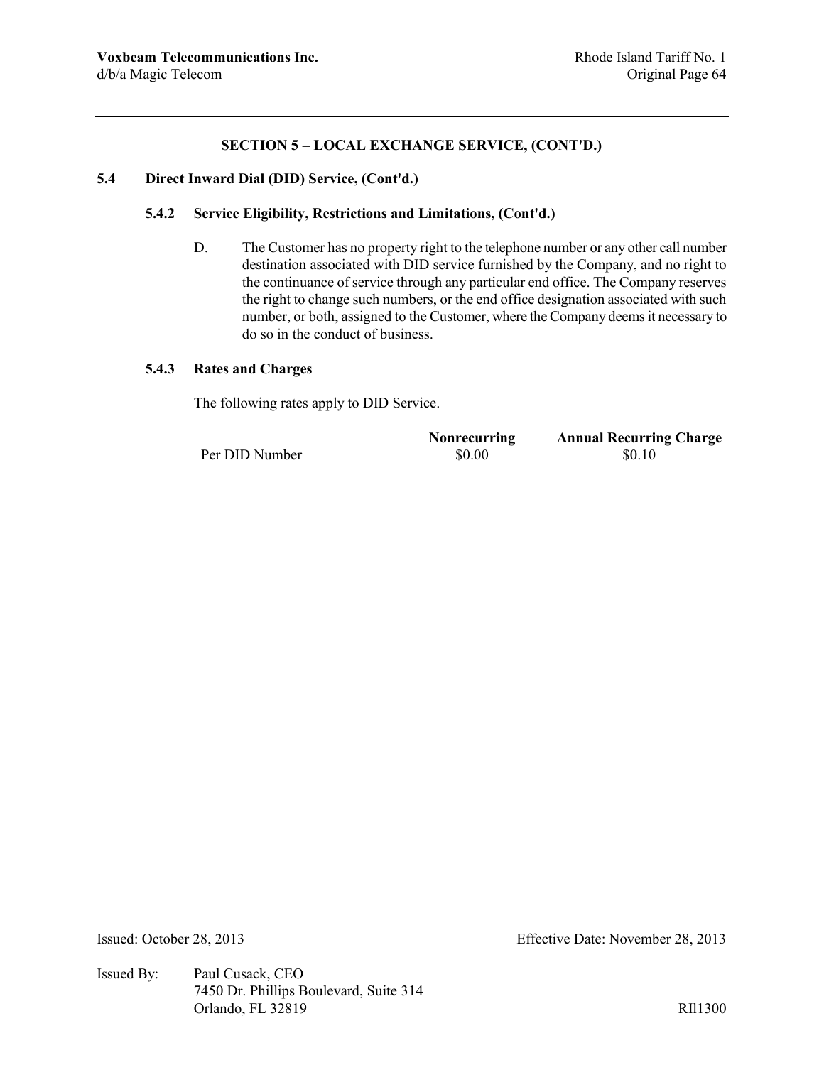## SECTION 5 – LOCAL EXCHANGE SERVICE, (CONT'D.)

### 5.4 Direct Inward Dial (DID) Service, (Cont'd.)

#### 5.4.2 Service Eligibility, Restrictions and Limitations, (Cont'd.)

D. The Customer has no property right to the telephone number or any other call number destination associated with DID service furnished by the Company, and no right to the continuance of service through any particular end office. The Company reserves the right to change such numbers, or the end office designation associated with such number, or both, assigned to the Customer, where the Company deems it necessary to do so in the conduct of business.

#### 5.4.3 Rates and Charges

The following rates apply to DID Service.

| | **Nonrecurring** | **Annual Recurring Charge** |
|---|---|---|
| Per DID Number | $0.00 | $0.10 |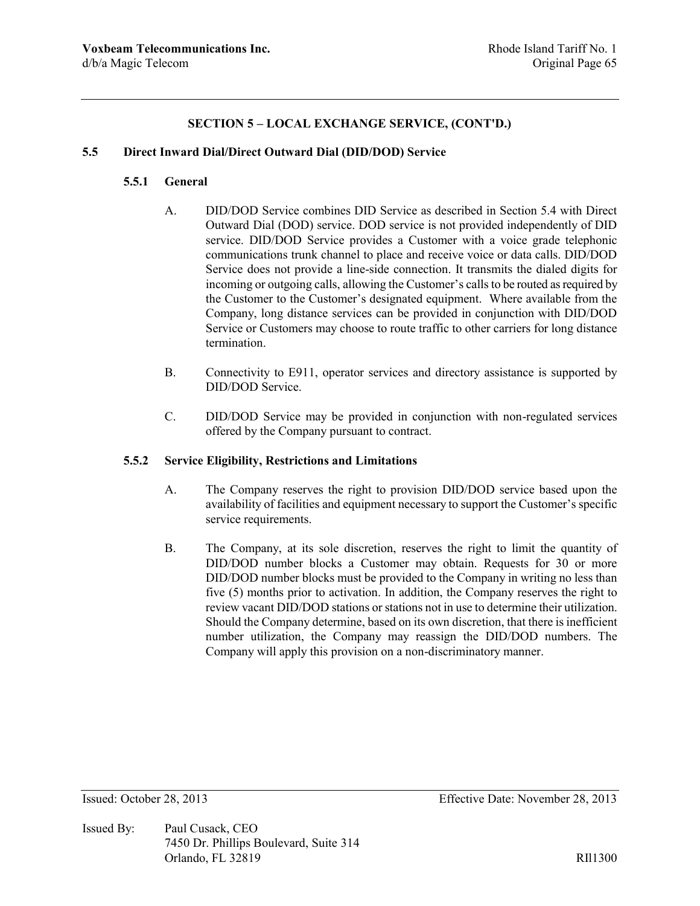## SECTION 5 – LOCAL EXCHANGE SERVICE, (CONT'D.)

### 5.5 Direct Inward Dial/Direct Outward Dial (DID/DOD) Service

#### 5.5.1 General

A. DID/DOD Service combines DID Service as described in Section 5.4 with Direct Outward Dial (DOD) service. DOD service is not provided independently of DID service. DID/DOD Service provides a Customer with a voice grade telephonic communications trunk channel to place and receive voice or data calls. DID/DOD Service does not provide a line-side connection. It transmits the dialed digits for incoming or outgoing calls, allowing the Customer's calls to be routed as required by the Customer to the Customer's designated equipment. Where available from the Company, long distance services can be provided in conjunction with DID/DOD Service or Customers may choose to route traffic to other carriers for long distance termination.

B. Connectivity to E911, operator services and directory assistance is supported by DID/DOD Service.

C. DID/DOD Service may be provided in conjunction with non-regulated services offered by the Company pursuant to contract.

#### 5.5.2 Service Eligibility, Restrictions and Limitations

A. The Company reserves the right to provision DID/DOD service based upon the availability of facilities and equipment necessary to support the Customer's specific service requirements.

B. The Company, at its sole discretion, reserves the right to limit the quantity of DID/DOD number blocks a Customer may obtain. Requests for 30 or more DID/DOD number blocks must be provided to the Company in writing no less than five (5) months prior to activation. In addition, the Company reserves the right to review vacant DID/DOD stations or stations not in use to determine their utilization. Should the Company determine, based on its own discretion, that there is inefficient number utilization, the Company may reassign the DID/DOD numbers. The Company will apply this provision on a non-discriminatory manner.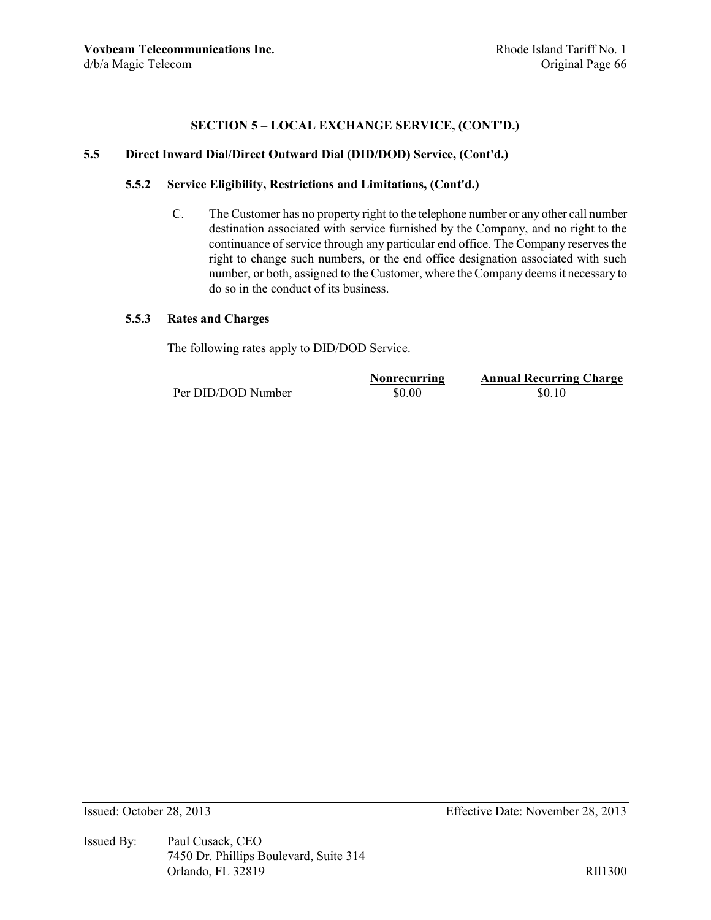## SECTION 5 – LOCAL EXCHANGE SERVICE, (CONT'D.)

### 5.5 Direct Inward Dial/Direct Outward Dial (DID/DOD) Service, (Cont'd.)

#### 5.5.2 Service Eligibility, Restrictions and Limitations, (Cont'd.)

C. The Customer has no property right to the telephone number or any other call number destination associated with service furnished by the Company, and no right to the continuance of service through any particular end office. The Company reserves the right to change such numbers, or the end office designation associated with such number, or both, assigned to the Customer, where the Company deems it necessary to do so in the conduct of its business.

#### 5.5.3 Rates and Charges

The following rates apply to DID/DOD Service.

| | Nonrecurring | Annual Recurring Charge |
|---|---|---|
| Per DID/DOD Number | $0.00 | $0.10 |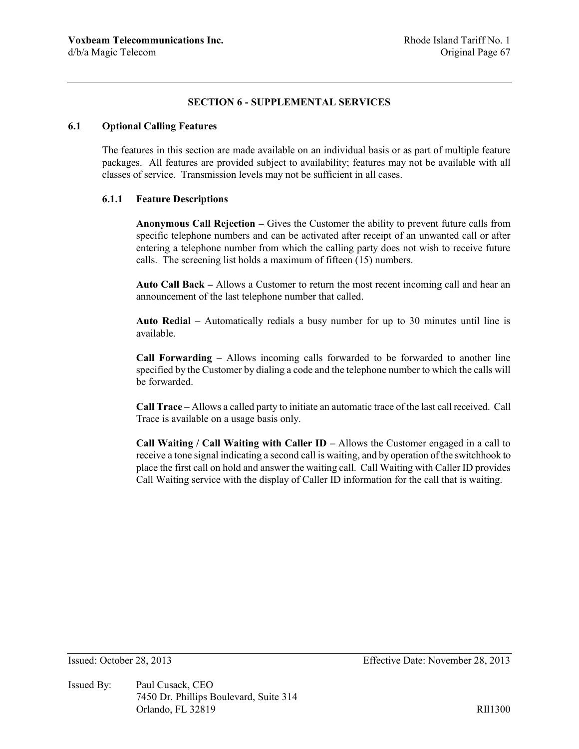## SECTION 6 - SUPPLEMENTAL SERVICES

### 6.1 Optional Calling Features

The features in this section are made available on an individual basis or as part of multiple feature packages. All features are provided subject to availability; features may not be available with all classes of service. Transmission levels may not be sufficient in all cases.

#### 6.1.1 Feature Descriptions

**Anonymous Call Rejection –** Gives the Customer the ability to prevent future calls from specific telephone numbers and can be activated after receipt of an unwanted call or after entering a telephone number from which the calling party does not wish to receive future calls. The screening list holds a maximum of fifteen (15) numbers.

**Auto Call Back –** Allows a Customer to return the most recent incoming call and hear an announcement of the last telephone number that called.

**Auto Redial –** Automatically redials a busy number for up to 30 minutes until line is available.

**Call Forwarding –** Allows incoming calls forwarded to be forwarded to another line specified by the Customer by dialing a code and the telephone number to which the calls will be forwarded.

**Call Trace –** Allows a called party to initiate an automatic trace of the last call received. Call Trace is available on a usage basis only.

**Call Waiting / Call Waiting with Caller ID –** Allows the Customer engaged in a call to receive a tone signal indicating a second call is waiting, and by operation of the switchhook to place the first call on hold and answer the waiting call. Call Waiting with Caller ID provides Call Waiting service with the display of Caller ID information for the call that is waiting.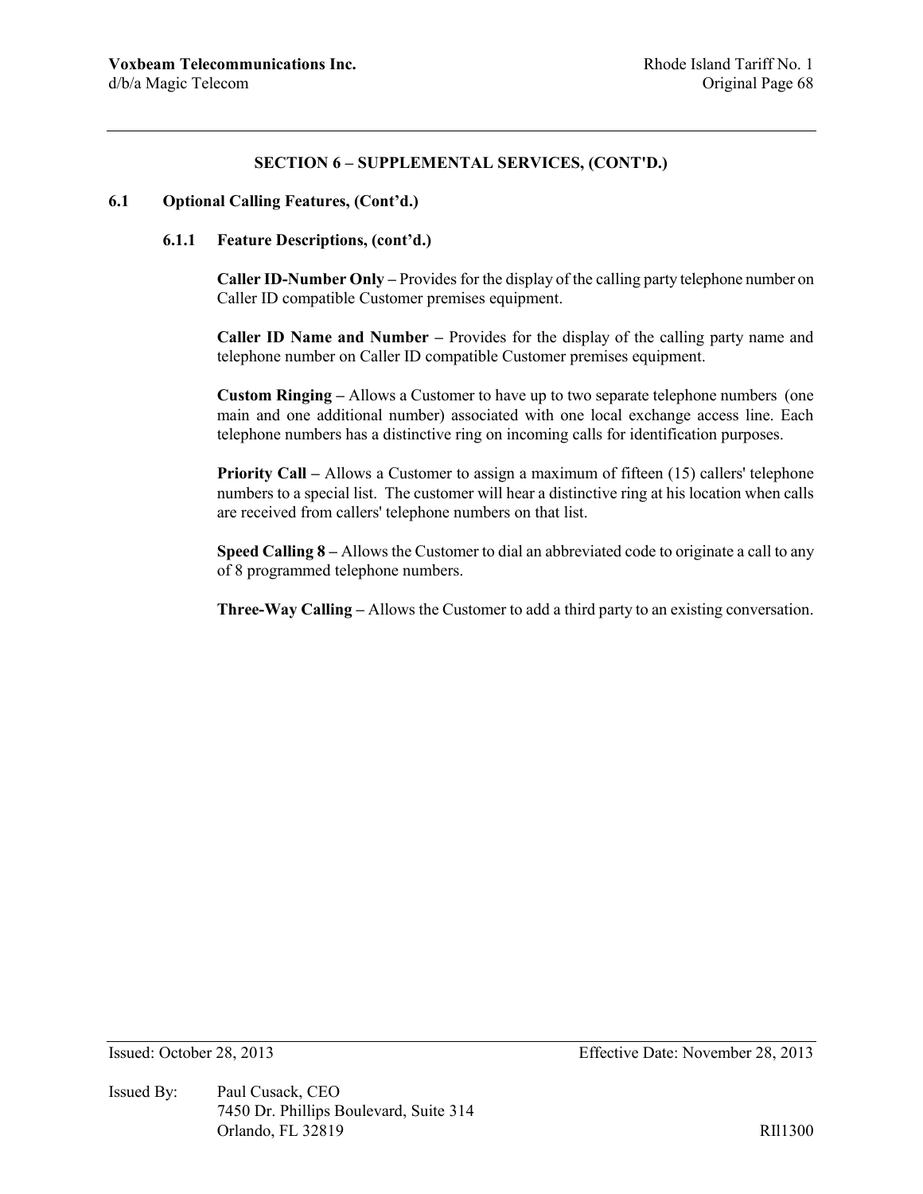## SECTION 6 – SUPPLEMENTAL SERVICES, (CONT'D.)

### 6.1 Optional Calling Features, (Cont'd.)

#### 6.1.1 Feature Descriptions, (cont'd.)

**Caller ID-Number Only –** Provides for the display of the calling party telephone number on Caller ID compatible Customer premises equipment.

**Caller ID Name and Number –** Provides for the display of the calling party name and telephone number on Caller ID compatible Customer premises equipment.

**Custom Ringing –** Allows a Customer to have up to two separate telephone numbers (one main and one additional number) associated with one local exchange access line. Each telephone numbers has a distinctive ring on incoming calls for identification purposes.

**Priority Call –** Allows a Customer to assign a maximum of fifteen (15) callers' telephone numbers to a special list. The customer will hear a distinctive ring at his location when calls are received from callers' telephone numbers on that list.

**Speed Calling 8 –** Allows the Customer to dial an abbreviated code to originate a call to any of 8 programmed telephone numbers.

**Three-Way Calling –** Allows the Customer to add a third party to an existing conversation.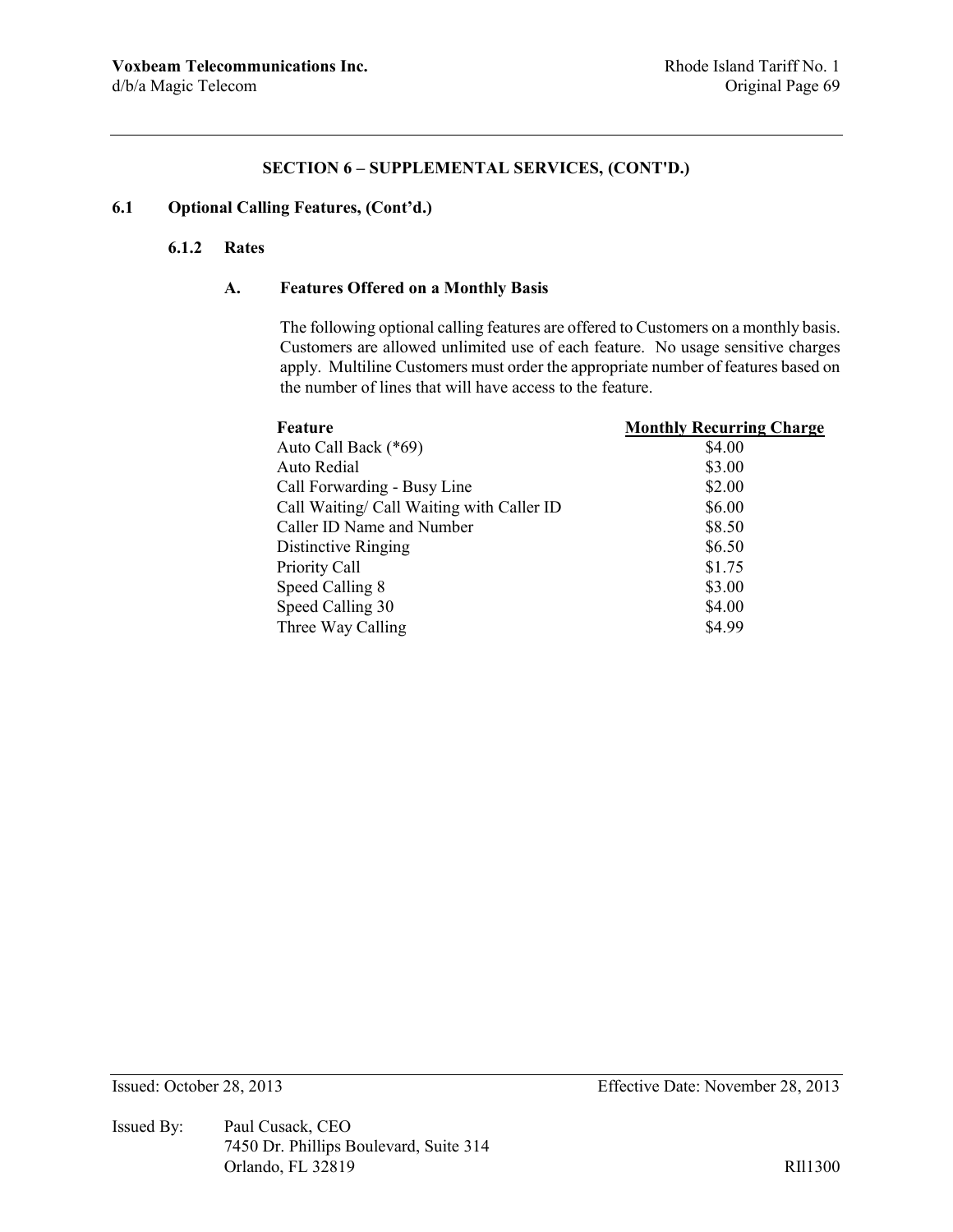## SECTION 6 – SUPPLEMENTAL SERVICES, (CONT'D.)

### 6.1 Optional Calling Features, (Cont'd.)

#### 6.1.2 Rates

##### A. Features Offered on a Monthly Basis

The following optional calling features are offered to Customers on a monthly basis. Customers are allowed unlimited use of each feature. No usage sensitive charges apply. Multiline Customers must order the appropriate number of features based on the number of lines that will have access to the feature.

| Feature | Monthly Recurring Charge |
|---|---|
| Auto Call Back (*69) | $4.00 |
| Auto Redial | $3.00 |
| Call Forwarding - Busy Line | $2.00 |
| Call Waiting/ Call Waiting with Caller ID | $6.00 |
| Caller ID Name and Number | $8.50 |
| Distinctive Ringing | $6.50 |
| Priority Call | $1.75 |
| Speed Calling 8 | $3.00 |
| Speed Calling 30 | $4.00 |
| Three Way Calling | $4.99 |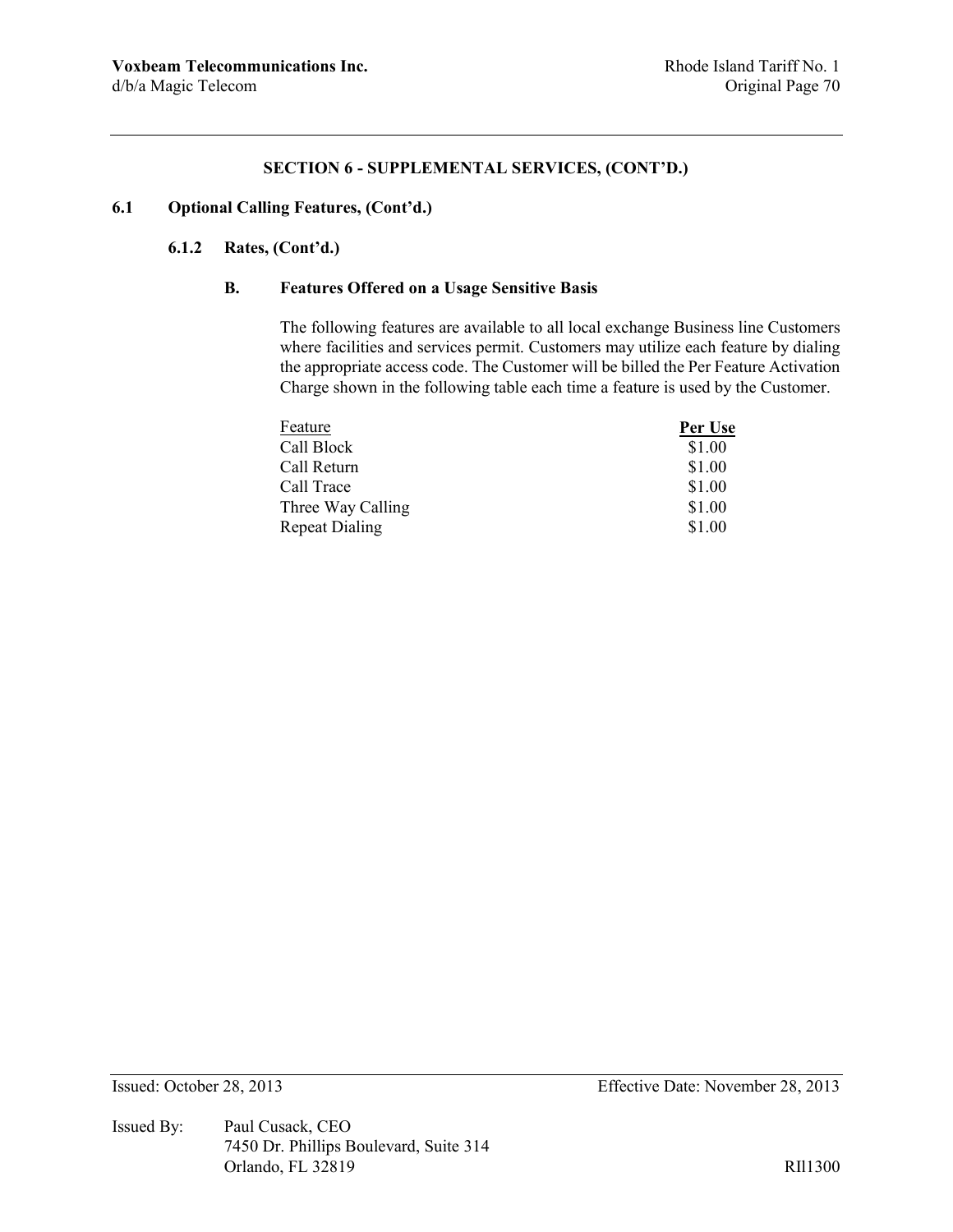## SECTION 6 - SUPPLEMENTAL SERVICES, (CONT'D.)

### 6.1 Optional Calling Features, (Cont'd.)

#### 6.1.2 Rates, (Cont'd.)

**B. Features Offered on a Usage Sensitive Basis**

The following features are available to all local exchange Business line Customers where facilities and services permit. Customers may utilize each feature by dialing the appropriate access code. The Customer will be billed the Per Feature Activation Charge shown in the following table each time a feature is used by the Customer.

| Feature | **Per Use** |
|---|---|
| Call Block | $1.00 |
| Call Return | $1.00 |
| Call Trace | $1.00 |
| Three Way Calling | $1.00 |
| Repeat Dialing | $1.00 |

Issued: October 28, 2013

Effective Date: November 28, 2013

Issued By: Paul Cusack, CEO
7450 Dr. Phillips Boulevard, Suite 314
Orlando, FL 32819

RI1300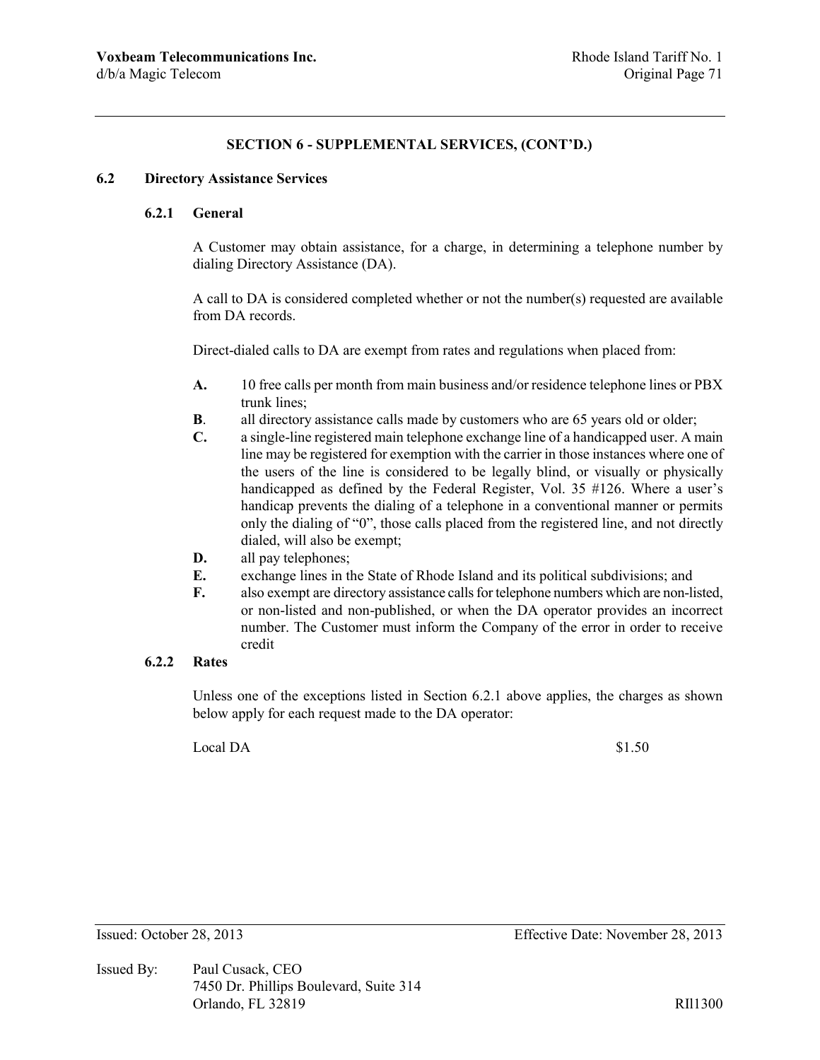## SECTION 6 - SUPPLEMENTAL SERVICES, (CONT'D.)

### 6.2 Directory Assistance Services

#### 6.2.1 General

A Customer may obtain assistance, for a charge, in determining a telephone number by dialing Directory Assistance (DA).

A call to DA is considered completed whether or not the number(s) requested are available from DA records.

Direct-dialed calls to DA are exempt from rates and regulations when placed from:

- **A.** 10 free calls per month from main business and/or residence telephone lines or PBX trunk lines;
- **B**. all directory assistance calls made by customers who are 65 years old or older;
- **C.** a single-line registered main telephone exchange line of a handicapped user. A main line may be registered for exemption with the carrier in those instances where one of the users of the line is considered to be legally blind, or visually or physically handicapped as defined by the Federal Register, Vol. 35 #126. Where a user's handicap prevents the dialing of a telephone in a conventional manner or permits only the dialing of "0", those calls placed from the registered line, and not directly dialed, will also be exempt;
- **D.** all pay telephones;
- **E.** exchange lines in the State of Rhode Island and its political subdivisions; and
- **F.** also exempt are directory assistance calls for telephone numbers which are non-listed, or non-listed and non-published, or when the DA operator provides an incorrect number. The Customer must inform the Company of the error in order to receive credit

#### 6.2.2 Rates

Unless one of the exceptions listed in Section 6.2.1 above applies, the charges as shown below apply for each request made to the DA operator:

| | |
|---|---|
| Local DA | $1.50 |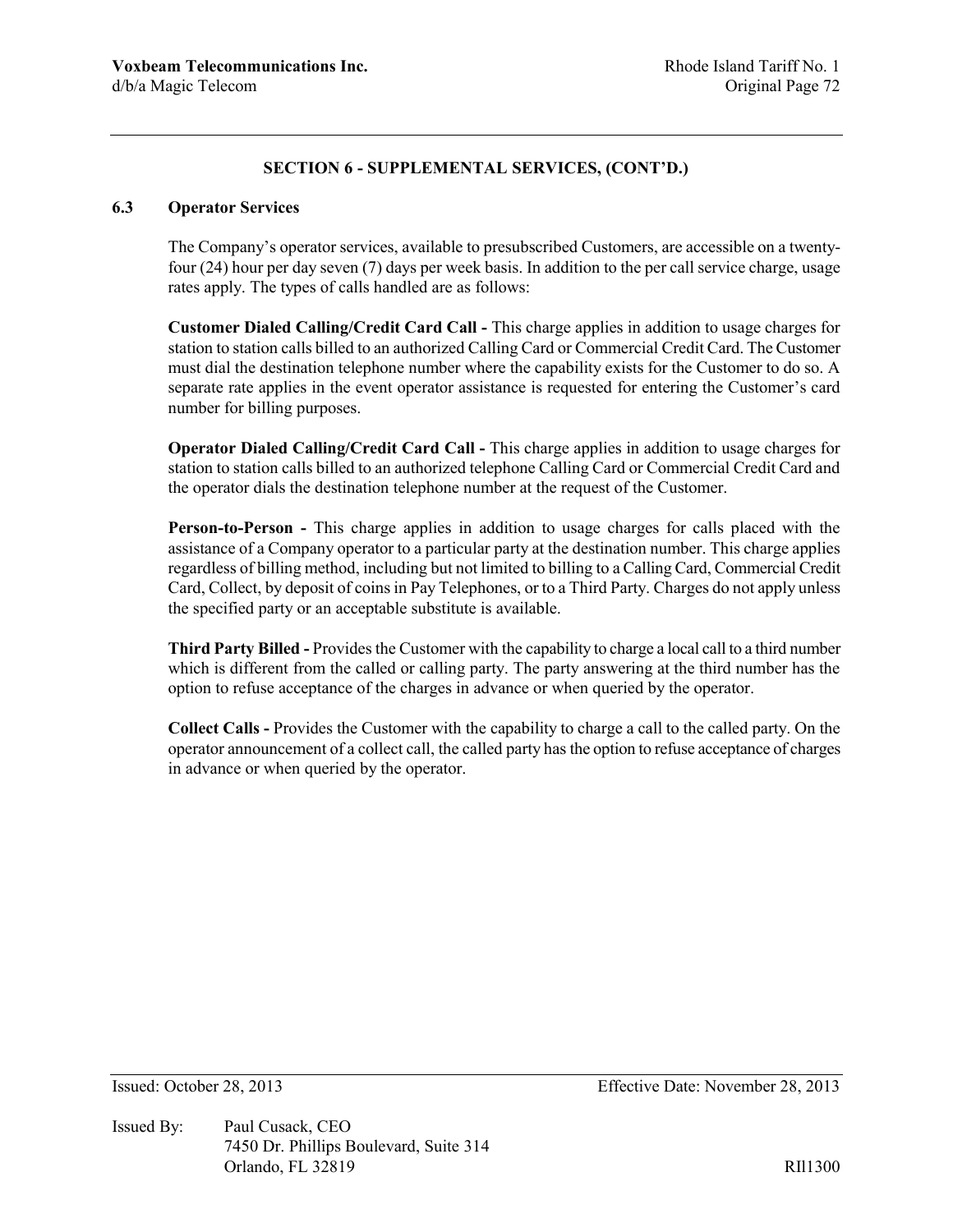## SECTION 6 - SUPPLEMENTAL SERVICES, (CONT'D.)

### 6.3 Operator Services

The Company's operator services, available to presubscribed Customers, are accessible on a twenty-four (24) hour per day seven (7) days per week basis. In addition to the per call service charge, usage rates apply. The types of calls handled are as follows:

**Customer Dialed Calling/Credit Card Call -** This charge applies in addition to usage charges for station to station calls billed to an authorized Calling Card or Commercial Credit Card. The Customer must dial the destination telephone number where the capability exists for the Customer to do so. A separate rate applies in the event operator assistance is requested for entering the Customer's card number for billing purposes.

**Operator Dialed Calling/Credit Card Call -** This charge applies in addition to usage charges for station to station calls billed to an authorized telephone Calling Card or Commercial Credit Card and the operator dials the destination telephone number at the request of the Customer.

**Person-to-Person -** This charge applies in addition to usage charges for calls placed with the assistance of a Company operator to a particular party at the destination number. This charge applies regardless of billing method, including but not limited to billing to a Calling Card, Commercial Credit Card, Collect, by deposit of coins in Pay Telephones, or to a Third Party. Charges do not apply unless the specified party or an acceptable substitute is available.

**Third Party Billed -** Provides the Customer with the capability to charge a local call to a third number which is different from the called or calling party. The party answering at the third number has the option to refuse acceptance of the charges in advance or when queried by the operator.

**Collect Calls -** Provides the Customer with the capability to charge a call to the called party. On the operator announcement of a collect call, the called party has the option to refuse acceptance of charges in advance or when queried by the operator.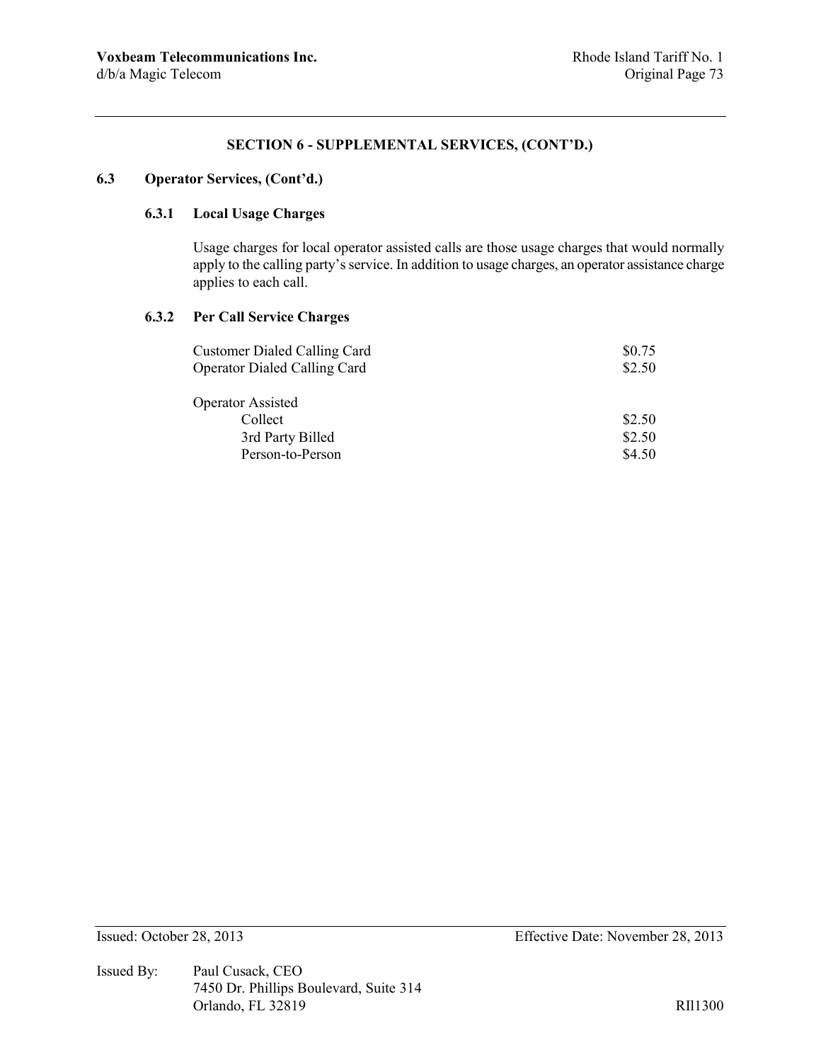## SECTION 6 - SUPPLEMENTAL SERVICES, (CONT'D.)

### 6.3 Operator Services, (Cont'd.)

#### 6.3.1 Local Usage Charges

Usage charges for local operator assisted calls are those usage charges that would normally apply to the calling party's service. In addition to usage charges, an operator assistance charge applies to each call.

#### 6.3.2 Per Call Service Charges

| | |
|---|---|
| Customer Dialed Calling Card | $0.75 |
| Operator Dialed Calling Card | $2.50 |
| Operator Assisted | |
| Collect | $2.50 |
| 3rd Party Billed | $2.50 |
| Person-to-Person | $4.50 |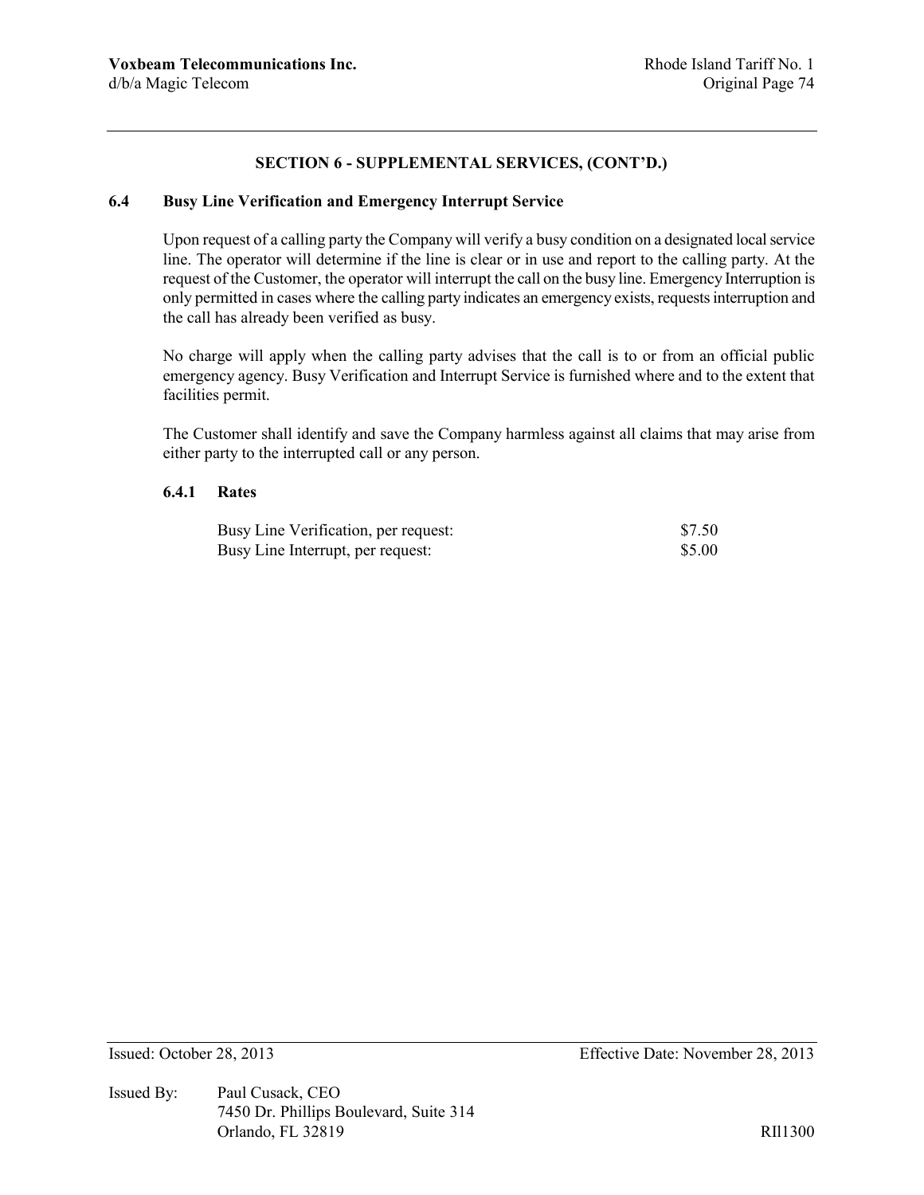## SECTION 6 - SUPPLEMENTAL SERVICES, (CONT'D.)

### 6.4 Busy Line Verification and Emergency Interrupt Service

Upon request of a calling party the Company will verify a busy condition on a designated local service line. The operator will determine if the line is clear or in use and report to the calling party. At the request of the Customer, the operator will interrupt the call on the busy line. Emergency Interruption is only permitted in cases where the calling party indicates an emergency exists, requests interruption and the call has already been verified as busy.

No charge will apply when the calling party advises that the call is to or from an official public emergency agency. Busy Verification and Interrupt Service is furnished where and to the extent that facilities permit.

The Customer shall identify and save the Company harmless against all claims that may arise from either party to the interrupted call or any person.

#### 6.4.1 Rates

| | |
|---|---|
| Busy Line Verification, per request: | $7.50 |
| Busy Line Interrupt, per request: | $5.00 |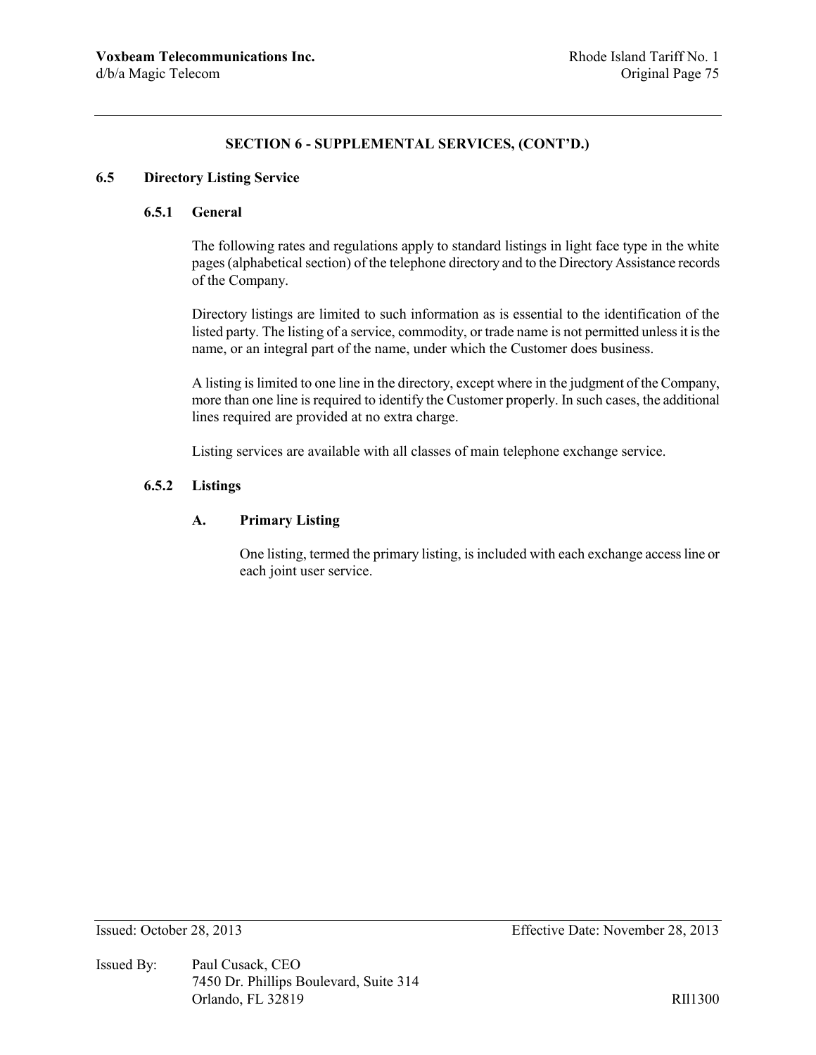## SECTION 6 - SUPPLEMENTAL SERVICES, (CONT'D.)

### 6.5 Directory Listing Service

#### 6.5.1 General

The following rates and regulations apply to standard listings in light face type in the white pages (alphabetical section) of the telephone directory and to the Directory Assistance records of the Company.

Directory listings are limited to such information as is essential to the identification of the listed party. The listing of a service, commodity, or trade name is not permitted unless it is the name, or an integral part of the name, under which the Customer does business.

A listing is limited to one line in the directory, except where in the judgment of the Company, more than one line is required to identify the Customer properly. In such cases, the additional lines required are provided at no extra charge.

Listing services are available with all classes of main telephone exchange service.

#### 6.5.2 Listings

**A. Primary Listing**

One listing, termed the primary listing, is included with each exchange access line or each joint user service.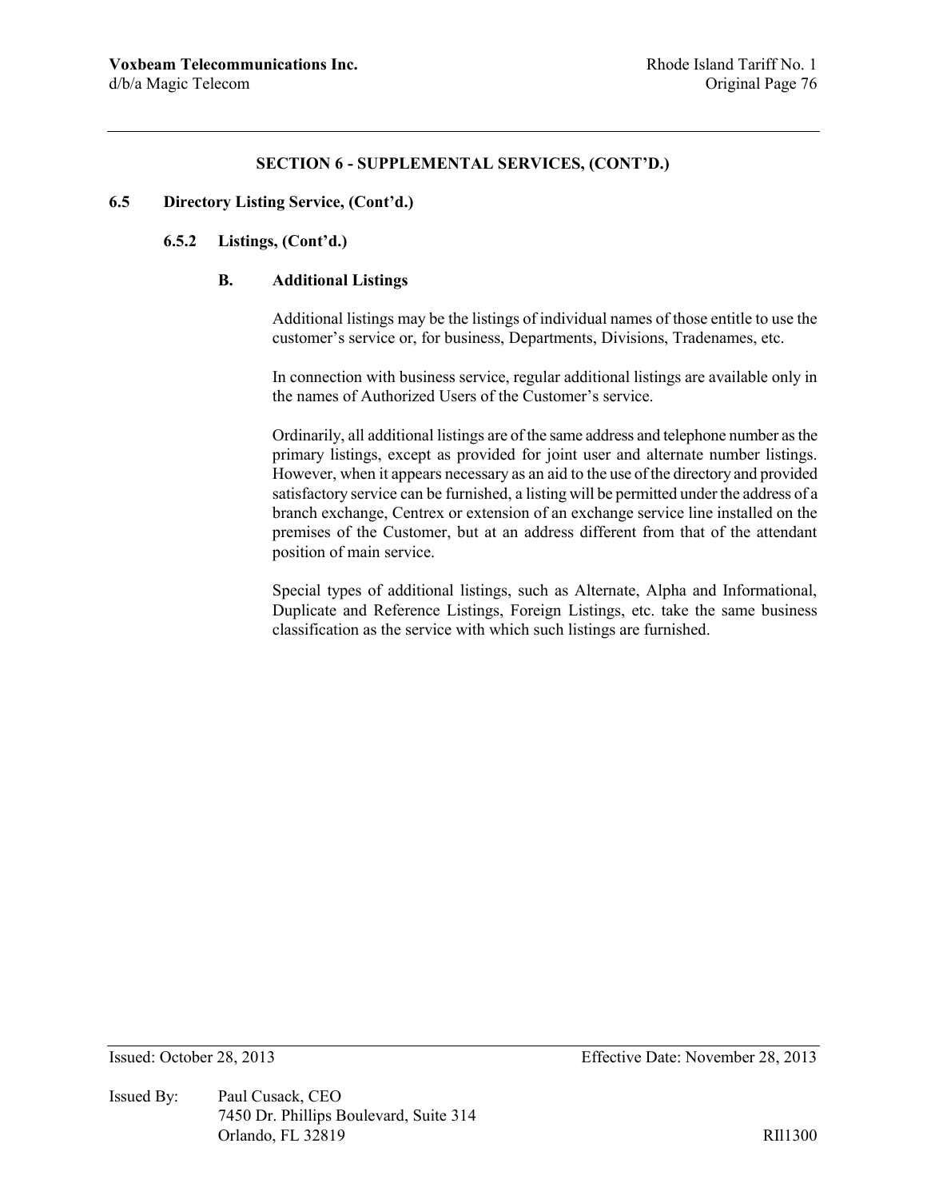## SECTION 6 - SUPPLEMENTAL SERVICES, (CONT'D.)

### 6.5 Directory Listing Service, (Cont'd.)

#### 6.5.2 Listings, (Cont'd.)

##### B. Additional Listings

Additional listings may be the listings of individual names of those entitle to use the customer's service or, for business, Departments, Divisions, Tradenames, etc.

In connection with business service, regular additional listings are available only in the names of Authorized Users of the Customer's service.

Ordinarily, all additional listings are of the same address and telephone number as the primary listings, except as provided for joint user and alternate number listings. However, when it appears necessary as an aid to the use of the directory and provided satisfactory service can be furnished, a listing will be permitted under the address of a branch exchange, Centrex or extension of an exchange service line installed on the premises of the Customer, but at an address different from that of the attendant position of main service.

Special types of additional listings, such as Alternate, Alpha and Informational, Duplicate and Reference Listings, Foreign Listings, etc. take the same business classification as the service with which such listings are furnished.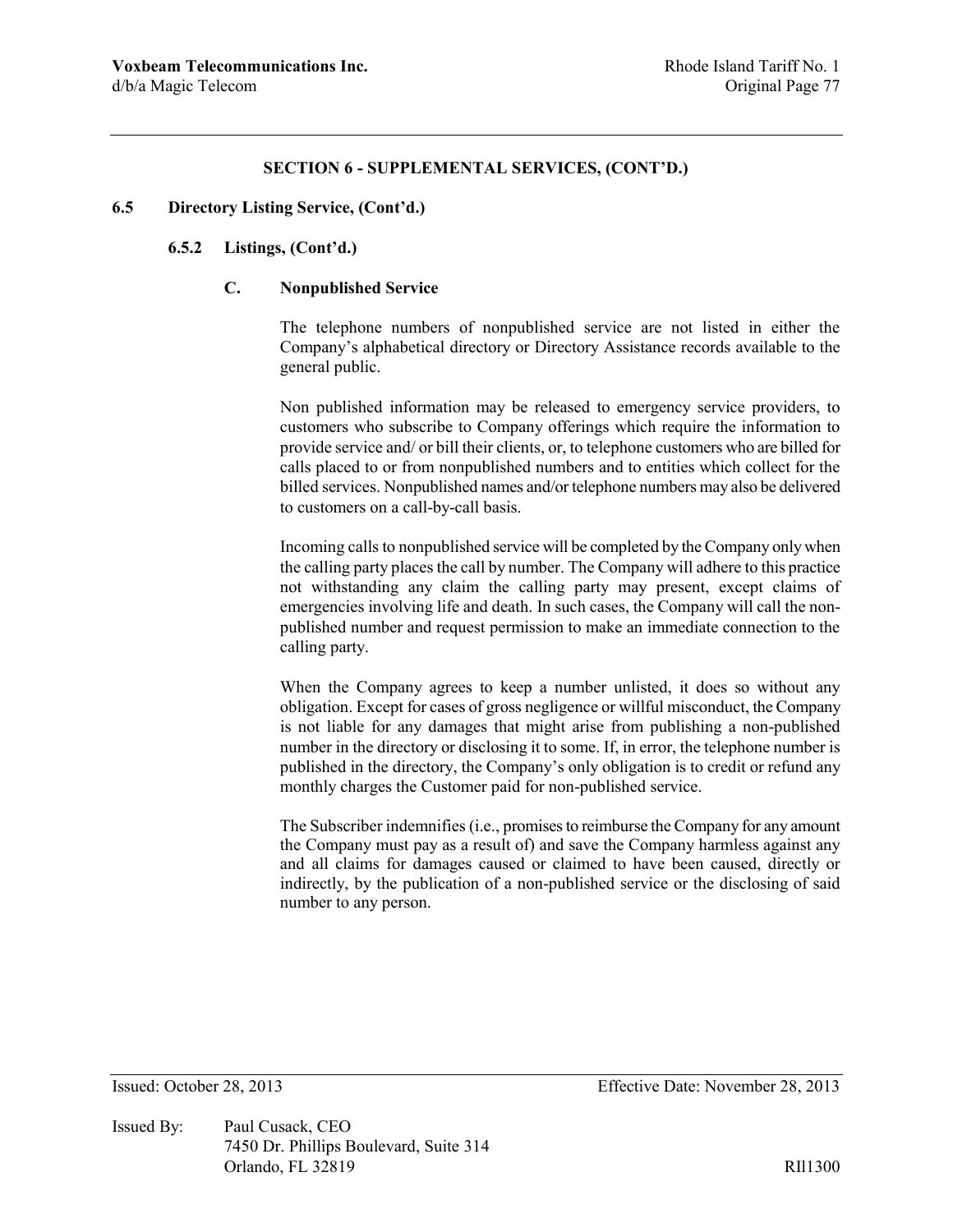## SECTION 6 - SUPPLEMENTAL SERVICES, (CONT'D.)

### 6.5 Directory Listing Service, (Cont'd.)

#### 6.5.2 Listings, (Cont'd.)

**C. Nonpublished Service**

The telephone numbers of nonpublished service are not listed in either the Company's alphabetical directory or Directory Assistance records available to the general public.

Non published information may be released to emergency service providers, to customers who subscribe to Company offerings which require the information to provide service and/ or bill their clients, or, to telephone customers who are billed for calls placed to or from nonpublished numbers and to entities which collect for the billed services. Nonpublished names and/or telephone numbers may also be delivered to customers on a call-by-call basis.

Incoming calls to nonpublished service will be completed by the Company only when the calling party places the call by number. The Company will adhere to this practice not withstanding any claim the calling party may present, except claims of emergencies involving life and death. In such cases, the Company will call the non-published number and request permission to make an immediate connection to the calling party.

When the Company agrees to keep a number unlisted, it does so without any obligation. Except for cases of gross negligence or willful misconduct, the Company is not liable for any damages that might arise from publishing a non-published number in the directory or disclosing it to some. If, in error, the telephone number is published in the directory, the Company's only obligation is to credit or refund any monthly charges the Customer paid for non-published service.

The Subscriber indemnifies (i.e., promises to reimburse the Company for any amount the Company must pay as a result of) and save the Company harmless against any and all claims for damages caused or claimed to have been caused, directly or indirectly, by the publication of a non-published service or the disclosing of said number to any person.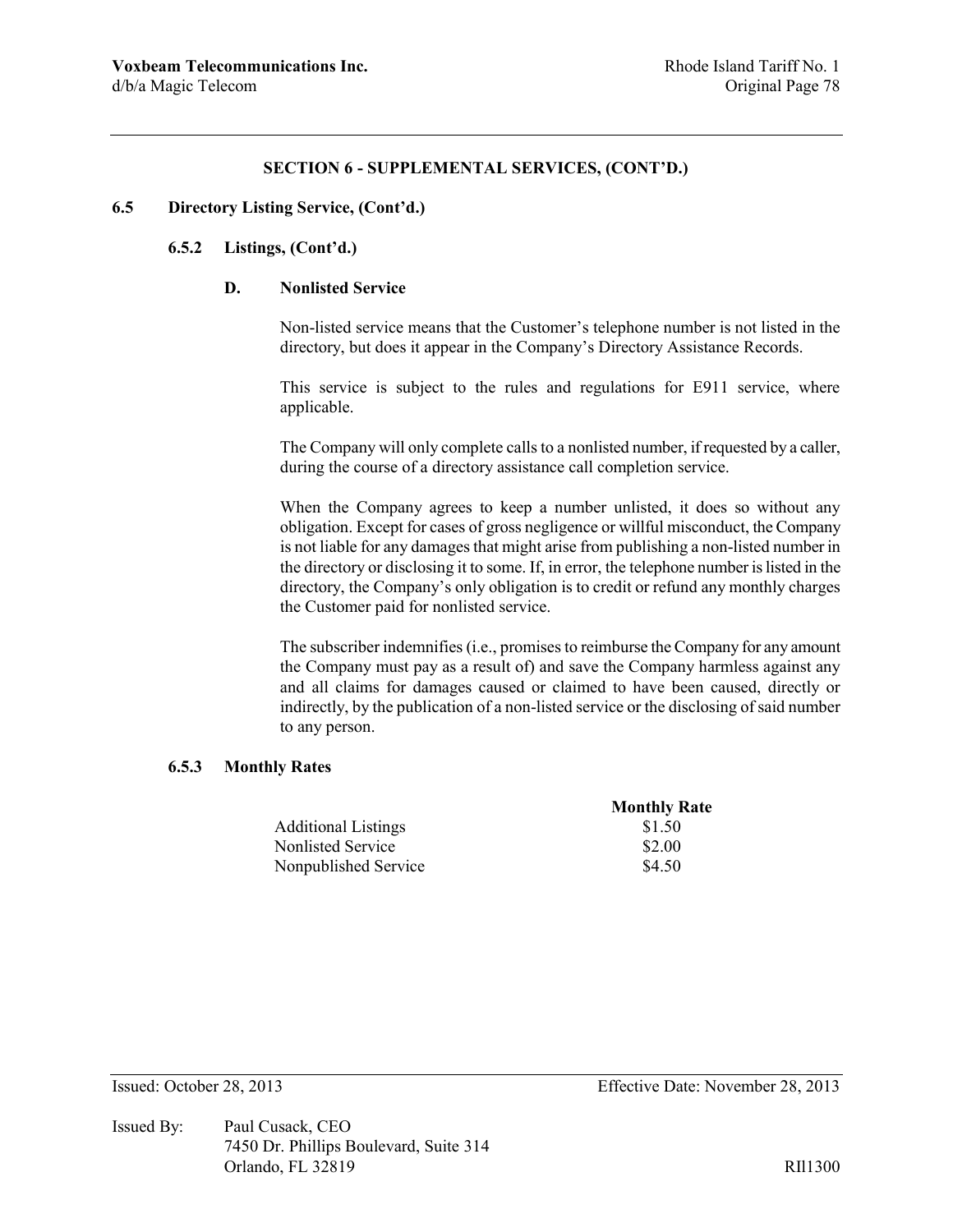## SECTION 6 - SUPPLEMENTAL SERVICES, (CONT'D.)

### 6.5 Directory Listing Service, (Cont'd.)

#### 6.5.2 Listings, (Cont'd.)

**D. Nonlisted Service**

Non-listed service means that the Customer's telephone number is not listed in the directory, but does it appear in the Company's Directory Assistance Records.

This service is subject to the rules and regulations for E911 service, where applicable.

The Company will only complete calls to a nonlisted number, if requested by a caller, during the course of a directory assistance call completion service.

When the Company agrees to keep a number unlisted, it does so without any obligation. Except for cases of gross negligence or willful misconduct, the Company is not liable for any damages that might arise from publishing a non-listed number in the directory or disclosing it to some. If, in error, the telephone number is listed in the directory, the Company's only obligation is to credit or refund any monthly charges the Customer paid for nonlisted service.

The subscriber indemnifies (i.e., promises to reimburse the Company for any amount the Company must pay as a result of) and save the Company harmless against any and all claims for damages caused or claimed to have been caused, directly or indirectly, by the publication of a non-listed service or the disclosing of said number to any person.

#### 6.5.3 Monthly Rates

| | Monthly Rate |
|---|---|
| Additional Listings | $1.50 |
| Nonlisted Service | $2.00 |
| Nonpublished Service | $4.50 |

Issued: October 28, 2013 Effective Date: November 28, 2013

Issued By: Paul Cusack, CEO
7450 Dr. Phillips Boulevard, Suite 314
Orlando, FL 32819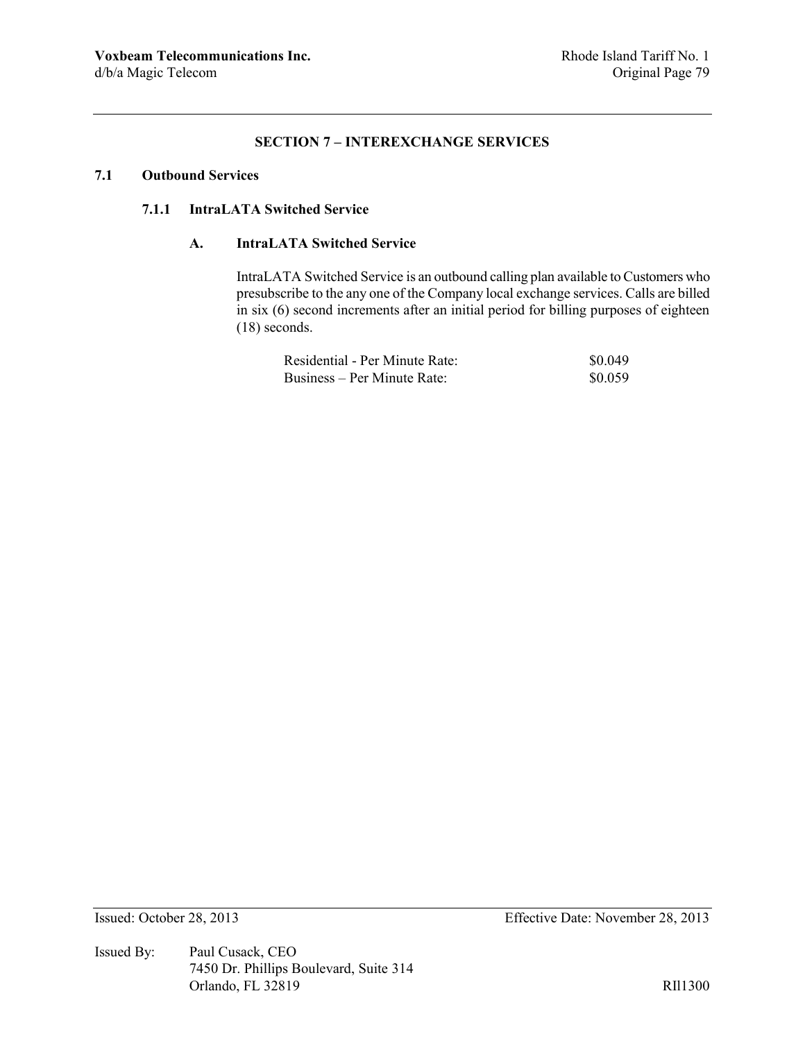## SECTION 7 – INTEREXCHANGE SERVICES

### 7.1 Outbound Services

#### 7.1.1 IntraLATA Switched Service

**A. IntraLATA Switched Service**

IntraLATA Switched Service is an outbound calling plan available to Customers who presubscribe to the any one of the Company local exchange services. Calls are billed in six (6) second increments after an initial period for billing purposes of eighteen (18) seconds.

| | |
|---|---|
| Residential - Per Minute Rate: | \$0.049 |
| Business – Per Minute Rate: | \$0.059 |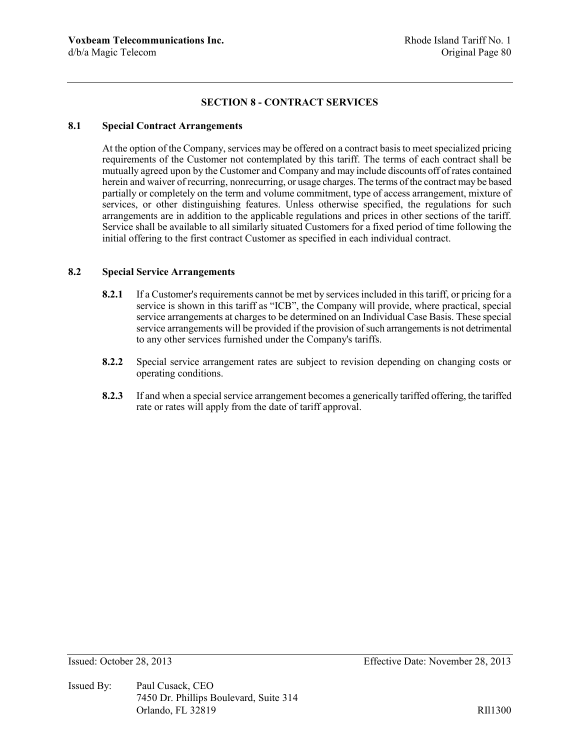## SECTION 8 - CONTRACT SERVICES

### 8.1 Special Contract Arrangements

At the option of the Company, services may be offered on a contract basis to meet specialized pricing requirements of the Customer not contemplated by this tariff. The terms of each contract shall be mutually agreed upon by the Customer and Company and may include discounts off of rates contained herein and waiver of recurring, nonrecurring, or usage charges. The terms of the contract may be based partially or completely on the term and volume commitment, type of access arrangement, mixture of services, or other distinguishing features. Unless otherwise specified, the regulations for such arrangements are in addition to the applicable regulations and prices in other sections of the tariff. Service shall be available to all similarly situated Customers for a fixed period of time following the initial offering to the first contract Customer as specified in each individual contract.

### 8.2 Special Service Arrangements

**8.2.1** If a Customer's requirements cannot be met by services included in this tariff, or pricing for a service is shown in this tariff as "ICB", the Company will provide, where practical, special service arrangements at charges to be determined on an Individual Case Basis. These special service arrangements will be provided if the provision of such arrangements is not detrimental to any other services furnished under the Company's tariffs.

**8.2.2** Special service arrangement rates are subject to revision depending on changing costs or operating conditions.

**8.2.3** If and when a special service arrangement becomes a generically tariffed offering, the tariffed rate or rates will apply from the date of tariff approval.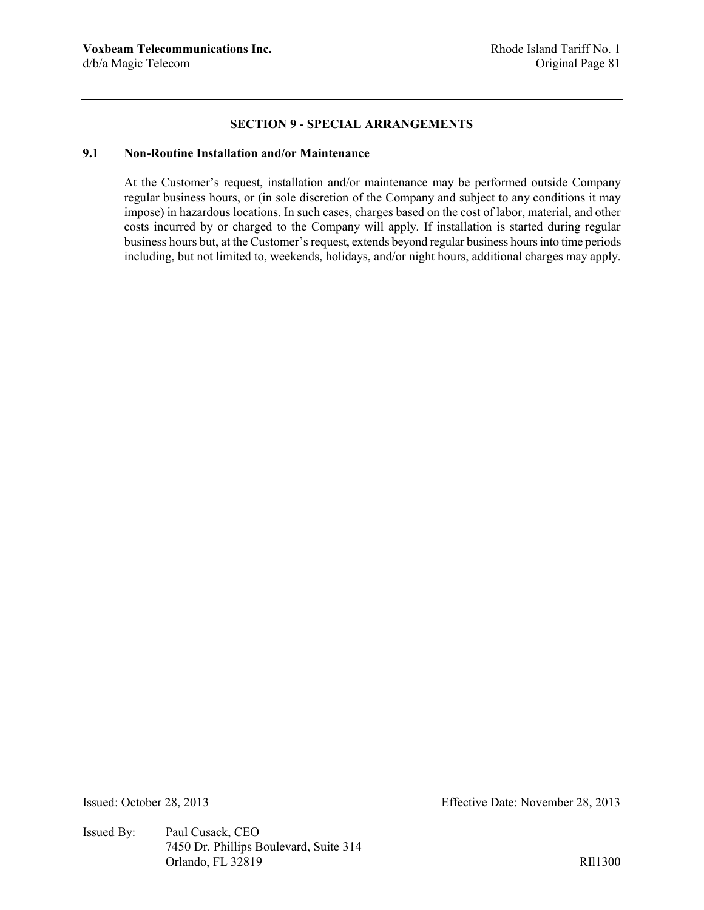## SECTION 9 - SPECIAL ARRANGEMENTS

### 9.1 Non-Routine Installation and/or Maintenance

At the Customer's request, installation and/or maintenance may be performed outside Company regular business hours, or (in sole discretion of the Company and subject to any conditions it may impose) in hazardous locations. In such cases, charges based on the cost of labor, material, and other costs incurred by or charged to the Company will apply. If installation is started during regular business hours but, at the Customer's request, extends beyond regular business hours into time periods including, but not limited to, weekends, holidays, and/or night hours, additional charges may apply.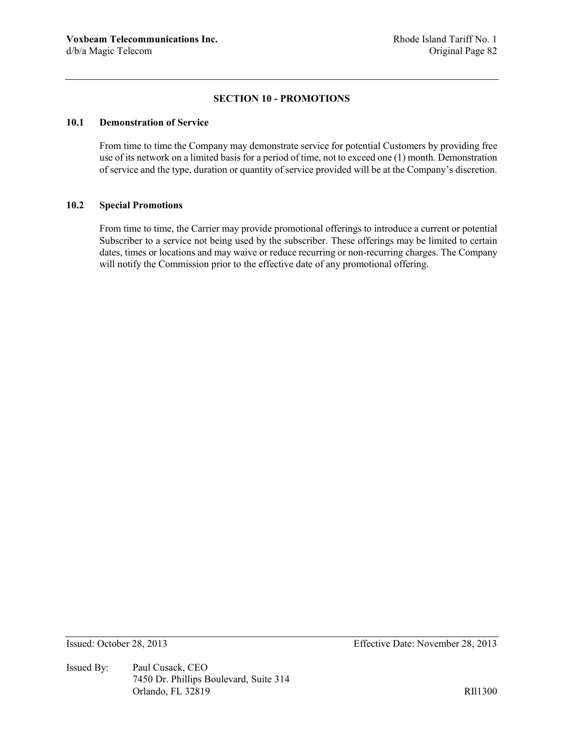## SECTION 10 - PROMOTIONS

### 10.1 Demonstration of Service

From time to time the Company may demonstrate service for potential Customers by providing free use of its network on a limited basis for a period of time, not to exceed one (1) month. Demonstration of service and the type, duration or quantity of service provided will be at the Company's discretion.

### 10.2 Special Promotions

From time to time, the Carrier may provide promotional offerings to introduce a current or potential Subscriber to a service not being used by the subscriber. These offerings may be limited to certain dates, times or locations and may waive or reduce recurring or non-recurring charges. The Company will notify the Commission prior to the effective date of any promotional offering.